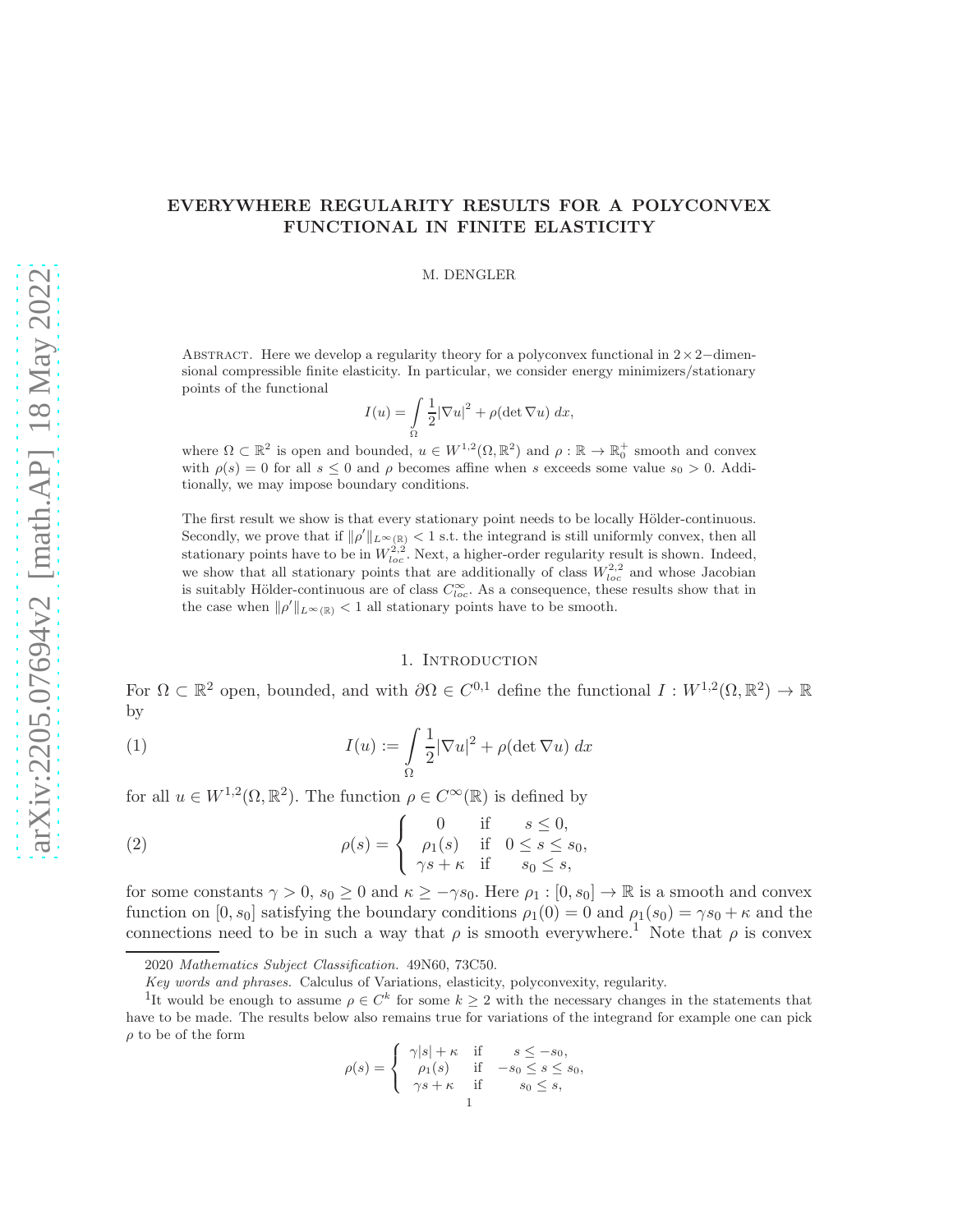# EVERYWHERE REGULARITY RESULTS FOR A POLYCONVEX FUNCTIONAL IN FINITE ELASTICITY

M. DENGLER

Abstract. Here we develop a regularity theory for a polyconvex functional in $2\times 2-$dimensional compressible finite elasticity. In particular, we consider energy minimizers/stationary points of the functional

$$I(u) = \int_\Omega \frac{1}{2}|\nabla u|^2 + \rho(\det \nabla u)\; dx,$$

where $\Omega \subset \mathbb{R}^2$ is open and bounded, $u \in W^{1,2}(\Omega, \mathbb{R}^2)$ and $\rho : \mathbb{R} \to \mathbb{R}_0^+$ smooth and convex with $\rho(s) = 0$ for all $s \leq 0$ and $\rho$ becomes affine when $s$ exceeds some value $s_0 > 0$. Additionally, we may impose boundary conditions.

The first result we show is that every stationary point needs to be locally Hölder-continuous. Secondly, we prove that if $\|\rho'\|_{L^\infty(\mathbb{R})} < 1$ s.t. the integrand is still uniformly convex, then all stationary points have to be in $W^{2,2}_{loc}$. Next, a higher-order regularity result is shown. Indeed, we show that all stationary points that are additionally of class $W^{2,2}_{loc}$ and whose Jacobian is suitably Hölder-continuous are of class $C^\infty_{loc}$. As a consequence, these results show that in the case when $\|\rho'\|_{L^\infty(\mathbb{R})} < 1$ all stationary points have to be smooth.

## 1. Introduction

For $\Omega \subset \mathbb{R}^2$ open, bounded, and with $\partial\Omega \in C^{0,1}$ define the functional $I : W^{1,2}(\Omega, \mathbb{R}^2) \to \mathbb{R}$ by

$$I(u) := \int_\Omega \frac{1}{2}|\nabla u|^2 + \rho(\det \nabla u)\; dx \tag{1}$$

for all $u \in W^{1,2}(\Omega, \mathbb{R}^2)$. The function $\rho \in C^\infty(\mathbb{R})$ is defined by

$$\rho(s) = \begin{cases} 0 & \text{if} \quad s \leq 0, \\ \rho_1(s) & \text{if} \quad 0 \leq s \leq s_0, \\ \gamma s + \kappa & \text{if} \quad s_0 \leq s, \end{cases} \tag{2}$$

for some constants $\gamma > 0$, $s_0 \geq 0$ and $\kappa \geq -\gamma s_0$. Here $\rho_1 : [0, s_0] \to \mathbb{R}$ is a smooth and convex function on $[0, s_0]$ satisfying the boundary conditions $\rho_1(0) = 0$ and $\rho_1(s_0) = \gamma s_0 + \kappa$ and the connections need to be in such a way that $\rho$ is smooth everywhere.[1] Note that $\rho$ is convex

2020 *Mathematics Subject Classification.* 49N60, 73C50.

*Key words and phrases.* Calculus of Variations, elasticity, polyconvexity, regularity.

[1] It would be enough to assume $\rho \in C^k$ for some $k \geq 2$ with the necessary changes in the statements that have to be made. The results below also remains true for variations of the integrand for example one can pick $\rho$ to be of the form

$$\rho(s) = \begin{cases} \gamma|s| + \kappa & \text{if} \quad s \leq -s_0, \\ \rho_1(s) & \text{if} \quad -s_0 \leq s \leq s_0, \\ \gamma s + \kappa & \text{if} \quad s_0 \leq s, \end{cases}$$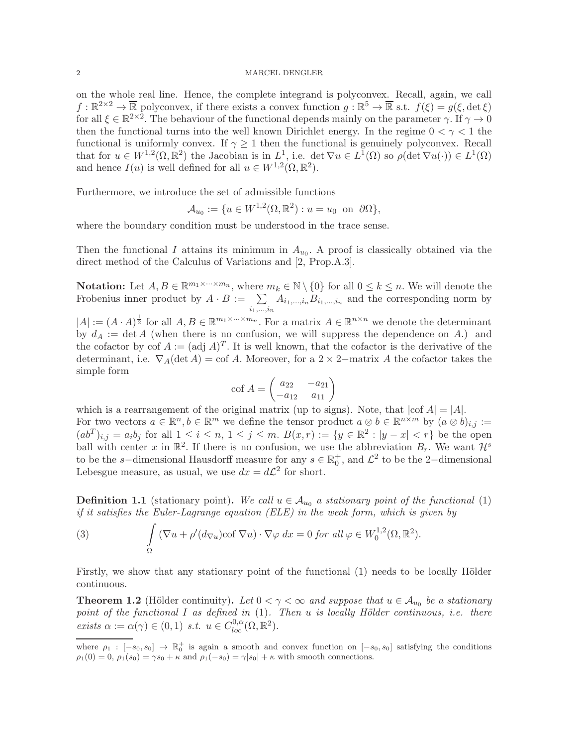on the whole real line. Hence, the complete integrand is polyconvex. Recall, again, we call $f : \mathbb{R}^{2\times 2} \to \overline{\mathbb{R}}$ polyconvex, if there exists a convex function $g : \mathbb{R}^5 \to \overline{\mathbb{R}}$ s.t. $f(\xi) = g(\xi, \det \xi)$ for all $\xi \in \mathbb{R}^{2\times 2}$. The behaviour of the functional depends mainly on the parameter $\gamma$. If $\gamma \to 0$ then the functional turns into the well known Dirichlet energy. In the regime $0 < \gamma < 1$ the functional is uniformly convex. If $\gamma \geq 1$ then the functional is genuinely polyconvex. Recall that for $u \in W^{1,2}(\Omega, \mathbb{R}^2)$ the Jacobian is in $L^1$, i.e. $\det \nabla u \in L^1(\Omega)$ so $\rho(\det \nabla u(\cdot)) \in L^1(\Omega)$ and hence $I(u)$ is well defined for all $u \in W^{1,2}(\Omega, \mathbb{R}^2)$.

Furthermore, we introduce the set of admissible functions

$$\mathcal{A}_{u_0} := \{u \in W^{1,2}(\Omega, \mathbb{R}^2) : u = u_0 \text{ on } \partial\Omega\},$$

where the boundary condition must be understood in the trace sense.

Then the functional $I$ attains its minimum in $A_{u_0}$. A proof is classically obtained via the direct method of the Calculus of Variations and [2, Prop.A.3].

**Notation:** Let $A, B \in \mathbb{R}^{m_1 \times \cdots \times m_n}$, where $m_k \in \mathbb{N} \setminus \{0\}$ for all $0 \leq k \leq n$. We will denote the Frobenius inner product by $A \cdot B := \sum_{i_1,\ldots,i_n} A_{i_1,\ldots,i_n} B_{i_1,\ldots,i_n}$ and the corresponding norm by $|A| := (A \cdot A)^{\frac{1}{2}}$ for all $A, B \in \mathbb{R}^{m_1 \times \cdots \times m_n}$. For a matrix $A \in \mathbb{R}^{n\times n}$ we denote the determinant by $d_A := \det A$ (when there is no confusion, we will suppress the dependence on $A$.) and the cofactor by $\text{cof } A := (\text{adj } A)^T$. It is well known, that the cofactor is the derivative of the determinant, i.e. $\nabla_A(\det A) = \text{cof } A$. Moreover, for a $2 \times 2-$matrix $A$ the cofactor takes the simple form

$$\text{cof } A = \begin{pmatrix} a_{22} & -a_{21} \\ -a_{12} & a_{11} \end{pmatrix}$$

which is a rearrangement of the original matrix (up to signs). Note, that $|\text{cof } A| = |A|$.
For two vectors $a \in \mathbb{R}^n, b \in \mathbb{R}^m$ we define the tensor product $a \otimes b \in \mathbb{R}^{n\times m}$ by $(a \otimes b)_{i,j} := (ab^T)_{i,j} = a_i b_j$ for all $1 \leq i \leq n$, $1 \leq j \leq m$. $B(x, r) := \{y \in \mathbb{R}^2 : |y - x| < r\}$ be the open ball with center $x$ in $\mathbb{R}^2$. If there is no confusion, we use the abbreviation $B_r$. We want $\mathcal{H}^s$ to be the $s-$dimensional Hausdorff measure for any $s \in \mathbb{R}_0^+$, and $\mathcal{L}^2$ to be the $2-$dimensional Lebesgue measure, as usual, we use $dx = d\mathcal{L}^2$ for short.

**Definition 1.1** (stationary point). *We call $u \in \mathcal{A}_{u_0}$ a stationary point of the functional* (1) *if it satisfies the Euler-Lagrange equation (ELE) in the weak form, which is given by*

$$\int_\Omega (\nabla u + \rho'(d_{\nabla u}) \text{cof } \nabla u) \cdot \nabla \varphi \, dx = 0 \text{ for all } \varphi \in W_0^{1,2}(\Omega, \mathbb{R}^2). \tag{3}$$

Firstly, we show that any stationary point of the functional (1) needs to be locally Hölder continuous.

**Theorem 1.2** (Hölder continuity). *Let $0 < \gamma < \infty$ and suppose that $u \in \mathcal{A}_{u_0}$ be a stationary point of the functional $I$ as defined in* (1). *Then $u$ is locally Hölder continuous, i.e. there exists $\alpha := \alpha(\gamma) \in (0, 1)$ s.t. $u \in C^{0,\alpha}_{loc}(\Omega, \mathbb{R}^2)$.*

---

where $\rho_1 : [-s_0, s_0] \to \mathbb{R}_0^+$ is again a smooth and convex function on $[-s_0, s_0]$ satisfying the conditions $\rho_1(0) = 0$, $\rho_1(s_0) = \gamma s_0 + \kappa$ and $\rho_1(-s_0) = \gamma|s_0| + \kappa$ with smooth connections.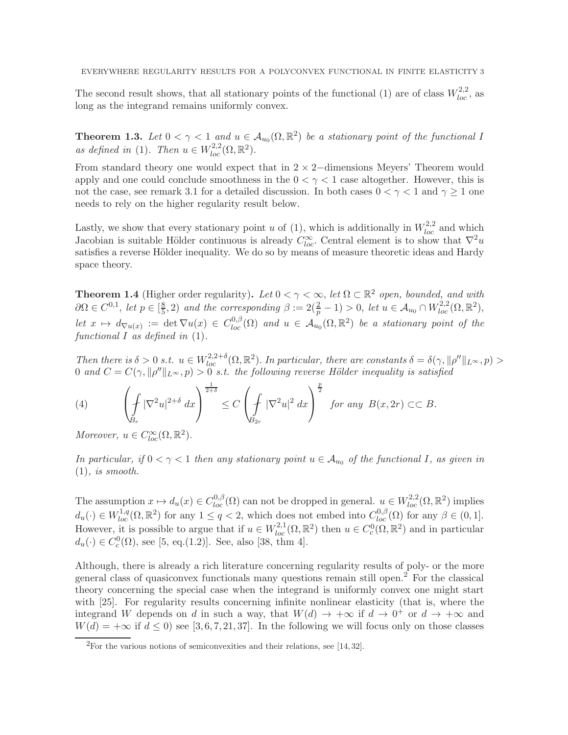The second result shows, that all stationary points of the functional (1) are of class $W^{2,2}_{loc}$, as long as the integrand remains uniformly convex.

**Theorem 1.3.** *Let $0 < \gamma < 1$ and $u \in \mathcal{A}_{u_0}(\Omega, \mathbb{R}^2)$ be a stationary point of the functional $I$ as defined in* (1)*. Then $u \in W^{2,2}_{loc}(\Omega, \mathbb{R}^2)$.*

From standard theory one would expect that in $2 \times 2-$dimensions Meyers' Theorem would apply and one could conclude smoothness in the $0 < \gamma < 1$ case altogether. However, this is not the case, see remark 3.1 for a detailed discussion. In both cases $0 < \gamma < 1$ and $\gamma \geq 1$ one needs to rely on the higher regularity result below.

Lastly, we show that every stationary point $u$ of (1), which is additionally in $W^{2,2}_{loc}$ and which Jacobian is suitable Hölder continuous is already $C^\infty_{loc}$. Central element is to show that $\nabla^2 u$ satisfies a reverse Hölder inequality. We do so by means of measure theoretic ideas and Hardy space theory.

**Theorem 1.4** (Higher order regularity)**.** *Let $0 < \gamma < \infty$, let $\Omega \subset \mathbb{R}^2$ open, bounded, and with $\partial\Omega \in C^{0,1}$, let $p \in [\frac{8}{5}, 2)$ and the corresponding $\beta := 2(\frac{2}{p} - 1) > 0$, let $u \in \mathcal{A}_{u_0} \cap W^{2,2}_{loc}(\Omega, \mathbb{R}^2)$, let $x \mapsto d_{\nabla u(x)} := \det \nabla u(x) \in C^{0,\beta}_{loc}(\Omega)$ and $u \in \mathcal{A}_{u_0}(\Omega, \mathbb{R}^2)$ be a stationary point of the functional $I$ as defined in* (1)*.*

*Then there is $\delta > 0$ s.t. $u \in W^{2,2+\delta}_{loc}(\Omega, \mathbb{R}^2)$. In particular, there are constants $\delta = \delta(\gamma, \|\rho''\|_{L^\infty}, p) > 0$ and $C = C(\gamma, \|\rho''\|_{L^\infty}, p) > 0$ s.t. the following reverse Hölder inequality is satisfied*

$$\left( \fint_{B_r} |\nabla^2 u|^{2+\delta} \, dx \right)^{\frac{1}{2+\delta}} \leq C \left( \fint_{B_{2r}} |\nabla^2 u|^2 \, dx \right)^{\frac{p}{2}} \quad \text{for any } B(x, 2r) \subset\subset B. \tag{4}$$

*Moreover, $u \in C^\infty_{loc}(\Omega, \mathbb{R}^2)$.*

*In particular, if $0 < \gamma < 1$ then any stationary point $u \in \mathcal{A}_{u_0}$ of the functional $I$, as given in* (1)*, is smooth.*

The assumption $x \mapsto d_u(x) \in C^{0,\beta}_{loc}(\Omega)$ can not be dropped in general. $u \in W^{2,2}_{loc}(\Omega, \mathbb{R}^2)$ implies $d_u(\cdot) \in W^{1,q}_{loc}(\Omega, \mathbb{R}^2)$ for any $1 \leq q < 2$, which does not embed into $C^{0,\beta}_{loc}(\Omega)$ for any $\beta \in (0, 1]$. However, it is possible to argue that if $u \in W^{2,1}_{loc}(\Omega, \mathbb{R}^2)$ then $u \in C^0_c(\Omega, \mathbb{R}^2)$ and in particular $d_u(\cdot) \in C^0_c(\Omega)$, see [5, eq.(1.2)]. See, also [38, thm 4].

Although, there is already a rich literature concerning regularity results of poly- or the more general class of quasiconvex functionals many questions remain still open.[2] For the classical theory concerning the special case when the integrand is uniformly convex one might start with [25]. For regularity results concerning infinite nonlinear elasticity (that is, where the integrand $W$ depends on $d$ in such a way, that $W(d) \to +\infty$ if $d \to 0^+$ or $d \to +\infty$ and $W(d) = +\infty$ if $d \leq 0$) see [3, 6, 7, 21, 37]. In the following we will focus only on those classes

[2] For the various notions of semiconvexities and their relations, see [14, 32].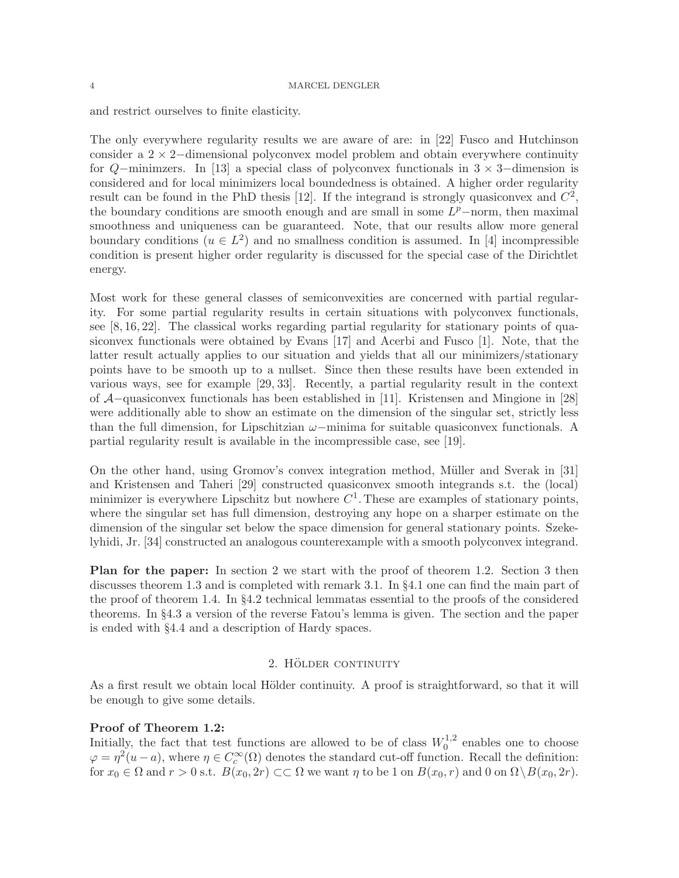and restrict ourselves to finite elasticity.

The only everywhere regularity results we are aware of are: in [22] Fusco and Hutchinson consider a $2 \times 2-$dimensional polyconvex model problem and obtain everywhere continuity for $Q-$minimzers. In [13] a special class of polyconvex functionals in $3 \times 3-$dimension is considered and for local minimizers local boundedness is obtained. A higher order regularity result can be found in the PhD thesis [12]. If the integrand is strongly quasiconvex and $C^2$, the boundary conditions are smooth enough and are small in some $L^p-$norm, then maximal smoothness and uniqueness can be guaranteed. Note, that our results allow more general boundary conditions ($u \in L^2$) and no smallness condition is assumed. In [4] incompressible condition is present higher order regularity is discussed for the special case of the Dirichtlet energy.

Most work for these general classes of semiconvexities are concerned with partial regularity. For some partial regularity results in certain situations with polyconvex functionals, see [8, 16, 22]. The classical works regarding partial regularity for stationary points of quasiconvex functionals were obtained by Evans [17] and Acerbi and Fusco [1]. Note, that the latter result actually applies to our situation and yields that all our minimizers/stationary points have to be smooth up to a nullset. Since then these results have been extended in various ways, see for example [29, 33]. Recently, a partial regularity result in the context of $\mathcal{A}-$quasiconvex functionals has been established in [11]. Kristensen and Mingione in [28] were additionally able to show an estimate on the dimension of the singular set, strictly less than the full dimension, for Lipschitzian $\omega-$minima for suitable quasiconvex functionals. A partial regularity result is available in the incompressible case, see [19].

On the other hand, using Gromov's convex integration method, Müller and Sverak in [31] and Kristensen and Taheri [29] constructed quasiconvex smooth integrands s.t. the (local) minimizer is everywhere Lipschitz but nowhere $C^1$. These are examples of stationary points, where the singular set has full dimension, destroying any hope on a sharper estimate on the dimension of the singular set below the space dimension for general stationary points. Szekelyhidi, Jr. [34] constructed an analogous counterexample with a smooth polyconvex integrand.

**Plan for the paper:** In section 2 we start with the proof of theorem 1.2. Section 3 then discusses theorem 1.3 and is completed with remark 3.1. In §4.1 one can find the main part of the proof of theorem 1.4. In §4.2 technical lemmatas essential to the proofs of the considered theorems. In §4.3 a version of the reverse Fatou's lemma is given. The section and the paper is ended with §4.4 and a description of Hardy spaces.

## 2. Hölder continuity

As a first result we obtain local Hölder continuity. A proof is straightforward, so that it will be enough to give some details.

**Proof of Theorem 1.2:**
Initially, the fact that test functions are allowed to be of class $W_0^{1,2}$ enables one to choose $\varphi = \eta^2(u - a)$, where $\eta \in C_c^\infty(\Omega)$ denotes the standard cut-off function. Recall the definition: for $x_0 \in \Omega$ and $r > 0$ s.t. $B(x_0, 2r) \subset\subset \Omega$ we want $\eta$ to be 1 on $B(x_0, r)$ and 0 on $\Omega \setminus B(x_0, 2r)$.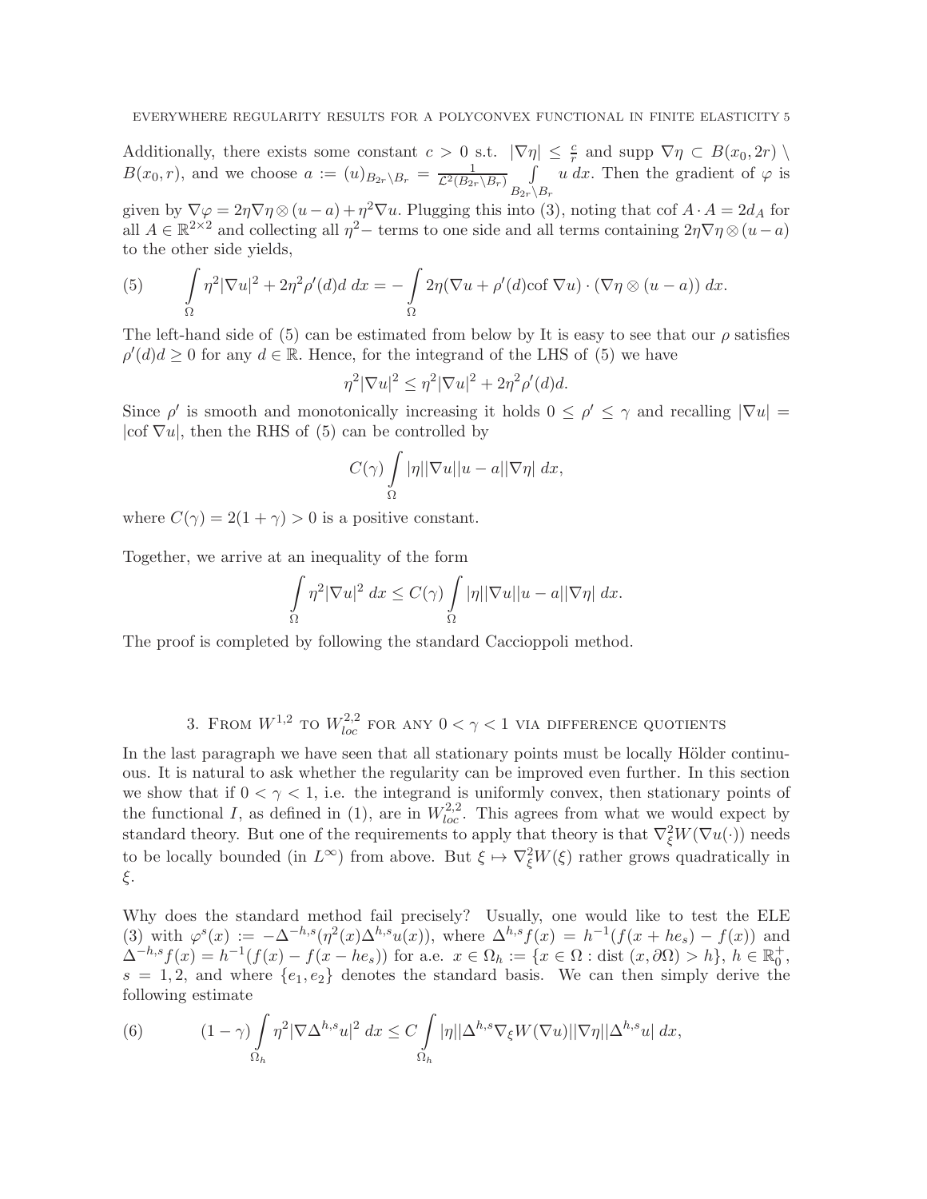Additionally, there exists some constant $c > 0$ s.t. $|\nabla\eta| \leq \frac{c}{r}$ and supp $\nabla\eta \subset B(x_0, 2r) \setminus B(x_0, r)$, and we choose $a := (u)_{B_{2r}\setminus B_r} = \frac{1}{\mathcal{L}^2(B_{2r}\setminus B_r)} \int\limits_{B_{2r}\setminus B_r} u\, dx$. Then the gradient of $\varphi$ is given by $\nabla\varphi = 2\eta\nabla\eta \otimes (u-a) + \eta^2\nabla u$. Plugging this into (3), noting that $\text{cof}\, A \cdot A = 2d_A$ for all $A \in \mathbb{R}^{2\times 2}$ and collecting all $\eta^2-$ terms to one side and all terms containing $2\eta\nabla\eta \otimes (u-a)$ to the other side yields,

$$
(5) \qquad \int\limits_{\Omega} \eta^2|\nabla u|^2 + 2\eta^2\rho'(d)d\, dx = -\int\limits_{\Omega} 2\eta(\nabla u + \rho'(d)\text{cof}\, \nabla u) \cdot (\nabla\eta \otimes (u-a))\, dx.
$$

The left-hand side of (5) can be estimated from below by It is easy to see that our $\rho$ satisfies $\rho'(d)d \geq 0$ for any $d \in \mathbb{R}$. Hence, for the integrand of the LHS of (5) we have

$$
\eta^2|\nabla u|^2 \leq \eta^2|\nabla u|^2 + 2\eta^2\rho'(d)d.
$$

Since $\rho'$ is smooth and monotonically increasing it holds $0 \leq \rho' \leq \gamma$ and recalling $|\nabla u| = |\text{cof}\, \nabla u|$, then the RHS of (5) can be controlled by

$$
C(\gamma)\int\limits_{\Omega} |\eta||\nabla u||u-a||\nabla\eta|\, dx,
$$

where $C(\gamma) = 2(1+\gamma) > 0$ is a positive constant.

Together, we arrive at an inequality of the form

$$
\int\limits_{\Omega} \eta^2|\nabla u|^2\, dx \leq C(\gamma)\int\limits_{\Omega} |\eta||\nabla u||u-a||\nabla\eta|\, dx.
$$

The proof is completed by following the standard Caccioppoli method.

## 3. From $W^{1,2}$ to $W^{2,2}_{loc}$ for any $0 < \gamma < 1$ via difference quotients

In the last paragraph we have seen that all stationary points must be locally Hölder continuous. It is natural to ask whether the regularity can be improved even further. In this section we show that if $0 < \gamma < 1$, i.e. the integrand is uniformly convex, then stationary points of the functional $I$, as defined in (1), are in $W^{2,2}_{loc}$. This agrees from what we would expect by standard theory. But one of the requirements to apply that theory is that $\nabla^2_\xi W(\nabla u(\cdot))$ needs to be locally bounded (in $L^\infty$) from above. But $\xi \mapsto \nabla^2_\xi W(\xi)$ rather grows quadratically in $\xi$.

Why does the standard method fail precisely? Usually, one would like to test the ELE (3) with $\varphi^s(x) := -\Delta^{-h,s}(\eta^2(x)\Delta^{h,s}u(x))$, where $\Delta^{h,s}f(x) = h^{-1}(f(x+he_s) - f(x))$ and $\Delta^{-h,s}f(x) = h^{-1}(f(x) - f(x-he_s))$ for a.e. $x \in \Omega_h := \{x \in \Omega : \text{dist}\,(x, \partial\Omega) > h\}$, $h \in \mathbb{R}^+_0$, $s = 1, 2$, and where $\{e_1, e_2\}$ denotes the standard basis. We can then simply derive the following estimate

$$
(6) \qquad (1-\gamma)\int\limits_{\Omega_h} \eta^2|\nabla\Delta^{h,s}u|^2\, dx \leq C\int\limits_{\Omega_h} |\eta||\Delta^{h,s}\nabla_\xi W(\nabla u)||\nabla\eta||\Delta^{h,s}u|\, dx,
$$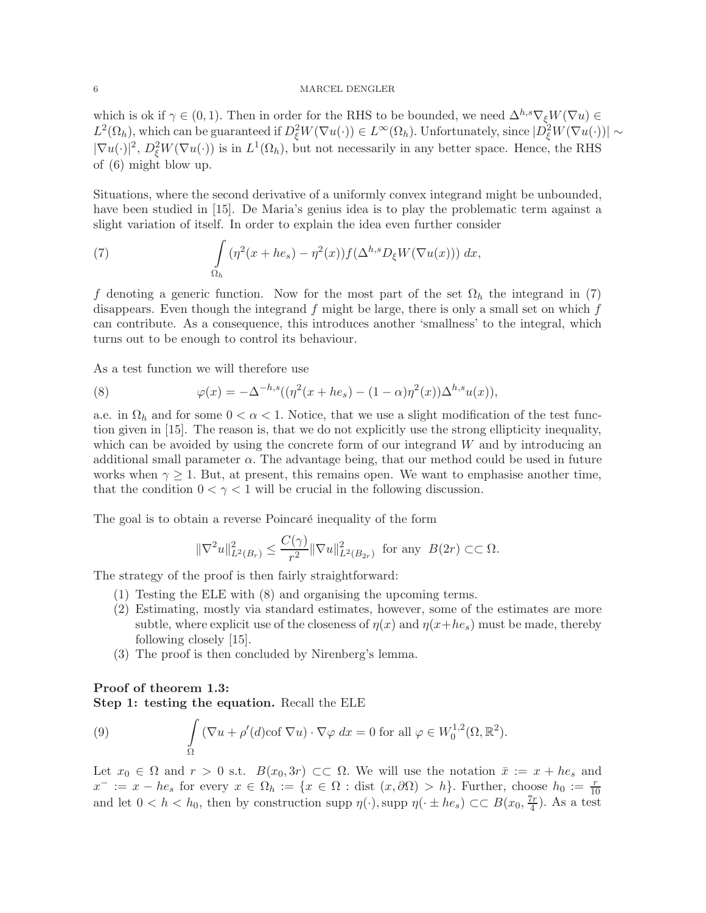which is ok if $\gamma \in (0,1)$. Then in order for the RHS to be bounded, we need $\Delta^{h,s}\nabla_\xi W(\nabla u) \in L^2(\Omega_h)$, which can be guaranteed if $D^2_\xi W(\nabla u(\cdot)) \in L^\infty(\Omega_h)$. Unfortunately, since $|D^2_\xi W(\nabla u(\cdot))| \sim |\nabla u(\cdot)|^2$, $D^2_\xi W(\nabla u(\cdot))$ is in $L^1(\Omega_h)$, but not necessarily in any better space. Hence, the RHS of (6) might blow up.

Situations, where the second derivative of a uniformly convex integrand might be unbounded, have been studied in [15]. De Maria's genius idea is to play the problematic term against a slight variation of itself. In order to explain the idea even further consider

$$\int_{\Omega_h} (\eta^2(x+he_s) - \eta^2(x)) f(\Delta^{h,s} D_\xi W(\nabla u(x)))\, dx, \tag{7}$$

$f$ denoting a generic function. Now for the most part of the set $\Omega_h$ the integrand in (7) disappears. Even though the integrand $f$ might be large, there is only a small set on which $f$ can contribute. As a consequence, this introduces another 'smallness' to the integral, which turns out to be enough to control its behaviour.

As a test function we will therefore use

$$\varphi(x) = -\Delta^{-h,s}((\eta^2(x+he_s) - (1-\alpha)\eta^2(x))\Delta^{h,s}u(x)), \tag{8}$$

a.e. in $\Omega_h$ and for some $0 < \alpha < 1$. Notice, that we use a slight modification of the test function given in [15]. The reason is, that we do not explicitly use the strong ellipticity inequality, which can be avoided by using the concrete form of our integrand $W$ and by introducing an additional small parameter $\alpha$. The advantage being, that our method could be used in future works when $\gamma \geq 1$. But, at present, this remains open. We want to emphasise another time, that the condition $0 < \gamma < 1$ will be crucial in the following discussion.

The goal is to obtain a reverse Poincaré inequality of the form

$$\|\nabla^2 u\|^2_{L^2(B_r)} \leq \frac{C(\gamma)}{r^2}\|\nabla u\|^2_{L^2(B_{2r})} \text{ for any } B(2r) \subset\subset \Omega.$$

The strategy of the proof is then fairly straightforward:

1. Testing the ELE with (8) and organising the upcoming terms.
2. Estimating, mostly via standard estimates, however, some of the estimates are more subtle, where explicit use of the closeness of $\eta(x)$ and $\eta(x+he_s)$ must be made, thereby following closely [15].
3. The proof is then concluded by Nirenberg's lemma.

**Proof of theorem 1.3:**
**Step 1: testing the equation.** Recall the ELE

$$\int_\Omega (\nabla u + \rho'(d)\text{cof}\, \nabla u) \cdot \nabla \varphi \, dx = 0 \text{ for all } \varphi \in W^{1,2}_0(\Omega, \mathbb{R}^2). \tag{9}$$

Let $x_0 \in \Omega$ and $r > 0$ s.t. $B(x_0, 3r) \subset\subset \Omega$. We will use the notation $\bar{x} := x + he_s$ and $x^- := x - he_s$ for every $x \in \Omega_h := \{x \in \Omega : \text{dist}\,(x, \partial\Omega) > h\}$. Further, choose $h_0 := \frac{r}{10}$ and let $0 < h < h_0$, then by construction supp $\eta(\cdot)$, supp $\eta(\cdot \pm he_s) \subset\subset B(x_0, \frac{7r}{4})$. As a test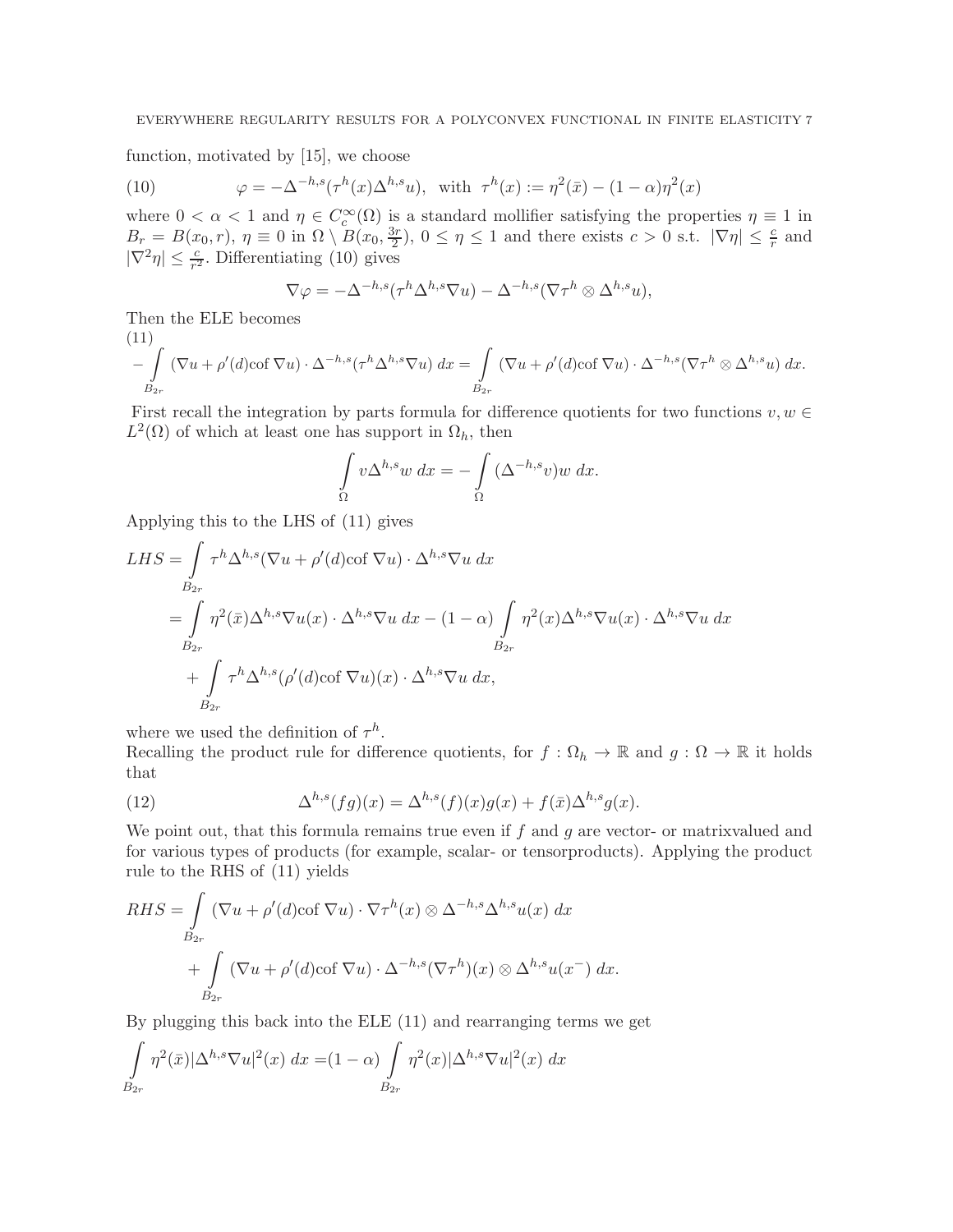function, motivated by [15], we choose

$$\varphi = -\Delta^{-h,s}(\tau^h(x)\Delta^{h,s}u), \quad \text{with } \tau^h(x) := \eta^2(\bar{x}) - (1-\alpha)\eta^2(x) \tag{10}$$

where $0 < \alpha < 1$ and $\eta \in C_c^\infty(\Omega)$ is a standard mollifier satisfying the properties $\eta \equiv 1$ in $B_r = B(x_0, r)$, $\eta \equiv 0$ in $\Omega \setminus B(x_0, \frac{3r}{2})$, $0 \le \eta \le 1$ and there exists $c > 0$ s.t. $|\nabla \eta| \le \frac{c}{r}$ and $|\nabla^2 \eta| \le \frac{c}{r^2}$. Differentiating (10) gives

$$\nabla\varphi = -\Delta^{-h,s}(\tau^h\Delta^{h,s}\nabla u) - \Delta^{-h,s}(\nabla\tau^h \otimes \Delta^{h,s}u),$$

Then the ELE becomes

$$-\int_{B_{2r}} (\nabla u + \rho'(d)\text{cof}\,\nabla u) \cdot \Delta^{-h,s}(\tau^h\Delta^{h,s}\nabla u)\,dx = \int_{B_{2r}} (\nabla u + \rho'(d)\text{cof}\,\nabla u) \cdot \Delta^{-h,s}(\nabla\tau^h \otimes \Delta^{h,s}u)\,dx. \tag{11}$$

First recall the integration by parts formula for difference quotients for two functions $v, w \in L^2(\Omega)$ of which at least one has support in $\Omega_h$, then

$$\int_\Omega v\Delta^{h,s}w\,dx = -\int_\Omega (\Delta^{-h,s}v)w\,dx.$$

Applying this to the LHS of (11) gives

$$\begin{aligned}
LHS &= \int_{B_{2r}} \tau^h\Delta^{h,s}(\nabla u + \rho'(d)\text{cof}\,\nabla u) \cdot \Delta^{h,s}\nabla u\,dx \\
&= \int_{B_{2r}} \eta^2(\bar{x})\Delta^{h,s}\nabla u(x) \cdot \Delta^{h,s}\nabla u\,dx - (1-\alpha)\int_{B_{2r}} \eta^2(x)\Delta^{h,s}\nabla u(x) \cdot \Delta^{h,s}\nabla u\,dx \\
&\quad + \int_{B_{2r}} \tau^h\Delta^{h,s}(\rho'(d)\text{cof}\,\nabla u)(x) \cdot \Delta^{h,s}\nabla u\,dx,
\end{aligned}$$

where we used the definition of $\tau^h$.

Recalling the product rule for difference quotients, for $f : \Omega_h \to \mathbb{R}$ and $g : \Omega \to \mathbb{R}$ it holds that

$$\Delta^{h,s}(fg)(x) = \Delta^{h,s}(f)(x)g(x) + f(\bar{x})\Delta^{h,s}g(x). \tag{12}$$

We point out, that this formula remains true even if $f$ and $g$ are vector- or matrixvalued and for various types of products (for example, scalar- or tensorproducts). Applying the product rule to the RHS of (11) yields

$$\begin{aligned}
RHS &= \int_{B_{2r}} (\nabla u + \rho'(d)\text{cof}\,\nabla u) \cdot \nabla\tau^h(x) \otimes \Delta^{-h,s}\Delta^{h,s}u(x)\,dx \\
&\quad + \int_{B_{2r}} (\nabla u + \rho'(d)\text{cof}\,\nabla u) \cdot \Delta^{-h,s}(\nabla\tau^h)(x) \otimes \Delta^{h,s}u(x^-)\,dx.
\end{aligned}$$

By plugging this back into the ELE (11) and rearranging terms we get

$$\int_{B_{2r}} \eta^2(\bar{x})|\Delta^{h,s}\nabla u|^2(x)\,dx = (1-\alpha)\int_{B_{2r}} \eta^2(x)|\Delta^{h,s}\nabla u|^2(x)\,dx$$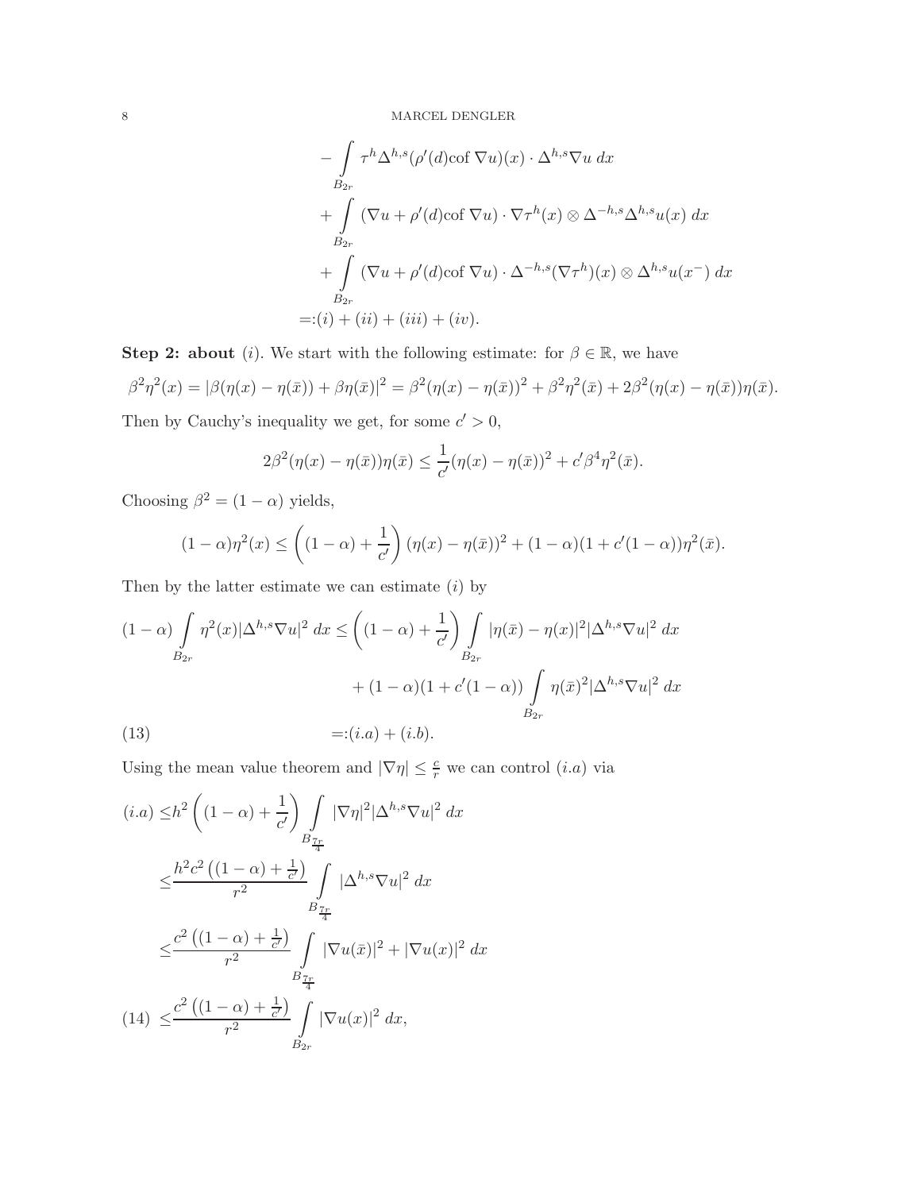$$
\begin{aligned}
&- \int_{B_{2r}} \tau^h \Delta^{h,s}(\rho'(d)\text{cof } \nabla u)(x) \cdot \Delta^{h,s}\nabla u \; dx \\
&+ \int_{B_{2r}} (\nabla u + \rho'(d)\text{cof } \nabla u) \cdot \nabla \tau^h(x) \otimes \Delta^{-h,s}\Delta^{h,s}u(x) \; dx \\
&+ \int_{B_{2r}} (\nabla u + \rho'(d)\text{cof } \nabla u) \cdot \Delta^{-h,s}(\nabla \tau^h)(x) \otimes \Delta^{h,s}u(x^-) \; dx \\
=&:(i) + (ii) + (iii) + (iv).
\end{aligned}
$$

**Step 2: about** $(i)$. We start with the following estimate: for $\beta \in \mathbb{R}$, we have

$$
\beta^2\eta^2(x) = |\beta(\eta(x) - \eta(\bar{x})) + \beta\eta(\bar{x})|^2 = \beta^2(\eta(x) - \eta(\bar{x}))^2 + \beta^2\eta^2(\bar{x}) + 2\beta^2(\eta(x) - \eta(\bar{x}))\eta(\bar{x}).
$$

Then by Cauchy's inequality we get, for some $c' > 0$,

$$
2\beta^2(\eta(x) - \eta(\bar{x}))\eta(\bar{x}) \leq \frac{1}{c'}(\eta(x) - \eta(\bar{x}))^2 + c'\beta^4\eta^2(\bar{x}).
$$

Choosing $\beta^2 = (1 - \alpha)$ yields,

$$
(1 - \alpha)\eta^2(x) \leq \left((1 - \alpha) + \frac{1}{c'}\right)(\eta(x) - \eta(\bar{x}))^2 + (1 - \alpha)(1 + c'(1 - \alpha))\eta^2(\bar{x}).
$$

Then by the latter estimate we can estimate $(i)$ by

$$
\begin{aligned}
(1 - \alpha) \int_{B_{2r}} \eta^2(x)|\Delta^{h,s}\nabla u|^2 \; dx \leq& \left((1 - \alpha) + \frac{1}{c'}\right) \int_{B_{2r}} |\eta(\bar{x}) - \eta(x)|^2|\Delta^{h,s}\nabla u|^2 \; dx \\
&+ (1 - \alpha)(1 + c'(1 - \alpha)) \int_{B_{2r}} \eta(\bar{x})^2|\Delta^{h,s}\nabla u|^2 \; dx \\
=&:(i.a) + (i.b). \qquad (13)
\end{aligned}
$$

Using the mean value theorem and $|\nabla \eta| \leq \frac{c}{r}$ we can control $(i.a)$ via

$$
\begin{aligned}
(i.a) \leq& h^2 \left((1 - \alpha) + \frac{1}{c'}\right) \int_{B_{\frac{7r}{4}}} |\nabla \eta|^2|\Delta^{h,s}\nabla u|^2 \; dx \\
\leq& \frac{h^2c^2\left((1 - \alpha) + \frac{1}{c'}\right)}{r^2} \int_{B_{\frac{7r}{4}}} |\Delta^{h,s}\nabla u|^2 \; dx \\
\leq& \frac{c^2\left((1 - \alpha) + \frac{1}{c'}\right)}{r^2} \int_{B_{\frac{7r}{4}}} |\nabla u(\bar{x})|^2 + |\nabla u(x)|^2 \; dx \\
\leq& \frac{c^2\left((1 - \alpha) + \frac{1}{c'}\right)}{r^2} \int_{B_{2r}} |\nabla u(x)|^2 \; dx, \qquad (14)
\end{aligned}
$$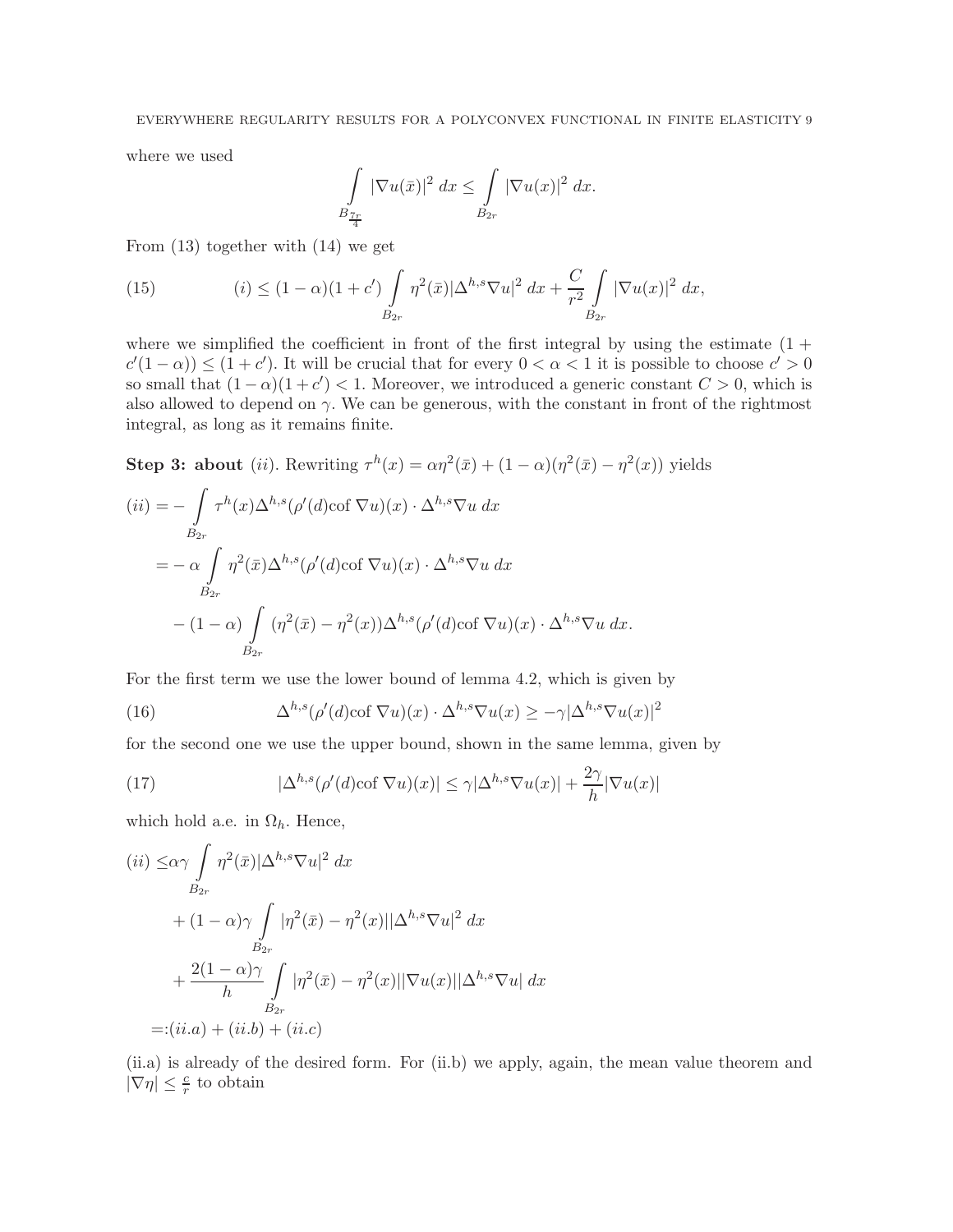where we used

$$\int_{B_{\frac{7r}{4}}} |\nabla u(\bar{x})|^2 \, dx \le \int_{B_{2r}} |\nabla u(x)|^2 \, dx.$$

From (13) together with (14) we get

$$(i) \le (1-\alpha)(1+c') \int_{B_{2r}} \eta^2(\bar{x}) |\Delta^{h,s} \nabla u|^2 \, dx + \frac{C}{r^2} \int_{B_{2r}} |\nabla u(x)|^2 \, dx, \tag{15}$$

where we simplified the coefficient in front of the first integral by using the estimate $(1 + c'(1-\alpha)) \le (1+c')$. It will be crucial that for every $0 < \alpha < 1$ it is possible to choose $c' > 0$ so small that $(1-\alpha)(1+c') < 1$. Moreover, we introduced a generic constant $C > 0$, which is also allowed to depend on $\gamma$. We can be generous, with the constant in front of the rightmost integral, as long as it remains finite.

**Step 3: about** $(ii)$. Rewriting $\tau^h(x) = \alpha\eta^2(\bar{x}) + (1-\alpha)(\eta^2(\bar{x}) - \eta^2(x))$ yields

$$\begin{aligned}
(ii) =& - \int_{B_{2r}} \tau^h(x) \Delta^{h,s}(\rho'(d) \text{cof } \nabla u)(x) \cdot \Delta^{h,s} \nabla u \, dx \\
=& - \alpha \int_{B_{2r}} \eta^2(\bar{x}) \Delta^{h,s}(\rho'(d) \text{cof } \nabla u)(x) \cdot \Delta^{h,s} \nabla u \, dx \\
& - (1-\alpha) \int_{B_{2r}} (\eta^2(\bar{x}) - \eta^2(x)) \Delta^{h,s}(\rho'(d) \text{cof } \nabla u)(x) \cdot \Delta^{h,s} \nabla u \, dx.
\end{aligned}$$

For the first term we use the lower bound of lemma 4.2, which is given by

$$\Delta^{h,s}(\rho'(d) \text{cof } \nabla u)(x) \cdot \Delta^{h,s} \nabla u(x) \ge -\gamma |\Delta^{h,s} \nabla u(x)|^2 \tag{16}$$

for the second one we use the upper bound, shown in the same lemma, given by

$$|\Delta^{h,s}(\rho'(d) \text{cof } \nabla u)(x)| \le \gamma |\Delta^{h,s} \nabla u(x)| + \frac{2\gamma}{h} |\nabla u(x)| \tag{17}$$

which hold a.e. in $\Omega_h$. Hence,

$$\begin{aligned}
(ii) \le& \alpha\gamma \int_{B_{2r}} \eta^2(\bar{x}) |\Delta^{h,s} \nabla u|^2 \, dx \\
& + (1-\alpha)\gamma \int_{B_{2r}} |\eta^2(\bar{x}) - \eta^2(x)| |\Delta^{h,s} \nabla u|^2 \, dx \\
& + \frac{2(1-\alpha)\gamma}{h} \int_{B_{2r}} |\eta^2(\bar{x}) - \eta^2(x)| |\nabla u(x)| |\Delta^{h,s} \nabla u| \, dx \\
=:& (ii.a) + (ii.b) + (ii.c)
\end{aligned}$$

(ii.a) is already of the desired form. For (ii.b) we apply, again, the mean value theorem and $|\nabla \eta| \le \frac{c}{r}$ to obtain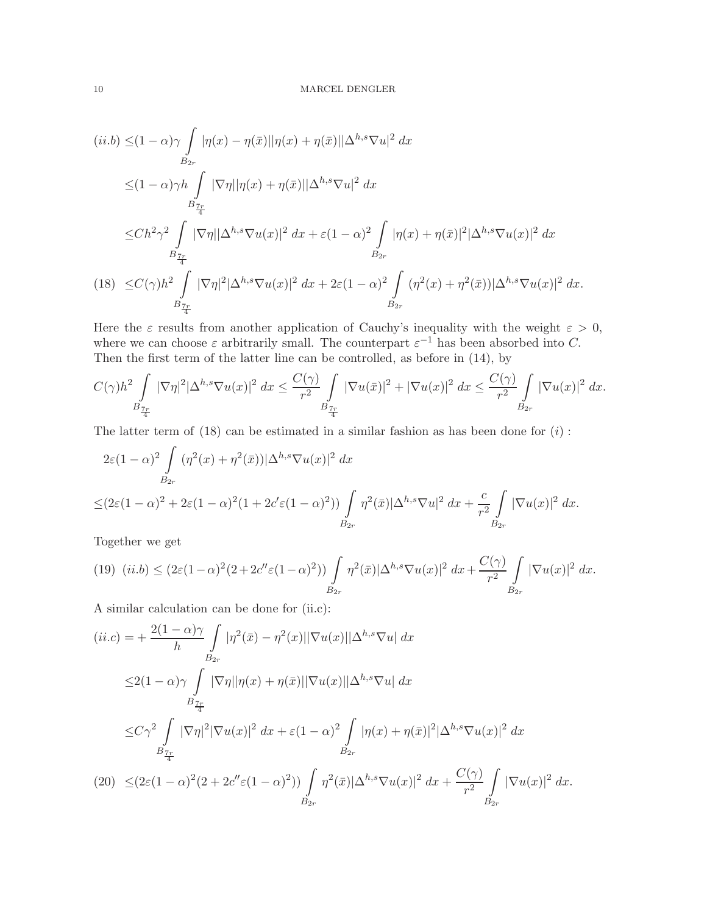$$
\begin{aligned}
(ii.b) \leq & (1-\alpha)\gamma \int\limits_{B_{2r}} |\eta(x)-\eta(\bar{x})||\eta(x)+\eta(\bar{x})||\Delta^{h,s}\nabla u|^2 \, dx \\
\leq & (1-\alpha)\gamma h \int\limits_{B_{\frac{7r}{4}}} |\nabla \eta||\eta(x)+\eta(\bar{x})||\Delta^{h,s}\nabla u|^2 \, dx \\
\leq & C h^2 \gamma^2 \int\limits_{B_{\frac{7r}{4}}} |\nabla \eta||\Delta^{h,s}\nabla u(x)|^2 \, dx + \varepsilon(1-\alpha)^2 \int\limits_{B_{2r}} |\eta(x)+\eta(\bar{x})|^2 |\Delta^{h,s}\nabla u(x)|^2 \, dx
\end{aligned}
$$

$$
(18) \quad \leq C(\gamma) h^2 \int\limits_{B_{\frac{7r}{4}}} |\nabla \eta|^2 |\Delta^{h,s}\nabla u(x)|^2 \, dx + 2\varepsilon(1-\alpha)^2 \int\limits_{B_{2r}} (\eta^2(x)+\eta^2(\bar{x}))|\Delta^{h,s}\nabla u(x)|^2 \, dx.
$$

Here the $\varepsilon$ results from another application of Cauchy's inequality with the weight $\varepsilon > 0$, where we can choose $\varepsilon$ arbitrarily small. The counterpart $\varepsilon^{-1}$ has been absorbed into $C$. Then the first term of the latter line can be controlled, as before in (14), by

$$
C(\gamma) h^2 \int\limits_{B_{\frac{7r}{4}}} |\nabla \eta|^2 |\Delta^{h,s}\nabla u(x)|^2 \, dx \leq \frac{C(\gamma)}{r^2} \int\limits_{B_{\frac{7r}{4}}} |\nabla u(\bar{x})|^2 + |\nabla u(x)|^2 \, dx \leq \frac{C(\gamma)}{r^2} \int\limits_{B_{2r}} |\nabla u(x)|^2 \, dx.
$$

The latter term of (18) can be estimated in a similar fashion as has been done for $(i)$ :

$$
\begin{aligned}
& 2\varepsilon(1-\alpha)^2 \int\limits_{B_{2r}} (\eta^2(x)+\eta^2(\bar{x}))|\Delta^{h,s}\nabla u(x)|^2 \, dx \\
\leq & (2\varepsilon(1-\alpha)^2 + 2\varepsilon(1-\alpha)^2(1+2c'\varepsilon(1-\alpha)^2)) \int\limits_{B_{2r}} \eta^2(\bar{x})|\Delta^{h,s}\nabla u|^2 \, dx + \frac{c}{r^2} \int\limits_{B_{2r}} |\nabla u(x)|^2 \, dx.
\end{aligned}
$$

Together we get

$$
(19) \quad (ii.b) \leq (2\varepsilon(1-\alpha)^2(2+2c''\varepsilon(1-\alpha)^2)) \int\limits_{B_{2r}} \eta^2(\bar{x})|\Delta^{h,s}\nabla u(x)|^2 \, dx + \frac{C(\gamma)}{r^2} \int\limits_{B_{2r}} |\nabla u(x)|^2 \, dx.
$$

A similar calculation can be done for (ii.c):

$$
\begin{aligned}
(ii.c) = & + \frac{2(1-\alpha)\gamma}{h} \int\limits_{B_{2r}} |\eta^2(\bar{x})-\eta^2(x)||\nabla u(x)||\Delta^{h,s}\nabla u| \, dx \\
\leq & 2(1-\alpha)\gamma \int\limits_{B_{\frac{7r}{4}}} |\nabla \eta||\eta(x)+\eta(\bar{x})||\nabla u(x)||\Delta^{h,s}\nabla u| \, dx \\
\leq & C\gamma^2 \int\limits_{B_{\frac{7r}{4}}} |\nabla \eta|^2 |\nabla u(x)|^2 \, dx + \varepsilon(1-\alpha)^2 \int\limits_{B_{2r}} |\eta(x)+\eta(\bar{x})|^2 |\Delta^{h,s}\nabla u(x)|^2 \, dx
\end{aligned}
$$

$$
(20) \quad \leq (2\varepsilon(1-\alpha)^2(2+2c''\varepsilon(1-\alpha)^2)) \int\limits_{B_{2r}} \eta^2(\bar{x})|\Delta^{h,s}\nabla u(x)|^2 \, dx + \frac{C(\gamma)}{r^2} \int\limits_{B_{2r}} |\nabla u(x)|^2 \, dx.
$$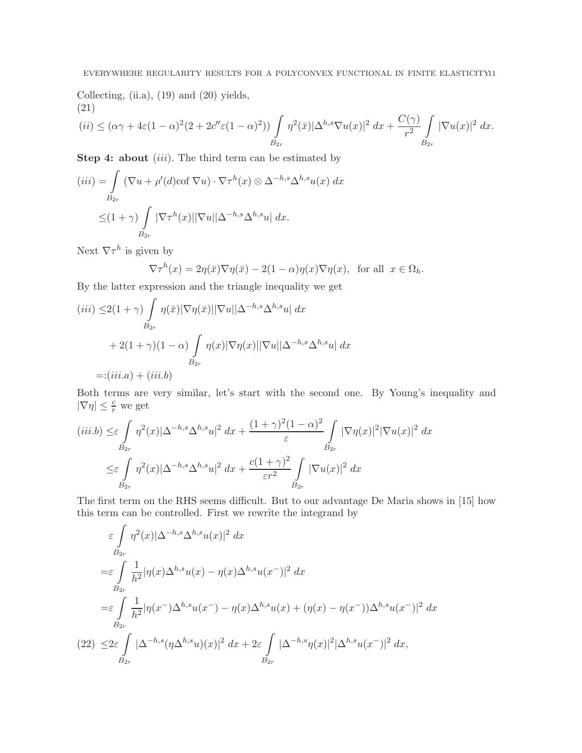Collecting, (ii.a), (19) and (20) yields,

$$(ii) \leq (\alpha\gamma + 4\varepsilon(1-\alpha)^2(2+2c''\varepsilon(1-\alpha)^2)) \int_{B_{2r}} \eta^2(\bar{x})|\Delta^{h,s}\nabla u(x)|^2 \, dx + \frac{C(\gamma)}{r^2} \int_{B_{2r}} |\nabla u(x)|^2 \, dx. \tag{21}$$

**Step 4: about** $(iii)$. The third term can be estimated by

$$\begin{aligned}
(iii) =& \int_{B_{2r}} (\nabla u + \rho'(d)\mathrm{cof}\, \nabla u) \cdot \nabla \tau^h(x) \otimes \Delta^{-h,s}\Delta^{h,s}u(x) \, dx \\
\leq& (1+\gamma) \int_{B_{2r}} |\nabla \tau^h(x)||\nabla u||\Delta^{-h,s}\Delta^{h,s}u| \, dx.
\end{aligned}$$

Next $\nabla \tau^h$ is given by

$$\nabla \tau^h(x) = 2\eta(\bar{x})\nabla\eta(\bar{x}) - 2(1-\alpha)\eta(x)\nabla\eta(x), \ \text{ for all } \ x \in \Omega_h.$$

By the latter expression and the triangle inequality we get

$$\begin{aligned}
(iii) \leq& 2(1+\gamma) \int_{B_{2r}} \eta(\bar{x})|\nabla\eta(\bar{x})||\nabla u||\Delta^{-h,s}\Delta^{h,s}u| \, dx \\
&+ 2(1+\gamma)(1-\alpha) \int_{B_{2r}} \eta(x)|\nabla\eta(x)||\nabla u||\Delta^{-h,s}\Delta^{h,s}u| \, dx \\
=:& (iii.a) + (iii.b)
\end{aligned}$$

Both terms are very similar, let's start with the second one. By Young's inequality and $|\nabla\eta| \leq \frac{c}{r}$ we get

$$\begin{aligned}
(iii.b) \leq& \varepsilon \int_{B_{2r}} \eta^2(x)|\Delta^{-h,s}\Delta^{h,s}u|^2 \, dx + \frac{(1+\gamma)^2(1-\alpha)^2}{\varepsilon} \int_{B_{2r}} |\nabla\eta(x)|^2|\nabla u(x)|^2 \, dx \\
\leq& \varepsilon \int_{B_{2r}} \eta^2(x)|\Delta^{-h,s}\Delta^{h,s}u|^2 \, dx + \frac{c(1+\gamma)^2}{\varepsilon r^2} \int_{B_{2r}} |\nabla u(x)|^2 \, dx
\end{aligned}$$

The first term on the RHS seems difficult. But to our advantage De Maria shows in [15] how this term can be controlled. First we rewrite the integrand by

$$\begin{aligned}
&\varepsilon \int_{B_{2r}} \eta^2(x)|\Delta^{-h,s}\Delta^{h,s}u(x)|^2 \, dx \\
=& \varepsilon \int_{B_{2r}} \frac{1}{h^2}|\eta(x)\Delta^{h,s}u(x) - \eta(x)\Delta^{h,s}u(x^-)|^2 \, dx \\
=& \varepsilon \int_{B_{2r}} \frac{1}{h^2}|\eta(x^-)\Delta^{h,s}u(x^-) - \eta(x)\Delta^{h,s}u(x) + (\eta(x)-\eta(x^-))\Delta^{h,s}u(x^-)|^2 \, dx \\
\leq& 2\varepsilon \int_{B_{2r}} |\Delta^{-h,s}(\eta\Delta^{h,s}u)(x)|^2 \, dx + 2\varepsilon \int_{B_{2r}} |\Delta^{-h,s}\eta(x)|^2|\Delta^{h,s}u(x^-)|^2 \, dx,
\end{aligned} \tag{22}$$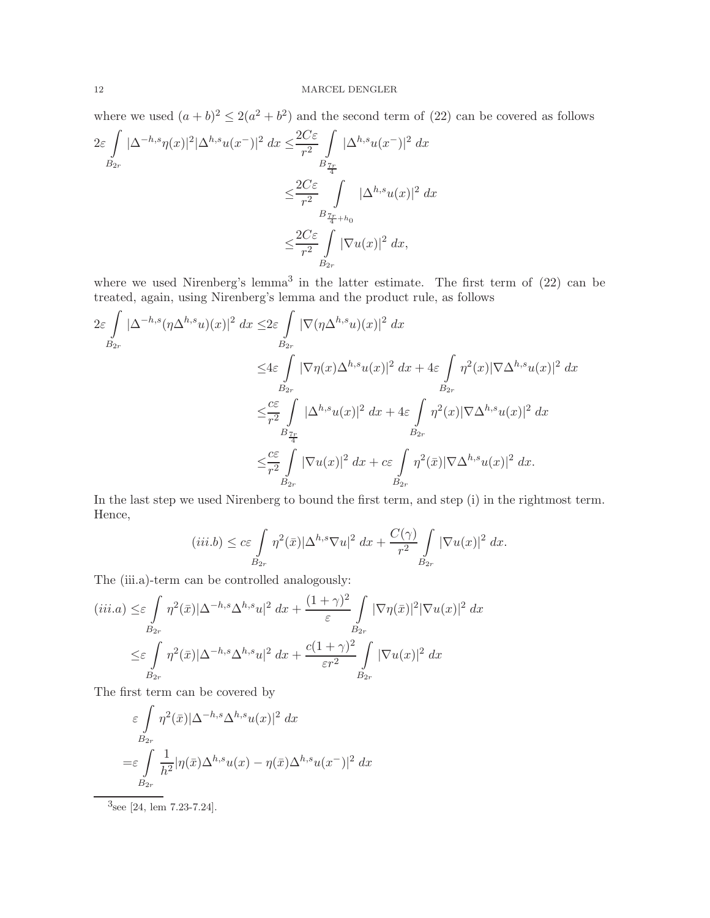where we used $(a+b)^2 \leq 2(a^2+b^2)$ and the second term of (22) can be covered as follows

$$
\begin{aligned}
2\varepsilon \int\limits_{B_{2r}} |\Delta^{-h,s}\eta(x)|^2 |\Delta^{h,s}u(x^-)|^2 \, dx \leq & \frac{2C\varepsilon}{r^2} \int\limits_{B_{\frac{7r}{4}}} |\Delta^{h,s}u(x^-)|^2 \, dx \\
\leq & \frac{2C\varepsilon}{r^2} \int\limits_{B_{\frac{7r}{4}+h_0}} |\Delta^{h,s}u(x)|^2 \, dx \\
\leq & \frac{2C\varepsilon}{r^2} \int\limits_{B_{2r}} |\nabla u(x)|^2 \, dx,
\end{aligned}
$$

where we used Nirenberg's lemma[3] in the latter estimate. The first term of (22) can be treated, again, using Nirenberg's lemma and the product rule, as follows

$$
\begin{aligned}
2\varepsilon \int\limits_{B_{2r}} |\Delta^{-h,s}(\eta \Delta^{h,s}u)(x)|^2 \, dx \leq & 2\varepsilon \int\limits_{B_{2r}} |\nabla(\eta\Delta^{h,s}u)(x)|^2 \, dx \\
\leq & 4\varepsilon \int\limits_{B_{2r}} |\nabla\eta(x)\Delta^{h,s}u(x)|^2 \, dx + 4\varepsilon \int\limits_{B_{2r}} \eta^2(x)|\nabla\Delta^{h,s}u(x)|^2 \, dx \\
\leq & \frac{c\varepsilon}{r^2} \int\limits_{B_{\frac{7r}{4}}} |\Delta^{h,s}u(x)|^2 \, dx + 4\varepsilon \int\limits_{B_{2r}} \eta^2(x)|\nabla\Delta^{h,s}u(x)|^2 \, dx \\
\leq & \frac{c\varepsilon}{r^2} \int\limits_{B_{2r}} |\nabla u(x)|^2 \, dx + c\varepsilon \int\limits_{B_{2r}} \eta^2(\bar{x})|\nabla\Delta^{h,s}u(x)|^2 \, dx.
\end{aligned}
$$

In the last step we used Nirenberg to bound the first term, and step (i) in the rightmost term. Hence,

$$
(iii.b) \leq c\varepsilon \int\limits_{B_{2r}} \eta^2(\bar{x})|\Delta^{h,s}\nabla u|^2 \, dx + \frac{C(\gamma)}{r^2} \int\limits_{B_{2r}} |\nabla u(x)|^2 \, dx.
$$

The (iii.a)-term can be controlled analogously:

$$
\begin{aligned}
(iii.a) \leq & \varepsilon \int\limits_{B_{2r}} \eta^2(\bar{x})|\Delta^{-h,s}\Delta^{h,s}u|^2 \, dx + \frac{(1+\gamma)^2}{\varepsilon} \int\limits_{B_{2r}} |\nabla\eta(\bar{x})|^2|\nabla u(x)|^2 \, dx \\
\leq & \varepsilon \int\limits_{B_{2r}} \eta^2(\bar{x})|\Delta^{-h,s}\Delta^{h,s}u|^2 \, dx + \frac{c(1+\gamma)^2}{\varepsilon r^2} \int\limits_{B_{2r}} |\nabla u(x)|^2 \, dx
\end{aligned}
$$

The first term can be covered by

$$
\begin{aligned}
& \varepsilon \int\limits_{B_{2r}} \eta^2(\bar{x})|\Delta^{-h,s}\Delta^{h,s}u(x)|^2 \, dx \\
= & \varepsilon \int\limits_{B_{2r}} \frac{1}{h^2}|\eta(\bar{x})\Delta^{h,s}u(x) - \eta(\bar{x})\Delta^{h,s}u(x^-)|^2 \, dx
\end{aligned}
$$

[3] see [24, lem 7.23-7.24].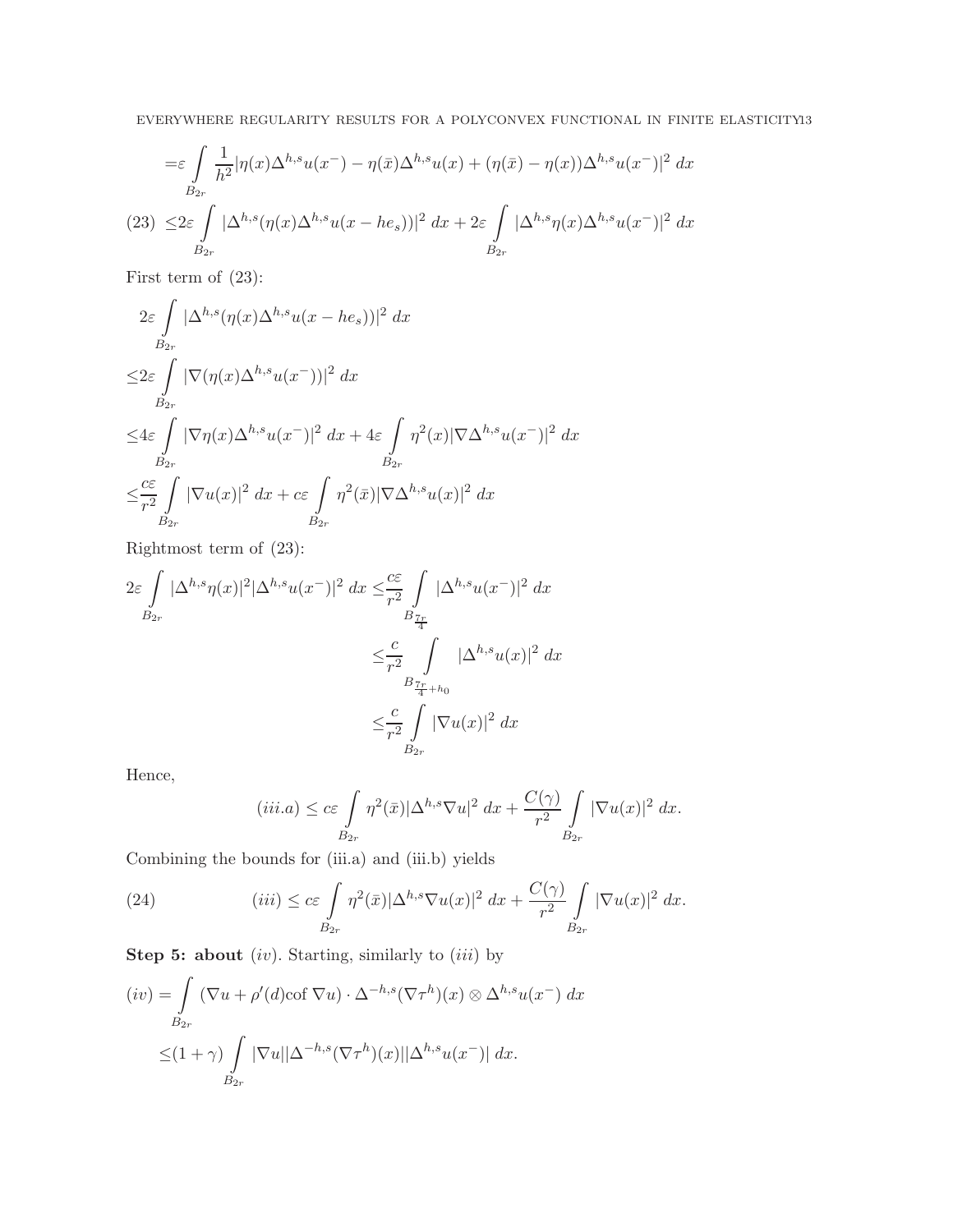$$
\begin{aligned}
&= \varepsilon \int_{B_{2r}} \frac{1}{h^2} |\eta(x)\Delta^{h,s}u(x^-) - \eta(\bar{x})\Delta^{h,s}u(x) + (\eta(\bar{x}) - \eta(x))\Delta^{h,s}u(x^-)|^2 \, dx \\
&\leq 2\varepsilon \int_{B_{2r}} |\Delta^{h,s}(\eta(x)\Delta^{h,s}u(x - he_s))|^2 \, dx + 2\varepsilon \int_{B_{2r}} |\Delta^{h,s}\eta(x)\Delta^{h,s}u(x^-)|^2 \, dx \qquad (23)
\end{aligned}
$$

First term of (23):

$$
\begin{aligned}
&2\varepsilon \int_{B_{2r}} |\Delta^{h,s}(\eta(x)\Delta^{h,s}u(x - he_s))|^2 \, dx \\
\leq& 2\varepsilon \int_{B_{2r}} |\nabla(\eta(x)\Delta^{h,s}u(x^-))|^2 \, dx \\
\leq& 4\varepsilon \int_{B_{2r}} |\nabla\eta(x)\Delta^{h,s}u(x^-)|^2 \, dx + 4\varepsilon \int_{B_{2r}} \eta^2(x)|\nabla\Delta^{h,s}u(x^-)|^2 \, dx \\
\leq& \frac{c\varepsilon}{r^2} \int_{B_{2r}} |\nabla u(x)|^2 \, dx + c\varepsilon \int_{B_{2r}} \eta^2(\bar{x})|\nabla\Delta^{h,s}u(x)|^2 \, dx
\end{aligned}
$$

Rightmost term of (23):

$$
\begin{aligned}
2\varepsilon \int_{B_{2r}} |\Delta^{h,s}\eta(x)|^2|\Delta^{h,s}u(x^-)|^2 \, dx \leq& \frac{c\varepsilon}{r^2} \int_{B_{\frac{7r}{4}}} |\Delta^{h,s}u(x^-)|^2 \, dx \\
\leq& \frac{c}{r^2} \int_{B_{\frac{7r}{4}+h_0}} |\Delta^{h,s}u(x)|^2 \, dx \\
\leq& \frac{c}{r^2} \int_{B_{2r}} |\nabla u(x)|^2 \, dx
\end{aligned}
$$

Hence,

$$
(iii.a) \leq c\varepsilon \int_{B_{2r}} \eta^2(\bar{x})|\Delta^{h,s}\nabla u|^2 \, dx + \frac{C(\gamma)}{r^2} \int_{B_{2r}} |\nabla u(x)|^2 \, dx.
$$

Combining the bounds for (iii.a) and (iii.b) yields

$$
(iii) \leq c\varepsilon \int_{B_{2r}} \eta^2(\bar{x})|\Delta^{h,s}\nabla u(x)|^2 \, dx + \frac{C(\gamma)}{r^2} \int_{B_{2r}} |\nabla u(x)|^2 \, dx. \qquad (24)
$$

**Step 5: about** $(iv)$. Starting, similarly to $(iii)$ by

$$
\begin{aligned}
(iv) =& \int_{B_{2r}} (\nabla u + \rho'(d)\text{cof } \nabla u) \cdot \Delta^{-h,s}(\nabla\tau^h)(x) \otimes \Delta^{h,s}u(x^-) \, dx \\
\leq& (1+\gamma) \int_{B_{2r}} |\nabla u||\Delta^{-h,s}(\nabla\tau^h)(x)||\Delta^{h,s}u(x^-)| \, dx.
\end{aligned}
$$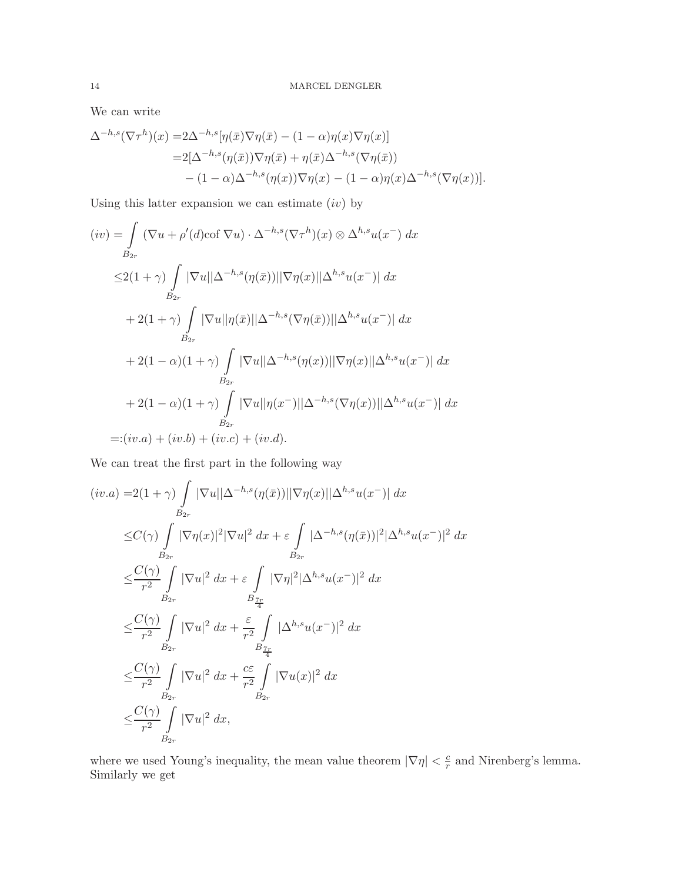We can write

$$
\begin{aligned}
\Delta^{-h,s}(\nabla\tau^h)(x) =& 2\Delta^{-h,s}[\eta(\bar{x})\nabla\eta(\bar{x}) - (1-\alpha)\eta(x)\nabla\eta(x)] \\
=& 2[\Delta^{-h,s}(\eta(\bar{x}))\nabla\eta(\bar{x}) + \eta(\bar{x})\Delta^{-h,s}(\nabla\eta(\bar{x})) \\
& - (1-\alpha)\Delta^{-h,s}(\eta(x))\nabla\eta(x) - (1-\alpha)\eta(x)\Delta^{-h,s}(\nabla\eta(x))].
\end{aligned}
$$

Using this latter expansion we can estimate $(iv)$ by

$$
\begin{aligned}
(iv) =& \int_{B_{2r}} (\nabla u + \rho'(d)\mathrm{cof}\,\nabla u)\cdot \Delta^{-h,s}(\nabla\tau^h)(x)\otimes \Delta^{h,s}u(x^-)\,dx \\
\leq& 2(1+\gamma)\int_{B_{2r}} |\nabla u||\Delta^{-h,s}(\eta(\bar{x}))||\nabla\eta(x)||\Delta^{h,s}u(x^-)|\,dx \\
&+ 2(1+\gamma)\int_{B_{2r}} |\nabla u||\eta(\bar{x})||\Delta^{-h,s}(\nabla\eta(\bar{x}))||\Delta^{h,s}u(x^-)|\,dx \\
&+ 2(1-\alpha)(1+\gamma)\int_{B_{2r}} |\nabla u||\Delta^{-h,s}(\eta(x))||\nabla\eta(x)||\Delta^{h,s}u(x^-)|\,dx \\
&+ 2(1-\alpha)(1+\gamma)\int_{B_{2r}} |\nabla u||\eta(x^-)||\Delta^{-h,s}(\nabla\eta(x))||\Delta^{h,s}u(x^-)|\,dx \\
=:& (iv.a) + (iv.b) + (iv.c) + (iv.d).
\end{aligned}
$$

We can treat the first part in the following way

$$
\begin{aligned}
(iv.a) =& 2(1+\gamma)\int_{B_{2r}} |\nabla u||\Delta^{-h,s}(\eta(\bar{x}))||\nabla\eta(x)||\Delta^{h,s}u(x^-)|\,dx \\
\leq& C(\gamma)\int_{B_{2r}} |\nabla\eta(x)|^2|\nabla u|^2\,dx + \varepsilon\int_{B_{2r}} |\Delta^{-h,s}(\eta(\bar{x}))|^2|\Delta^{h,s}u(x^-)|^2\,dx \\
\leq& \frac{C(\gamma)}{r^2}\int_{B_{2r}} |\nabla u|^2\,dx + \varepsilon\int_{B_{\frac{7r}{4}}} |\nabla\eta|^2|\Delta^{h,s}u(x^-)|^2\,dx \\
\leq& \frac{C(\gamma)}{r^2}\int_{B_{2r}} |\nabla u|^2\,dx + \frac{\varepsilon}{r^2}\int_{B_{\frac{7r}{4}}} |\Delta^{h,s}u(x^-)|^2\,dx \\
\leq& \frac{C(\gamma)}{r^2}\int_{B_{2r}} |\nabla u|^2\,dx + \frac{c\varepsilon}{r^2}\int_{B_{2r}} |\nabla u(x)|^2\,dx \\
\leq& \frac{C(\gamma)}{r^2}\int_{B_{2r}} |\nabla u|^2\,dx,
\end{aligned}
$$

where we used Young's inequality, the mean value theorem $|\nabla\eta| < \frac{c}{r}$ and Nirenberg's lemma. Similarly we get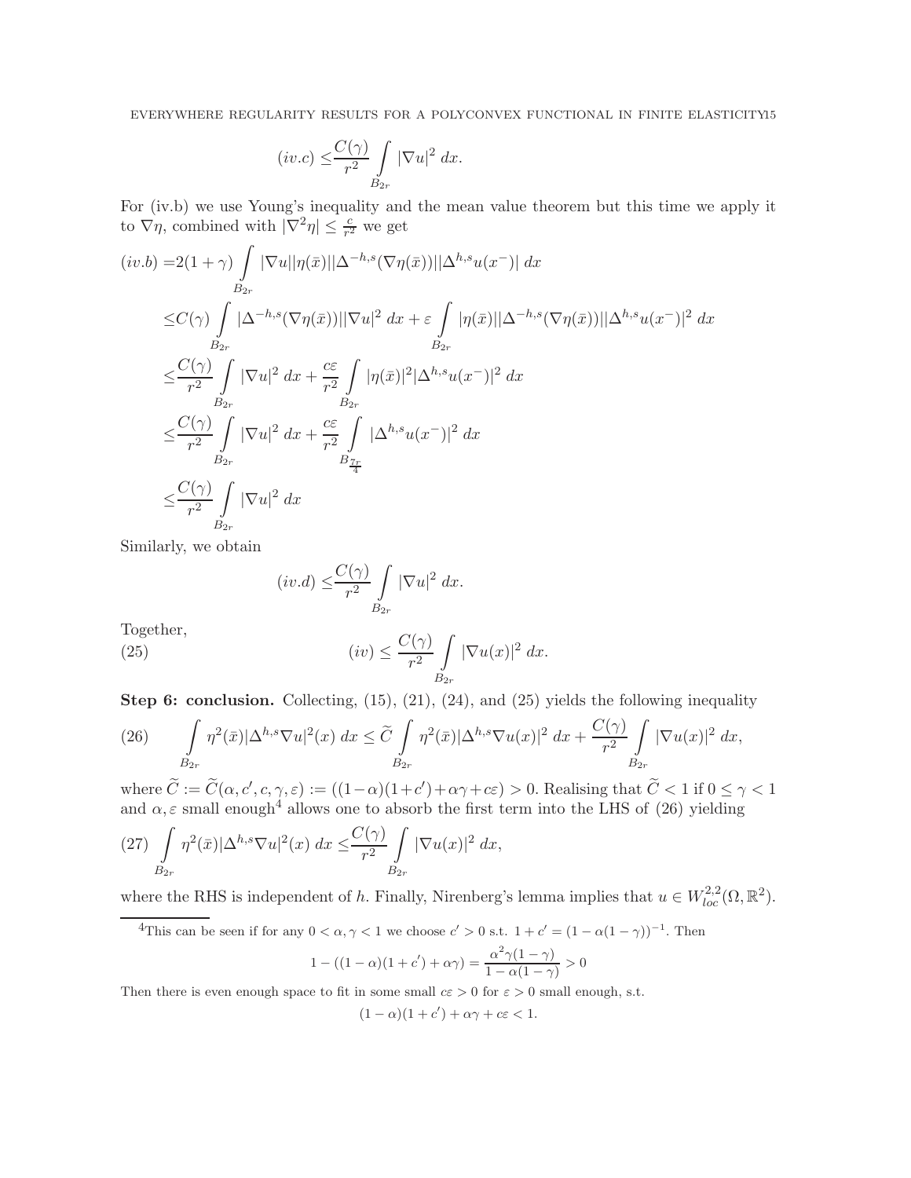$$(iv.c) \leq \frac{C(\gamma)}{r^2} \int_{B_{2r}} |\nabla u|^2 \, dx.$$

For (iv.b) we use Young's inequality and the mean value theorem but this time we apply it to $\nabla\eta$, combined with $|\nabla^2 \eta| \leq \frac{c}{r^2}$ we get

$$\begin{aligned}
(iv.b) =& 2(1+\gamma) \int_{B_{2r}} |\nabla u||\eta(\bar{x})||\Delta^{-h,s}(\nabla\eta(\bar{x}))||\Delta^{h,s}u(x^-)| \, dx \\
\leq& C(\gamma) \int_{B_{2r}} |\Delta^{-h,s}(\nabla\eta(\bar{x}))||\nabla u|^2 \, dx + \varepsilon \int_{B_{2r}} |\eta(\bar{x})||\Delta^{-h,s}(\nabla\eta(\bar{x}))||\Delta^{h,s}u(x^-)|^2 \, dx \\
\leq& \frac{C(\gamma)}{r^2} \int_{B_{2r}} |\nabla u|^2 \, dx + \frac{c\varepsilon}{r^2} \int_{B_{2r}} |\eta(\bar{x})|^2 |\Delta^{h,s}u(x^-)|^2 \, dx \\
\leq& \frac{C(\gamma)}{r^2} \int_{B_{2r}} |\nabla u|^2 \, dx + \frac{c\varepsilon}{r^2} \int_{B_{\frac{7r}{4}}} |\Delta^{h,s}u(x^-)|^2 \, dx \\
\leq& \frac{C(\gamma)}{r^2} \int_{B_{2r}} |\nabla u|^2 \, dx
\end{aligned}$$

Similarly, we obtain

$$(iv.d) \leq \frac{C(\gamma)}{r^2} \int_{B_{2r}} |\nabla u|^2 \, dx.$$

Together,

$$(iv) \leq \frac{C(\gamma)}{r^2} \int_{B_{2r}} |\nabla u(x)|^2 \, dx. \tag{25}$$

**Step 6: conclusion.** Collecting, (15), (21), (24), and (25) yields the following inequality

$$\int_{B_{2r}} \eta^2(\bar{x}) |\Delta^{h,s}\nabla u|^2(x) \, dx \leq \widetilde{C} \int_{B_{2r}} \eta^2(\bar{x}) |\Delta^{h,s}\nabla u(x)|^2 \, dx + \frac{C(\gamma)}{r^2} \int_{B_{2r}} |\nabla u(x)|^2 \, dx, \tag{26}$$

where $\widetilde{C} := \widetilde{C}(\alpha, c', c, \gamma, \varepsilon) := ((1-\alpha)(1+c') + \alpha\gamma + c\varepsilon) > 0$. Realising that $\widetilde{C} < 1$ if $0 \leq \gamma < 1$ and $\alpha, \varepsilon$ small enough[4] allows one to absorb the first term into the LHS of (26) yielding

$$\int_{B_{2r}} \eta^2(\bar{x}) |\Delta^{h,s}\nabla u|^2(x) \, dx \leq \frac{C(\gamma)}{r^2} \int_{B_{2r}} |\nabla u(x)|^2 \, dx, \tag{27}$$

where the RHS is independent of $h$. Finally, Nirenberg's lemma implies that $u \in W^{2,2}_{loc}(\Omega, \mathbb{R}^2)$.

---

[4] This can be seen if for any $0 < \alpha, \gamma < 1$ we choose $c' > 0$ s.t. $1 + c' = (1 - \alpha(1-\gamma))^{-1}$. Then

$$1 - ((1-\alpha)(1+c') + \alpha\gamma) = \frac{\alpha^2\gamma(1-\gamma)}{1 - \alpha(1-\gamma)} > 0$$

Then there is even enough space to fit in some small $c\varepsilon > 0$ for $\varepsilon > 0$ small enough, s.t.

$$(1-\alpha)(1+c') + \alpha\gamma + c\varepsilon < 1.$$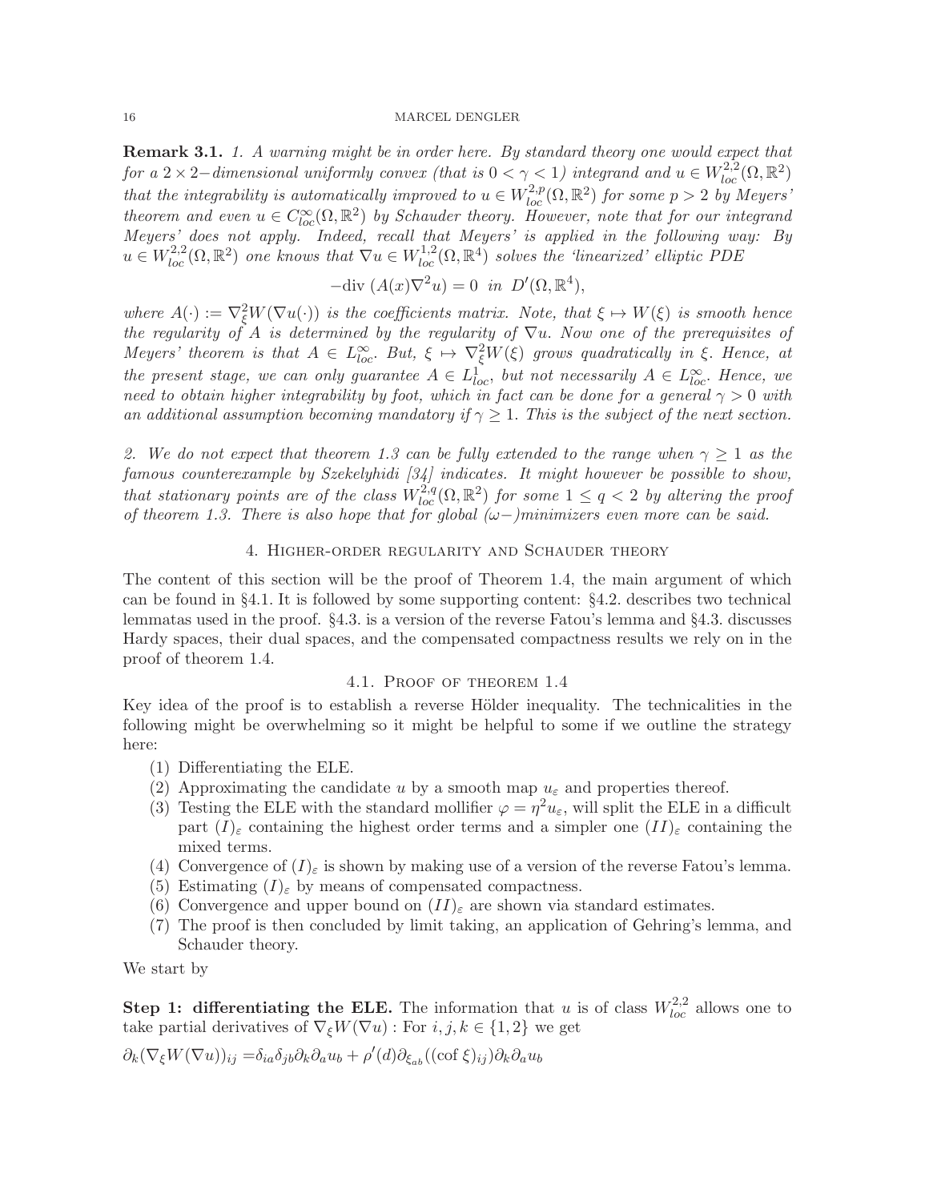**Remark 3.1.** *1. A warning might be in order here. By standard theory one would expect that for a $2\times 2-$dimensional uniformly convex (that is $0<\gamma<1$) integrand and $u\in W^{2,2}_{loc}(\Omega,\mathbb{R}^2)$ that the integrability is automatically improved to $u\in W^{2,p}_{loc}(\Omega,\mathbb{R}^2)$ for some $p>2$ by Meyers' theorem and even $u\in C^\infty_{loc}(\Omega,\mathbb{R}^2)$ by Schauder theory. However, note that for our integrand Meyers' does not apply. Indeed, recall that Meyers' is applied in the following way: By $u\in W^{2,2}_{loc}(\Omega,\mathbb{R}^2)$ one knows that $\nabla u\in W^{1,2}_{loc}(\Omega,\mathbb{R}^4)$ solves the 'linearized' elliptic PDE*

$$-\text{div } (A(x)\nabla^2 u)=0 \ \text{ in } \ D'(\Omega,\mathbb{R}^4),$$

*where $A(\cdot):=\nabla^2_\xi W(\nabla u(\cdot))$ is the coefficients matrix. Note, that $\xi\mapsto W(\xi)$ is smooth hence the regularity of $A$ is determined by the regularity of $\nabla u$. Now one of the prerequisites of Meyers' theorem is that $A\in L^\infty_{loc}$. But, $\xi\mapsto\nabla^2_\xi W(\xi)$ grows quadratically in $\xi$. Hence, at the present stage, we can only guarantee $A\in L^1_{loc}$, but not necessarily $A\in L^\infty_{loc}$. Hence, we need to obtain higher integrability by foot, which in fact can be done for a general $\gamma>0$ with an additional assumption becoming mandatory if $\gamma\geq 1$. This is the subject of the next section.*

*2. We do not expect that theorem 1.3 can be fully extended to the range when $\gamma\geq 1$ as the famous counterexample by Szekelyhidi [34] indicates. It might however be possible to show, that stationary points are of the class $W^{2,q}_{loc}(\Omega,\mathbb{R}^2)$ for some $1\leq q<2$ by altering the proof of theorem 1.3. There is also hope that for global $(\omega-)$minimizers even more can be said.*

## 4. Higher-order regularity and Schauder theory

The content of this section will be the proof of Theorem 1.4, the main argument of which can be found in §4.1. It is followed by some supporting content: §4.2. describes two technical lemmatas used in the proof. §4.3. is a version of the reverse Fatou's lemma and §4.3. discusses Hardy spaces, their dual spaces, and the compensated compactness results we rely on in the proof of theorem 1.4.

### 4.1. Proof of theorem 1.4

Key idea of the proof is to establish a reverse Hölder inequality. The technicalities in the following might be overwhelming so it might be helpful to some if we outline the strategy here:

1. Differentiating the ELE.
2. Approximating the candidate $u$ by a smooth map $u_\varepsilon$ and properties thereof.
3. Testing the ELE with the standard mollifier $\varphi=\eta^2 u_\varepsilon$, will split the ELE in a difficult part $(I)_\varepsilon$ containing the highest order terms and a simpler one $(II)_\varepsilon$ containing the mixed terms.
4. Convergence of $(I)_\varepsilon$ is shown by making use of a version of the reverse Fatou's lemma.
5. Estimating $(I)_\varepsilon$ by means of compensated compactness.
6. Convergence and upper bound on $(II)_\varepsilon$ are shown via standard estimates.
7. The proof is then concluded by limit taking, an application of Gehring's lemma, and Schauder theory.

We start by

**Step 1: differentiating the ELE.** The information that $u$ is of class $W^{2,2}_{loc}$ allows one to take partial derivatives of $\nabla_\xi W(\nabla u)$ : For $i,j,k\in\{1,2\}$ we get

$$\partial_k(\nabla_\xi W(\nabla u))_{ij}=\delta_{ia}\delta_{jb}\partial_k\partial_a u_b+\rho'(d)\partial_{\xi_{ab}}((\text{cof }\xi)_{ij})\partial_k\partial_a u_b$$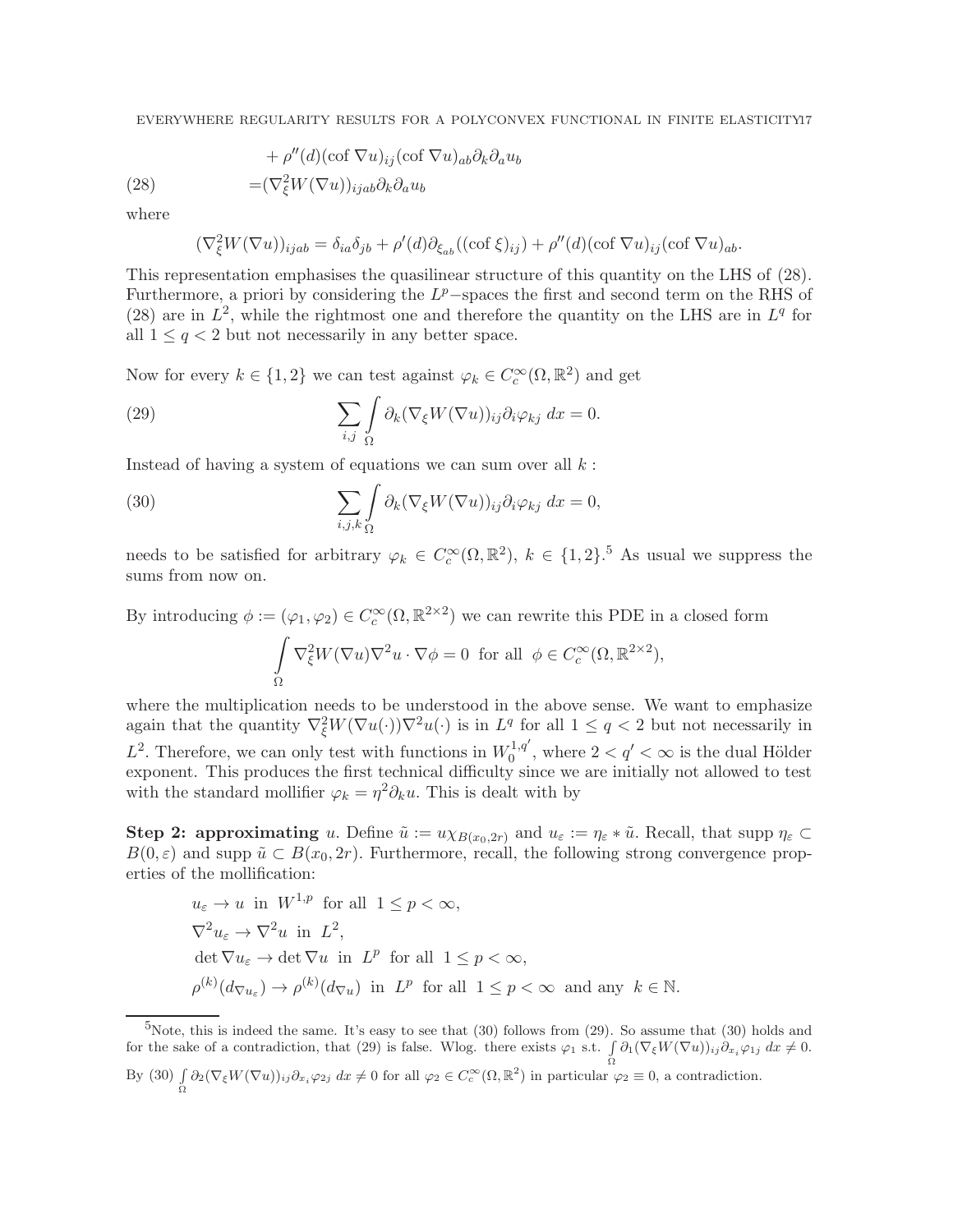$$
\begin{aligned}
&\quad + \rho''(d)(\operatorname{cof} \nabla u)_{ij}(\operatorname{cof} \nabla u)_{ab}\partial_k \partial_a u_b \\
&= (\nabla_\xi^2 W(\nabla u))_{ijab}\partial_k \partial_a u_b \qquad (28)
\end{aligned}
$$

where

$$
(\nabla_\xi^2 W(\nabla u))_{ijab} = \delta_{ia}\delta_{jb} + \rho'(d)\partial_{\xi_{ab}}((\operatorname{cof} \xi)_{ij}) + \rho''(d)(\operatorname{cof} \nabla u)_{ij}(\operatorname{cof} \nabla u)_{ab}.
$$

This representation emphasises the quasilinear structure of this quantity on the LHS of (28). Furthermore, a priori by considering the $L^p-$spaces the first and second term on the RHS of (28) are in $L^2$, while the rightmost one and therefore the quantity on the LHS are in $L^q$ for all $1 \le q < 2$ but not necessarily in any better space.

Now for every $k \in \{1,2\}$ we can test against $\varphi_k \in C_c^\infty(\Omega, \mathbb{R}^2)$ and get

$$
\sum_{i,j} \int_\Omega \partial_k (\nabla_\xi W(\nabla u))_{ij} \partial_i \varphi_{kj} \, dx = 0. \qquad (29)
$$

Instead of having a system of equations we can sum over all $k$ :

$$
\sum_{i,j,k} \int_\Omega \partial_k (\nabla_\xi W(\nabla u))_{ij} \partial_i \varphi_{kj} \, dx = 0, \qquad (30)
$$

needs to be satisfied for arbitrary $\varphi_k \in C_c^\infty(\Omega, \mathbb{R}^2)$, $k \in \{1,2\}$.[5] As usual we suppress the sums from now on.

By introducing $\phi := (\varphi_1, \varphi_2) \in C_c^\infty(\Omega, \mathbb{R}^{2\times 2})$ we can rewrite this PDE in a closed form

$$
\int_\Omega \nabla_\xi^2 W(\nabla u)\nabla^2 u \cdot \nabla \phi = 0 \text{ for all } \phi \in C_c^\infty(\Omega, \mathbb{R}^{2\times 2}),
$$

where the multiplication needs to be understood in the above sense. We want to emphasize again that the quantity $\nabla_\xi^2 W(\nabla u(\cdot))\nabla^2 u(\cdot)$ is in $L^q$ for all $1 \le q < 2$ but not necessarily in $L^2$. Therefore, we can only test with functions in $W_0^{1,q'}$, where $2 < q' < \infty$ is the dual Hölder exponent. This produces the first technical difficulty since we are initially not allowed to test with the standard mollifier $\varphi_k = \eta^2 \partial_k u$. This is dealt with by

**Step 2: approximating** $u$. Define $\tilde{u} := u\chi_{B(x_0,2r)}$ and $u_\varepsilon := \eta_\varepsilon * \tilde{u}$. Recall, that $\operatorname{supp} \eta_\varepsilon \subset B(0,\varepsilon)$ and $\operatorname{supp} \tilde{u} \subset B(x_0, 2r)$. Furthermore, recall, the following strong convergence properties of the mollification:

$$
\begin{aligned}
&u_\varepsilon \to u \text{ in } W^{1,p} \text{ for all } 1 \le p < \infty, \\
&\nabla^2 u_\varepsilon \to \nabla^2 u \text{ in } L^2, \\
&\det \nabla u_\varepsilon \to \det \nabla u \text{ in } L^p \text{ for all } 1 \le p < \infty, \\
&\rho^{(k)}(d_{\nabla u_\varepsilon}) \to \rho^{(k)}(d_{\nabla u}) \text{ in } L^p \text{ for all } 1 \le p < \infty \text{ and any } k \in \mathbb{N}.
\end{aligned}
$$

---

[5] Note, this is indeed the same. It's easy to see that (30) follows from (29). So assume that (30) holds and for the sake of a contradiction, that (29) is false. Wlog. there exists $\varphi_1$ s.t. $\int_\Omega \partial_1 (\nabla_\xi W(\nabla u))_{ij} \partial_{x_i} \varphi_{1j} \, dx \neq 0$. By (30) $\int_\Omega \partial_2 (\nabla_\xi W(\nabla u))_{ij} \partial_{x_i} \varphi_{2j} \, dx \neq 0$ for all $\varphi_2 \in C_c^\infty(\Omega, \mathbb{R}^2)$ in particular $\varphi_2 \equiv 0$, a contradiction.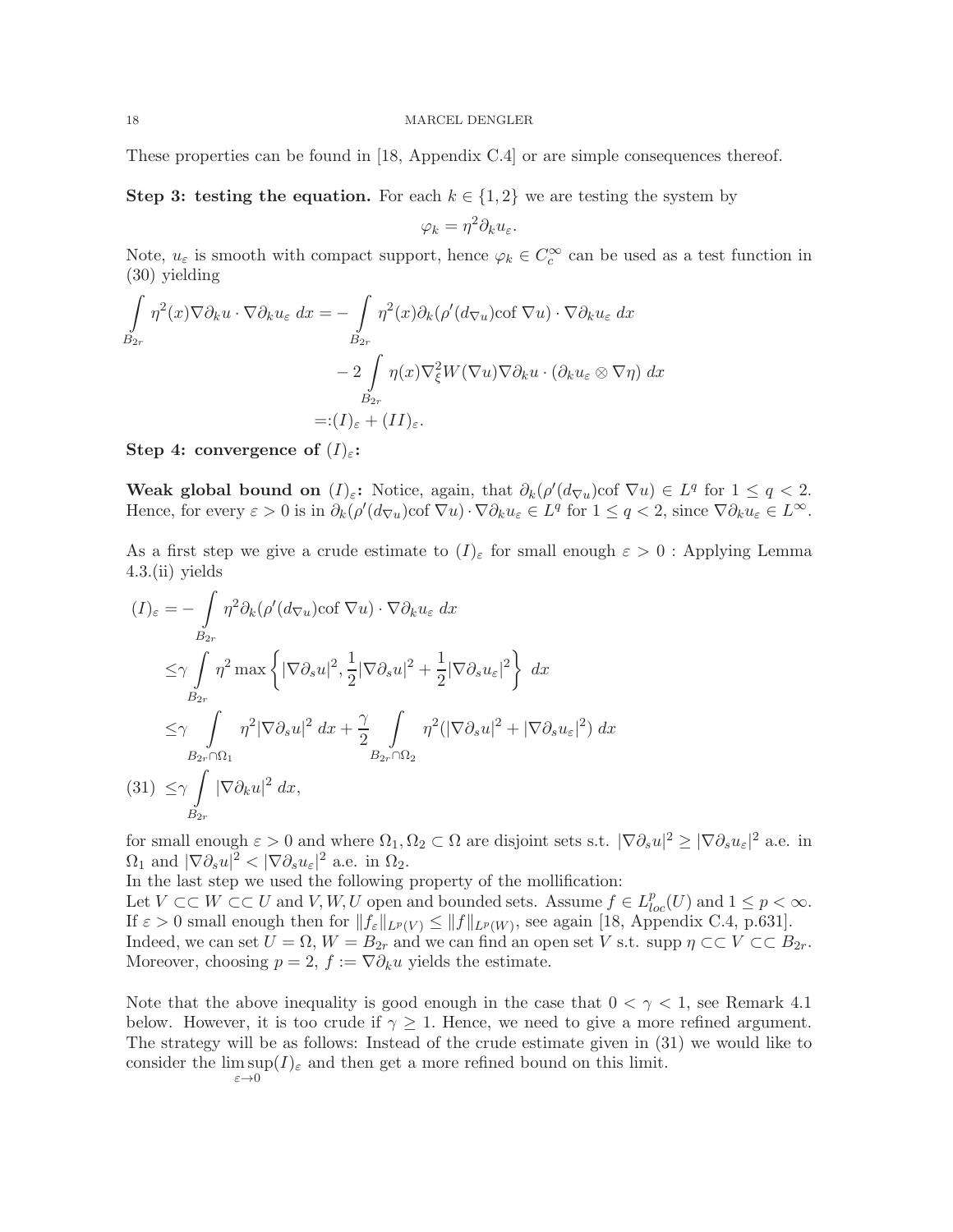These properties can be found in [18, Appendix C.4] or are simple consequences thereof.

**Step 3: testing the equation.** For each $k \in \{1, 2\}$ we are testing the system by

$$\varphi_k = \eta^2 \partial_k u_\varepsilon.$$

Note, $u_\varepsilon$ is smooth with compact support, hence $\varphi_k \in C_c^\infty$ can be used as a test function in (30) yielding

$$\begin{aligned}
\int_{B_{2r}} \eta^2(x) \nabla \partial_k u \cdot \nabla \partial_k u_\varepsilon \, dx = & - \int_{B_{2r}} \eta^2(x) \partial_k (\rho'(d_{\nabla u}) \text{cof } \nabla u) \cdot \nabla \partial_k u_\varepsilon \, dx \\
& - 2 \int_{B_{2r}} \eta(x) \nabla_\xi^2 W(\nabla u) \nabla \partial_k u \cdot (\partial_k u_\varepsilon \otimes \nabla \eta) \, dx \\
=: & (I)_\varepsilon + (II)_\varepsilon.
\end{aligned}$$

**Step 4: convergence of $(I)_\varepsilon$:**

**Weak global bound on $(I)_\varepsilon$:** Notice, again, that $\partial_k(\rho'(d_{\nabla u}) \text{cof } \nabla u) \in L^q$ for $1 \leq q < 2$. Hence, for every $\varepsilon > 0$ is in $\partial_k(\rho'(d_{\nabla u}) \text{cof } \nabla u) \cdot \nabla \partial_k u_\varepsilon \in L^q$ for $1 \leq q < 2$, since $\nabla \partial_k u_\varepsilon \in L^\infty$.

As a first step we give a crude estimate to $(I)_\varepsilon$ for small enough $\varepsilon > 0$ : Applying Lemma 4.3.(ii) yields

$$\begin{aligned}
(I)_\varepsilon = & - \int_{B_{2r}} \eta^2 \partial_k (\rho'(d_{\nabla u}) \text{cof } \nabla u) \cdot \nabla \partial_k u_\varepsilon \, dx \\
\leq & \gamma \int_{B_{2r}} \eta^2 \max \left\{ |\nabla \partial_s u|^2, \frac{1}{2} |\nabla \partial_s u|^2 + \frac{1}{2} |\nabla \partial_s u_\varepsilon|^2 \right\} \, dx \\
\leq & \gamma \int_{B_{2r} \cap \Omega_1} \eta^2 |\nabla \partial_s u|^2 \, dx + \frac{\gamma}{2} \int_{B_{2r} \cap \Omega_2} \eta^2 (|\nabla \partial_s u|^2 + |\nabla \partial_s u_\varepsilon|^2) \, dx \\
\leq & \gamma \int_{B_{2r}} |\nabla \partial_k u|^2 \, dx, \qquad (31)
\end{aligned}$$

for small enough $\varepsilon > 0$ and where $\Omega_1, \Omega_2 \subset \Omega$ are disjoint sets s.t. $|\nabla \partial_s u|^2 \geq |\nabla \partial_s u_\varepsilon|^2$ a.e. in $\Omega_1$ and $|\nabla \partial_s u|^2 < |\nabla \partial_s u_\varepsilon|^2$ a.e. in $\Omega_2$.

In the last step we used the following property of the mollification:

Let $V \subset\subset W \subset\subset U$ and $V, W, U$ open and bounded sets. Assume $f \in L^p_{loc}(U)$ and $1 \leq p < \infty$. If $\varepsilon > 0$ small enough then for $\|f_\varepsilon\|_{L^p(V)} \leq \|f\|_{L^p(W)}$, see again [18, Appendix C.4, p.631]. Indeed, we can set $U = \Omega$, $W = B_{2r}$ and we can find an open set $V$ s.t. supp $\eta \subset\subset V \subset\subset B_{2r}$. Moreover, choosing $p = 2$, $f := \nabla \partial_k u$ yields the estimate.

Note that the above inequality is good enough in the case that $0 < \gamma < 1$, see Remark 4.1 below. However, it is too crude if $\gamma \geq 1$. Hence, we need to give a more refined argument. The strategy will be as follows: Instead of the crude estimate given in (31) we would like to consider the $\limsup_{\varepsilon \to 0} (I)_\varepsilon$ and then get a more refined bound on this limit.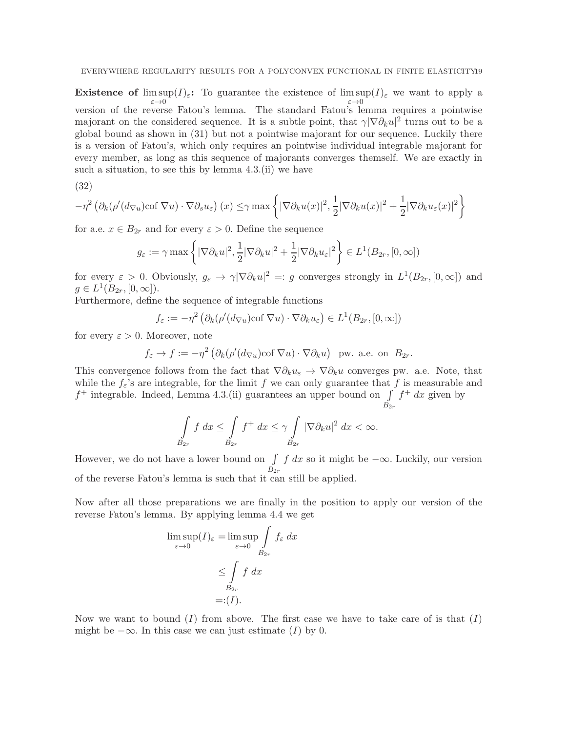**Existence of** $\limsup_{\varepsilon\to 0}(I)_\varepsilon$**:** To guarantee the existence of $\limsup_{\varepsilon\to 0}(I)_\varepsilon$ we want to apply a version of the reverse Fatou's lemma. The standard Fatou's lemma requires a pointwise majorant on the considered sequence. It is a subtle point, that $\gamma|\nabla\partial_k u|^2$ turns out to be a global bound as shown in (31) but not a pointwise majorant for our sequence. Luckily there is a version of Fatou's, which only requires an pointwise individual integrable majorant for every member, as long as this sequence of majorants converges themself. We are exactly in such a situation, to see this by lemma 4.3.(ii) we have

(32)

$$-\eta^2\left(\partial_k(\rho'(d_{\nabla u})\text{cof }\nabla u)\cdot\nabla\partial_s u_\varepsilon\right)(x) \leq \gamma\max\left\{|\nabla\partial_k u(x)|^2, \frac{1}{2}|\nabla\partial_k u(x)|^2 + \frac{1}{2}|\nabla\partial_k u_\varepsilon(x)|^2\right\}$$

for a.e. $x\in B_{2r}$ and for every $\varepsilon>0$. Define the sequence

$$g_\varepsilon := \gamma\max\left\{|\nabla\partial_k u|^2, \frac{1}{2}|\nabla\partial_k u|^2 + \frac{1}{2}|\nabla\partial_k u_\varepsilon|^2\right\}\in L^1(B_{2r},[0,\infty])$$

for every $\varepsilon>0$. Obviously, $g_\varepsilon\to\gamma|\nabla\partial_k u|^2 =: g$ converges strongly in $L^1(B_{2r},[0,\infty])$ and $g\in L^1(B_{2r},[0,\infty])$.
Furthermore, define the sequence of integrable functions

$$f_\varepsilon := -\eta^2\left(\partial_k(\rho'(d_{\nabla u})\text{cof }\nabla u)\cdot\nabla\partial_k u_\varepsilon\right)\in L^1(B_{2r},[0,\infty])$$

for every $\varepsilon>0$. Moreover, note

$$f_\varepsilon\to f := -\eta^2\left(\partial_k(\rho'(d_{\nabla u})\text{cof }\nabla u)\cdot\nabla\partial_k u\right)\ \text{ pw. a.e. on } B_{2r}.$$

This convergence follows from the fact that $\nabla\partial_k u_\varepsilon\to\nabla\partial_k u$ converges pw. a.e. Note, that while the $f_\varepsilon$'s are integrable, for the limit $f$ we can only guarantee that $f$ is measurable and $f^+$ integrable. Indeed, Lemma 4.3.(ii) guarantees an upper bound on $\int_{B_{2r}} f^+\,dx$ given by

$$\int_{B_{2r}} f\,dx \leq \int_{B_{2r}} f^+\,dx \leq \gamma\int_{B_{2r}}|\nabla\partial_k u|^2\,dx < \infty.$$

However, we do not have a lower bound on $\int_{B_{2r}} f\,dx$ so it might be $-\infty$. Luckily, our version of the reverse Fatou's lemma is such that it can still be applied.

Now after all those preparations we are finally in the position to apply our version of the reverse Fatou's lemma. By applying lemma 4.4 we get

$$\begin{aligned}\limsup_{\varepsilon\to 0}(I)_\varepsilon &= \limsup_{\varepsilon\to 0}\int_{B_{2r}} f_\varepsilon\,dx\\ &\leq \int_{B_{2r}} f\,dx\\ &=:(I).\end{aligned}$$

Now we want to bound $(I)$ from above. The first case we have to take care of is that $(I)$ might be $-\infty$. In this case we can just estimate $(I)$ by 0.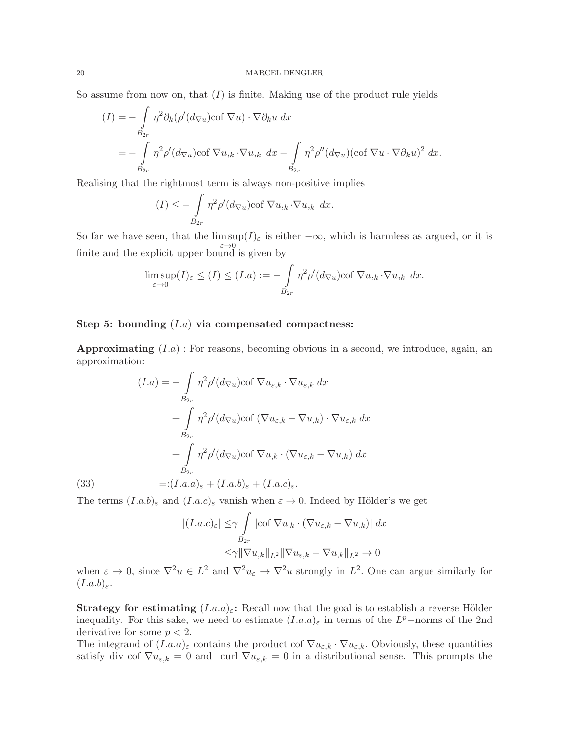So assume from now on, that $(I)$ is finite. Making use of the product rule yields

$$
\begin{aligned}
(I) &= -\int_{B_{2r}} \eta^2 \partial_k (\rho'(d_{\nabla u}) \text{cof } \nabla u) \cdot \nabla \partial_k u \; dx \\
&= -\int_{B_{2r}} \eta^2 \rho'(d_{\nabla u}) \text{cof } \nabla u_{,k} \cdot \nabla u_{,k} \; dx - \int_{B_{2r}} \eta^2 \rho''(d_{\nabla u}) (\text{cof } \nabla u \cdot \nabla \partial_k u)^2 \; dx.
\end{aligned}
$$

Realising that the rightmost term is always non-positive implies

$$
(I) \leq -\int_{B_{2r}} \eta^2 \rho'(d_{\nabla u}) \text{cof } \nabla u_{,k} \cdot \nabla u_{,k} \; dx.
$$

So far we have seen, that the $\limsup_{\varepsilon \to 0} (I)_\varepsilon$ is either $-\infty$, which is harmless as argued, or it is finite and the explicit upper bound is given by

$$
\limsup_{\varepsilon \to 0} (I)_\varepsilon \leq (I) \leq (I.a) := -\int_{B_{2r}} \eta^2 \rho'(d_{\nabla u}) \text{cof } \nabla u_{,k} \cdot \nabla u_{,k} \; dx.
$$

**Step 5: bounding $(I.a)$ via compensated compactness:**

**Approximating $(I.a)$** : For reasons, becoming obvious in a second, we introduce, again, an approximation:

$$
\begin{aligned}
(I.a) &= -\int_{B_{2r}} \eta^2 \rho'(d_{\nabla u}) \text{cof } \nabla u_{\varepsilon,k} \cdot \nabla u_{\varepsilon,k} \; dx \\
&\quad + \int_{B_{2r}} \eta^2 \rho'(d_{\nabla u}) \text{cof } (\nabla u_{\varepsilon,k} - \nabla u_{,k}) \cdot \nabla u_{\varepsilon,k} \; dx \\
&\quad + \int_{B_{2r}} \eta^2 \rho'(d_{\nabla u}) \text{cof } \nabla u_{,k} \cdot (\nabla u_{\varepsilon,k} - \nabla u_{,k}) \; dx \\
&=: (I.a.a)_\varepsilon + (I.a.b)_\varepsilon + (I.a.c)_\varepsilon. 
\end{aligned} \tag{33}
$$

The terms $(I.a.b)_\varepsilon$ and $(I.a.c)_\varepsilon$ vanish when $\varepsilon \to 0$. Indeed by Hölder's we get

$$
\begin{aligned}
|(I.a.c)_\varepsilon| &\leq \gamma \int_{B_{2r}} |\text{cof } \nabla u_{,k} \cdot (\nabla u_{\varepsilon,k} - \nabla u_{,k})| \; dx \\
&\leq \gamma \|\nabla u_{,k}\|_{L^2} \|\nabla u_{\varepsilon,k} - \nabla u_{,k}\|_{L^2} \to 0
\end{aligned}
$$

when $\varepsilon \to 0$, since $\nabla^2 u \in L^2$ and $\nabla^2 u_\varepsilon \to \nabla^2 u$ strongly in $L^2$. One can argue similarly for $(I.a.b)_\varepsilon$.

**Strategy for estimating $(I.a.a)_\varepsilon$:** Recall now that the goal is to establish a reverse Hölder inequality. For this sake, we need to estimate $(I.a.a)_\varepsilon$ in terms of the $L^p-$norms of the 2nd derivative for some $p < 2$.

The integrand of $(I.a.a)_\varepsilon$ contains the product $\text{cof } \nabla u_{\varepsilon,k} \cdot \nabla u_{\varepsilon,k}$. Obviously, these quantities satisfy $\text{div cof } \nabla u_{\varepsilon,k} = 0$ and $\text{curl } \nabla u_{\varepsilon,k} = 0$ in a distributional sense. This prompts the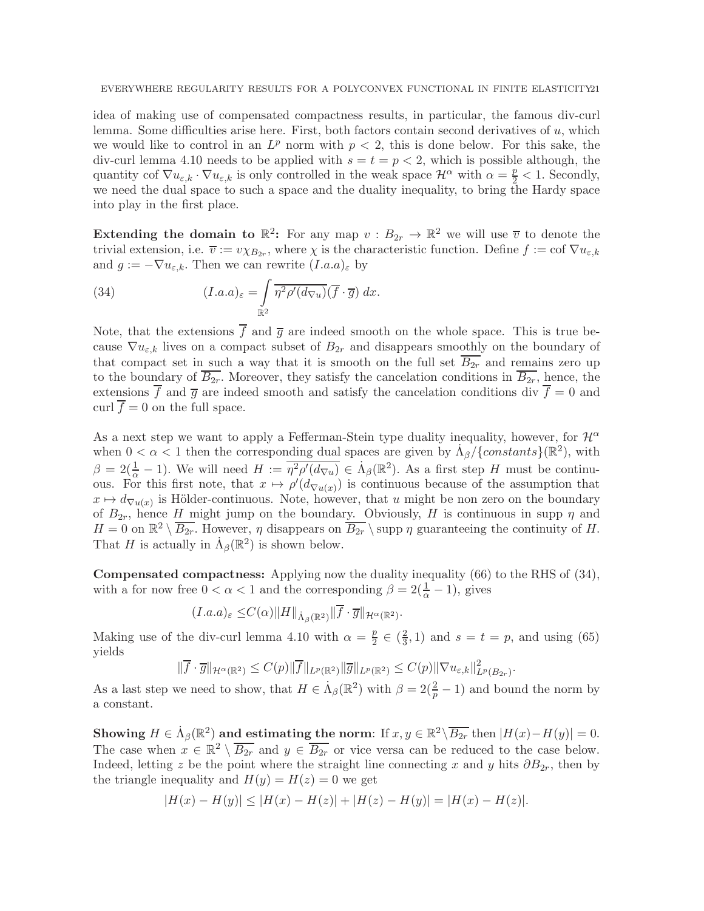idea of making use of compensated compactness results, in particular, the famous div-curl lemma. Some difficulties arise here. First, both factors contain second derivatives of $u$, which we would like to control in an $L^p$ norm with $p < 2$, this is done below. For this sake, the div-curl lemma 4.10 needs to be applied with $s = t = p < 2$, which is possible although, the quantity $\operatorname{cof} \nabla u_{\varepsilon,k} \cdot \nabla u_{\varepsilon,k}$ is only controlled in the weak space $\mathcal{H}^\alpha$ with $\alpha = \frac{p}{2} < 1$. Secondly, we need the dual space to such a space and the duality inequality, to bring the Hardy space into play in the first place.

**Extending the domain to $\mathbb{R}^2$:** For any map $v : B_{2r} \to \mathbb{R}^2$ we will use $\overline{v}$ to denote the trivial extension, i.e. $\overline{v} := v\chi_{B_{2r}}$, where $\chi$ is the characteristic function. Define $f := \operatorname{cof} \nabla u_{\varepsilon,k}$ and $g := -\nabla u_{\varepsilon,k}$. Then we can rewrite $(I.a.a)_\varepsilon$ by

$$(I.a.a)_\varepsilon = \int_{\mathbb{R}^2} \overline{\eta^2 \rho'(d_{\nabla u})}(\overline{f} \cdot \overline{g})\, dx. \tag{34}$$

Note, that the extensions $\overline{f}$ and $\overline{g}$ are indeed smooth on the whole space. This is true because $\nabla u_{\varepsilon,k}$ lives on a compact subset of $B_{2r}$ and disappears smoothly on the boundary of that compact set in such a way that it is smooth on the full set $\overline{B_{2r}}$ and remains zero up to the boundary of $\overline{B_{2r}}$. Moreover, they satisfy the cancelation conditions in $\overline{B_{2r}}$, hence, the extensions $\overline{f}$ and $\overline{g}$ are indeed smooth and satisfy the cancelation conditions $\operatorname{div} \overline{f} = 0$ and $\operatorname{curl} \overline{f} = 0$ on the full space.

As a next step we want to apply a Fefferman-Stein type duality inequality, however, for $\mathcal{H}^\alpha$ when $0 < \alpha < 1$ then the corresponding dual spaces are given by $\dot{\Lambda}_\beta/\{constants\}(\mathbb{R}^2)$, with $\beta = 2(\frac{1}{\alpha} - 1)$. We will need $H := \overline{\eta^2 \rho'(d_{\nabla u})} \in \dot{\Lambda}_\beta(\mathbb{R}^2)$. As a first step $H$ must be continuous. For this first note, that $x \mapsto \rho'(d_{\nabla u(x)})$ is continuous because of the assumption that $x \mapsto d_{\nabla u(x)}$ is Hölder-continuous. Note, however, that $u$ might be non zero on the boundary of $B_{2r}$, hence $H$ might jump on the boundary. Obviously, $H$ is continuous in $\operatorname{supp} \eta$ and $H = 0$ on $\mathbb{R}^2 \setminus \overline{B_{2r}}$. However, $\eta$ disappears on $\overline{B_{2r}} \setminus \operatorname{supp} \eta$ guaranteeing the continuity of $H$. That $H$ is actually in $\dot{\Lambda}_\beta(\mathbb{R}^2)$ is shown below.

**Compensated compactness:** Applying now the duality inequality (66) to the RHS of (34), with a for now free $0 < \alpha < 1$ and the corresponding $\beta = 2(\frac{1}{\alpha} - 1)$, gives

$$(I.a.a)_\varepsilon \leq C(\alpha) \|H\|_{\dot{\Lambda}_\beta(\mathbb{R}^2)} \|\overline{f} \cdot \overline{g}\|_{\mathcal{H}^\alpha(\mathbb{R}^2)}.$$

Making use of the div-curl lemma 4.10 with $\alpha = \frac{p}{2} \in (\frac{2}{3}, 1)$ and $s = t = p$, and using (65) yields

$$\|\overline{f} \cdot \overline{g}\|_{\mathcal{H}^\alpha(\mathbb{R}^2)} \leq C(p) \|\overline{f}\|_{L^p(\mathbb{R}^2)} \|\overline{g}\|_{L^p(\mathbb{R}^2)} \leq C(p) \|\nabla u_{\varepsilon,k}\|^2_{L^p(B_{2r})}.$$

As a last step we need to show, that $H \in \dot{\Lambda}_\beta(\mathbb{R}^2)$ with $\beta = 2(\frac{2}{p} - 1)$ and bound the norm by a constant.

**Showing $H \in \dot{\Lambda}_\beta(\mathbb{R}^2)$ and estimating the norm**: If $x, y \in \mathbb{R}^2 \setminus \overline{B_{2r}}$ then $|H(x) - H(y)| = 0$. The case when $x \in \mathbb{R}^2 \setminus \overline{B_{2r}}$ and $y \in \overline{B_{2r}}$ or vice versa can be reduced to the case below. Indeed, letting $z$ be the point where the straight line connecting $x$ and $y$ hits $\partial B_{2r}$, then by the triangle inequality and $H(y) = H(z) = 0$ we get

$$|H(x) - H(y)| \leq |H(x) - H(z)| + |H(z) - H(y)| = |H(x) - H(z)|.$$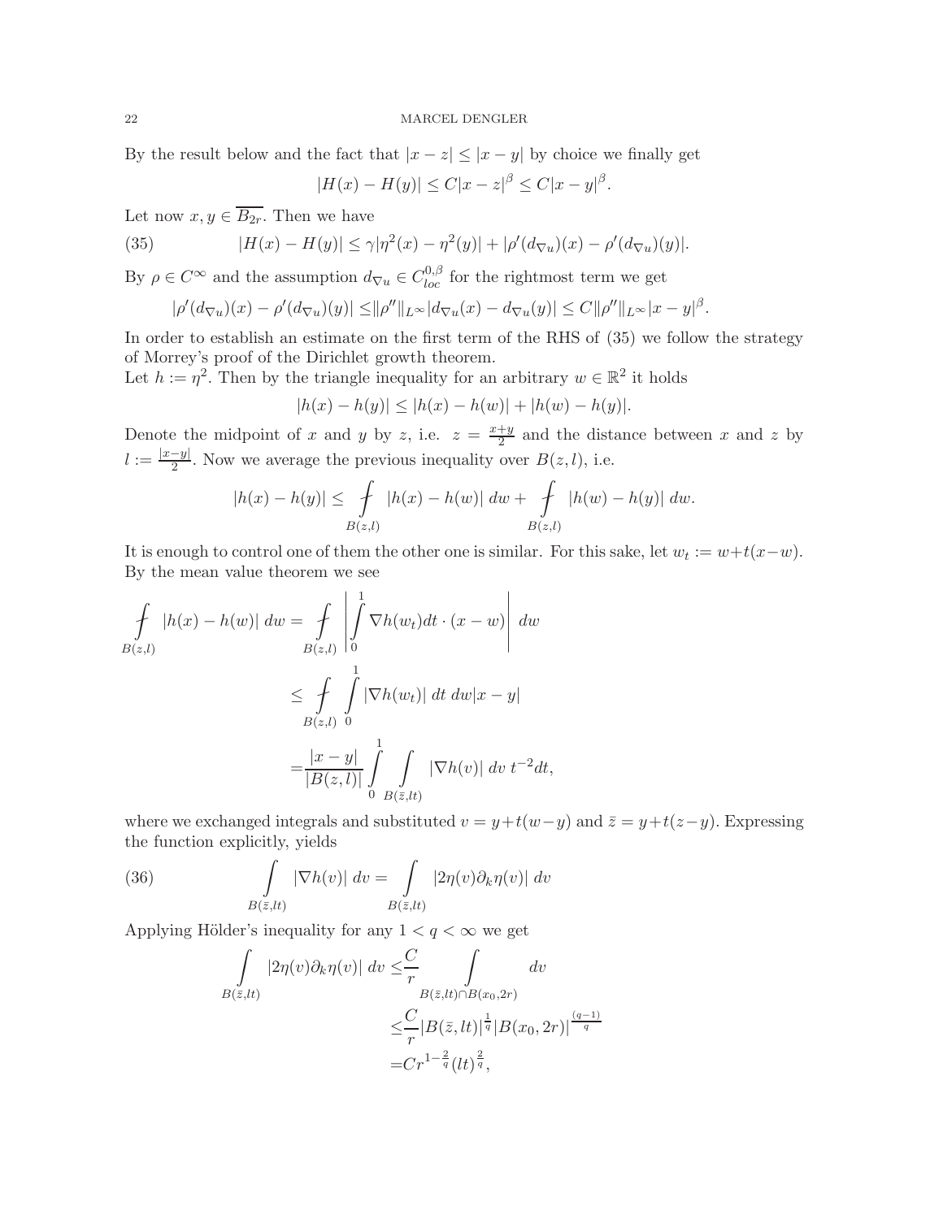By the result below and the fact that $|x-z| \leq |x-y|$ by choice we finally get

$$|H(x) - H(y)| \leq C|x-z|^\beta \leq C|x-y|^\beta.$$

Let now $x, y \in \overline{B_{2r}}$. Then we have

$$|H(x) - H(y)| \leq \gamma|\eta^2(x) - \eta^2(y)| + |\rho'(d_{\nabla u})(x) - \rho'(d_{\nabla u})(y)|. \tag{35}$$

By $\rho \in C^\infty$ and the assumption $d_{\nabla u} \in C^{0,\beta}_{loc}$ for the rightmost term we get

$$|\rho'(d_{\nabla u})(x) - \rho'(d_{\nabla u})(y)| \leq \|\rho''\|_{L^\infty}|d_{\nabla u}(x) - d_{\nabla u}(y)| \leq C\|\rho''\|_{L^\infty}|x-y|^\beta.$$

In order to establish an estimate on the first term of the RHS of (35) we follow the strategy of Morrey's proof of the Dirichlet growth theorem.

Let $h := \eta^2$. Then by the triangle inequality for an arbitrary $w \in \mathbb{R}^2$ it holds

$$|h(x) - h(y)| \leq |h(x) - h(w)| + |h(w) - h(y)|.$$

Denote the midpoint of $x$ and $y$ by $z$, i.e. $z = \frac{x+y}{2}$ and the distance between $x$ and $z$ by $l := \frac{|x-y|}{2}$. Now we average the previous inequality over $B(z,l)$, i.e.

$$|h(x) - h(y)| \leq \fint_{B(z,l)} |h(x) - h(w)| \, dw + \fint_{B(z,l)} |h(w) - h(y)| \, dw.$$

It is enough to control one of them the other one is similar. For this sake, let $w_t := w + t(x-w)$. By the mean value theorem we see

$$\begin{aligned}
\fint_{B(z,l)} |h(x) - h(w)| \, dw &= \fint_{B(z,l)} \left| \int_0^1 \nabla h(w_t) dt \cdot (x-w) \right| \, dw \\
&\leq \fint_{B(z,l)} \int_0^1 |\nabla h(w_t)| \, dt \, dw |x-y| \\
&= \frac{|x-y|}{|B(z,l)|} \int_0^1 \int_{B(\bar{z},lt)} |\nabla h(v)| \, dv \, t^{-2} dt,
\end{aligned}$$

where we exchanged integrals and substituted $v = y + t(w-y)$ and $\bar{z} = y + t(z-y)$. Expressing the function explicitly, yields

$$\int_{B(\bar{z},lt)} |\nabla h(v)| \, dv = \int_{B(\bar{z},lt)} |2\eta(v)\partial_k \eta(v)| \, dv \tag{36}$$

Applying Hölder's inequality for any $1 < q < \infty$ we get

$$\begin{aligned}
\int_{B(\bar{z},lt)} |2\eta(v)\partial_k \eta(v)| \, dv &\leq \frac{C}{r} \int_{B(\bar{z},lt) \cap B(x_0,2r)} dv \\
&\leq \frac{C}{r} |B(\bar{z},lt)|^{\frac{1}{q}} |B(x_0,2r)|^{\frac{(q-1)}{q}} \\
&= Cr^{1-\frac{2}{q}}(lt)^{\frac{2}{q}},
\end{aligned}$$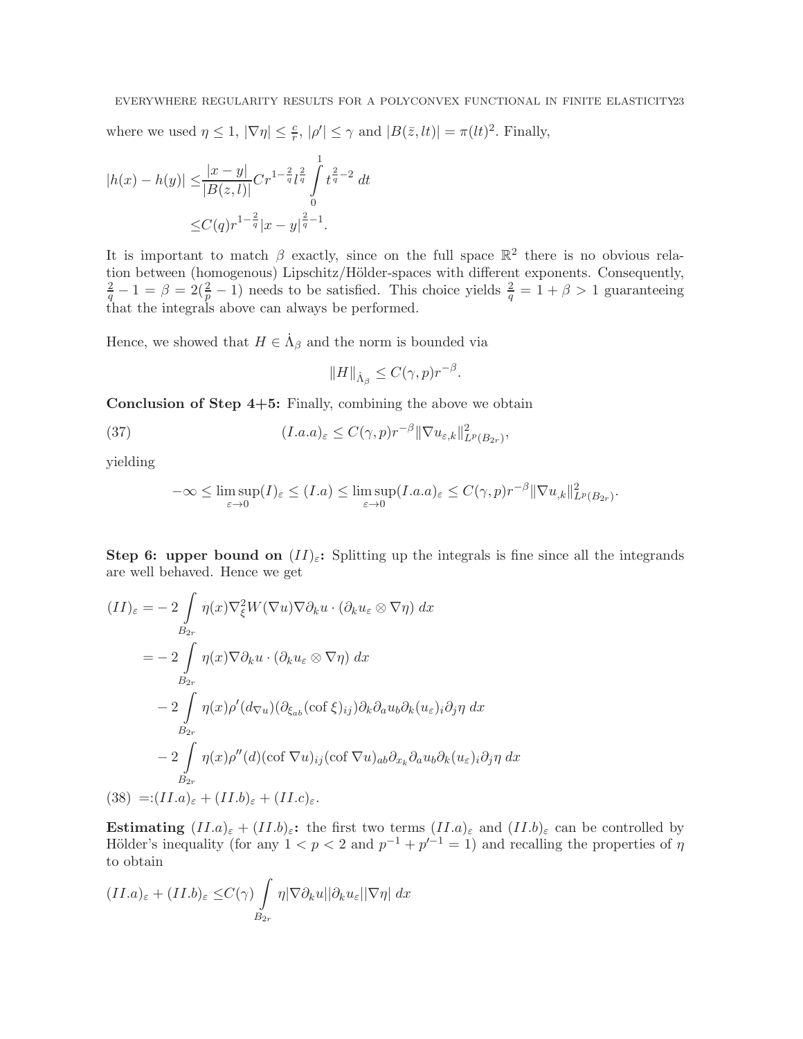where we used $\eta \leq 1$, $|\nabla \eta| \leq \frac{c}{r}$, $|\rho'| \leq \gamma$ and $|B(\bar{z}, lt)| = \pi(lt)^2$. Finally,

$$
\begin{aligned}
|h(x) - h(y)| \leq & \frac{|x-y|}{|B(z,l)|} C r^{1-\frac{2}{q}} l^{\frac{2}{q}} \int_0^1 t^{\frac{2}{q}-2}\, dt \\
\leq & C(q) r^{1-\frac{2}{q}} |x-y|^{\frac{2}{q}-1}.
\end{aligned}
$$

It is important to match $\beta$ exactly, since on the full space $\mathbb{R}^2$ there is no obvious relation between (homogenous) Lipschitz/Hölder-spaces with different exponents. Consequently, $\frac{2}{q} - 1 = \beta = 2(\frac{2}{p} - 1)$ needs to be satisfied. This choice yields $\frac{2}{q} = 1 + \beta > 1$ guaranteeing that the integrals above can always be performed.

Hence, we showed that $H \in \dot{\Lambda}_\beta$ and the norm is bounded via

$$
\|H\|_{\dot{\Lambda}_\beta} \leq C(\gamma, p) r^{-\beta}.
$$

**Conclusion of Step 4+5:** Finally, combining the above we obtain

$$
(I.a.a)_\varepsilon \leq C(\gamma, p) r^{-\beta} \|\nabla u_{\varepsilon,k}\|^2_{L^p(B_{2r})}, \tag{37}
$$

yielding

$$
-\infty \leq \limsup_{\varepsilon \to 0} (I)_\varepsilon \leq (I.a) \leq \limsup_{\varepsilon \to 0} (I.a.a)_\varepsilon \leq C(\gamma, p) r^{-\beta} \|\nabla u_{,k}\|^2_{L^p(B_{2r})}.
$$

**Step 6: upper bound on $(II)_\varepsilon$:** Splitting up the integrals is fine since all the integrands are well behaved. Hence we get

$$
\begin{aligned}
(II)_\varepsilon = & -2 \int_{B_{2r}} \eta(x) \nabla^2_\xi W(\nabla u) \nabla \partial_k u \cdot (\partial_k u_\varepsilon \otimes \nabla \eta)\, dx \\
= & -2 \int_{B_{2r}} \eta(x) \nabla \partial_k u \cdot (\partial_k u_\varepsilon \otimes \nabla \eta)\, dx \\
& -2 \int_{B_{2r}} \eta(x) \rho'(d_{\nabla u}) (\partial_{\xi_{ab}} (\operatorname{cof} \xi)_{ij}) \partial_k \partial_a u_b \partial_k (u_\varepsilon)_i \partial_j \eta\, dx \\
& -2 \int_{B_{2r}} \eta(x) \rho''(d) (\operatorname{cof} \nabla u)_{ij} (\operatorname{cof} \nabla u)_{ab} \partial_{x_k} \partial_a u_b \partial_k (u_\varepsilon)_i \partial_j \eta\, dx \\
=: & (II.a)_\varepsilon + (II.b)_\varepsilon + (II.c)_\varepsilon.
\end{aligned} \tag{38}
$$

**Estimating $(II.a)_\varepsilon + (II.b)_\varepsilon$:** the first two terms $(II.a)_\varepsilon$ and $(II.b)_\varepsilon$ can be controlled by Hölder's inequality (for any $1 < p < 2$ and $p^{-1} + p'^{-1} = 1$) and recalling the properties of $\eta$ to obtain

$$
(II.a)_\varepsilon + (II.b)_\varepsilon \leq C(\gamma) \int_{B_{2r}} \eta |\nabla \partial_k u| |\partial_k u_\varepsilon| |\nabla \eta|\, dx
$$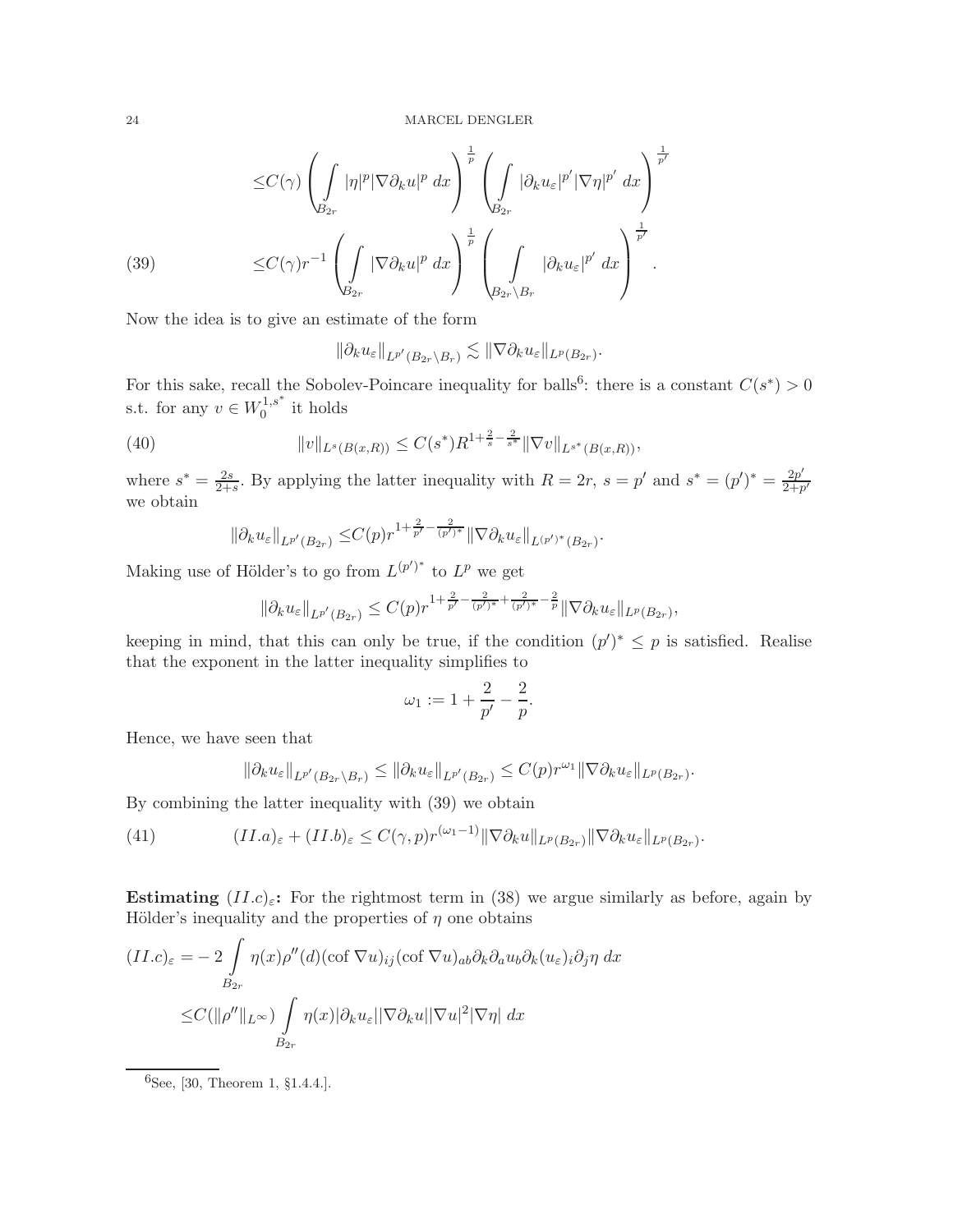$$
\begin{aligned}
&\leq C(\gamma)\left(\int_{B_{2r}} |\eta|^p |\nabla \partial_k u|^p \, dx\right)^{\frac{1}{p}} \left(\int_{B_{2r}} |\partial_k u_\varepsilon|^{p'} |\nabla \eta|^{p'} \, dx\right)^{\frac{1}{p'}} \\
&\leq C(\gamma) r^{-1} \left(\int_{B_{2r}} |\nabla \partial_k u|^p \, dx\right)^{\frac{1}{p}} \left(\int_{B_{2r}\setminus B_r} |\partial_k u_\varepsilon|^{p'} \, dx\right)^{\frac{1}{p'}}. \qquad (39)
\end{aligned}
$$

Now the idea is to give an estimate of the form

$$
\|\partial_k u_\varepsilon\|_{L^{p'}(B_{2r}\setminus B_r)} \lesssim \|\nabla \partial_k u_\varepsilon\|_{L^p(B_{2r})}.
$$

For this sake, recall the Sobolev-Poincare inequality for balls[6]: there is a constant $C(s^*) > 0$ s.t. for any $v \in W_0^{1,s^*}$ it holds

$$
\|v\|_{L^s(B(x,R))} \leq C(s^*) R^{1+\frac{2}{s}-\frac{2}{s^*}} \|\nabla v\|_{L^{s^*}(B(x,R))}, \qquad (40)
$$

where $s^* = \frac{2s}{2+s}$. By applying the latter inequality with $R = 2r$, $s = p'$ and $s^* = (p')^* = \frac{2p'}{2+p'}$ we obtain

$$
\|\partial_k u_\varepsilon\|_{L^{p'}(B_{2r})} \leq C(p) r^{1+\frac{2}{p'}-\frac{2}{(p')^*}} \|\nabla \partial_k u_\varepsilon\|_{L^{(p')^*}(B_{2r})}.
$$

Making use of Hölder's to go from $L^{(p')^*}$ to $L^p$ we get

$$
\|\partial_k u_\varepsilon\|_{L^{p'}(B_{2r})} \leq C(p) r^{1+\frac{2}{p'}-\frac{2}{(p')^*}+\frac{2}{(p')^*}-\frac{2}{p}} \|\nabla \partial_k u_\varepsilon\|_{L^p(B_{2r})},
$$

keeping in mind, that this can only be true, if the condition $(p')^* \leq p$ is satisfied. Realise that the exponent in the latter inequality simplifies to

$$
\omega_1 := 1 + \frac{2}{p'} - \frac{2}{p}.
$$

Hence, we have seen that

$$
\|\partial_k u_\varepsilon\|_{L^{p'}(B_{2r}\setminus B_r)} \leq \|\partial_k u_\varepsilon\|_{L^{p'}(B_{2r})} \leq C(p) r^{\omega_1} \|\nabla \partial_k u_\varepsilon\|_{L^p(B_{2r})}.
$$

By combining the latter inequality with (39) we obtain

$$
(II.a)_\varepsilon + (II.b)_\varepsilon \leq C(\gamma, p) r^{(\omega_1 - 1)} \|\nabla \partial_k u\|_{L^p(B_{2r})} \|\nabla \partial_k u_\varepsilon\|_{L^p(B_{2r})}. \qquad (41)
$$

**Estimating $(II.c)_\varepsilon$:** For the rightmost term in (38) we argue similarly as before, again by Hölder's inequality and the properties of $\eta$ one obtains

$$
\begin{aligned}
(II.c)_\varepsilon &= -2 \int_{B_{2r}} \eta(x) \rho''(d) (\operatorname{cof} \nabla u)_{ij} (\operatorname{cof} \nabla u)_{ab} \partial_k \partial_a u_b \partial_k (u_\varepsilon)_i \partial_j \eta \, dx \\
&\leq C(\|\rho''\|_{L^\infty}) \int_{B_{2r}} \eta(x) |\partial_k u_\varepsilon| |\nabla \partial_k u| |\nabla u|^2 |\nabla \eta| \, dx
\end{aligned}
$$

[6] See, [30, Theorem 1, §1.4.4.].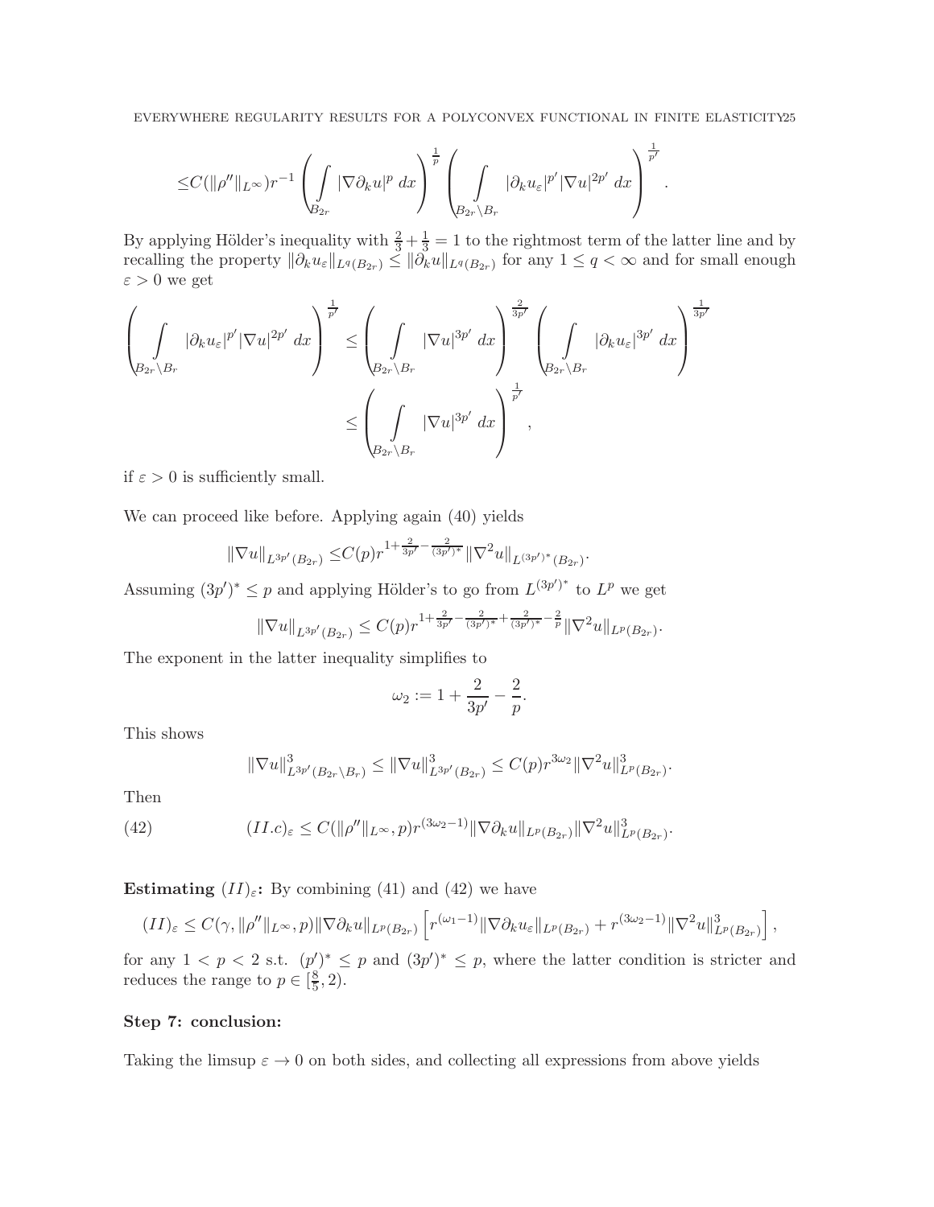$$
\leq C(\|\rho''\|_{L^\infty}) r^{-1} \left( \int_{B_{2r}} |\nabla \partial_k u|^p \, dx \right)^{\frac{1}{p}} \left( \int_{B_{2r}\setminus B_r} |\partial_k u_\varepsilon|^{p'} |\nabla u|^{2p'} \, dx \right)^{\frac{1}{p'}}.
$$

By applying Hölder's inequality with $\frac{2}{3}+\frac{1}{3}=1$ to the rightmost term of the latter line and by recalling the property $\|\partial_k u_\varepsilon\|_{L^q(B_{2r})} \leq \|\partial_k u\|_{L^q(B_{2r})}$ for any $1 \leq q < \infty$ and for small enough $\varepsilon > 0$ we get

$$
\begin{aligned}
\left( \int_{B_{2r}\setminus B_r} |\partial_k u_\varepsilon|^{p'} |\nabla u|^{2p'} \, dx \right)^{\frac{1}{p'}} &\leq \left( \int_{B_{2r}\setminus B_r} |\nabla u|^{3p'} \, dx \right)^{\frac{2}{3p'}} \left( \int_{B_{2r}\setminus B_r} |\partial_k u_\varepsilon|^{3p'} \, dx \right)^{\frac{1}{3p'}} \\
&\leq \left( \int_{B_{2r}\setminus B_r} |\nabla u|^{3p'} \, dx \right)^{\frac{1}{p'}},
\end{aligned}
$$

if $\varepsilon > 0$ is sufficiently small.

We can proceed like before. Applying again (40) yields

$$
\|\nabla u\|_{L^{3p'}(B_{2r})} \leq C(p) r^{1+\frac{2}{3p'}-\frac{2}{(3p')^*}} \|\nabla^2 u\|_{L^{(3p')^*}(B_{2r})}.
$$

Assuming $(3p')^* \leq p$ and applying Hölder's to go from $L^{(3p')^*}$ to $L^p$ we get

$$
\|\nabla u\|_{L^{3p'}(B_{2r})} \leq C(p) r^{1+\frac{2}{3p'}-\frac{2}{(3p')^*}+\frac{2}{(3p')^*}-\frac{2}{p}} \|\nabla^2 u\|_{L^p(B_{2r})}.
$$

The exponent in the latter inequality simplifies to

$$
\omega_2 := 1 + \frac{2}{3p'} - \frac{2}{p}.
$$

This shows

$$
\|\nabla u\|^3_{L^{3p'}(B_{2r}\setminus B_r)} \leq \|\nabla u\|^3_{L^{3p'}(B_{2r})} \leq C(p) r^{3\omega_2} \|\nabla^2 u\|^3_{L^p(B_{2r})}.
$$

Then

$$
(II.c)_\varepsilon \leq C(\|\rho''\|_{L^\infty}, p) r^{(3\omega_2-1)} \|\nabla \partial_k u\|_{L^p(B_{2r})} \|\nabla^2 u\|^3_{L^p(B_{2r})}. \tag{42}
$$

**Estimating $(II)_\varepsilon$:** By combining (41) and (42) we have

$$
(II)_\varepsilon \leq C(\gamma, \|\rho''\|_{L^\infty}, p) \|\nabla \partial_k u\|_{L^p(B_{2r})} \left[ r^{(\omega_1-1)} \|\nabla \partial_k u_\varepsilon\|_{L^p(B_{2r})} + r^{(3\omega_2-1)} \|\nabla^2 u\|^3_{L^p(B_{2r})} \right],
$$

for any $1 < p < 2$ s.t. $(p')^* \leq p$ and $(3p')^* \leq p$, where the latter condition is stricter and reduces the range to $p \in [\frac{8}{5}, 2)$.

### Step 7: conclusion:

Taking the limsup $\varepsilon \to 0$ on both sides, and collecting all expressions from above yields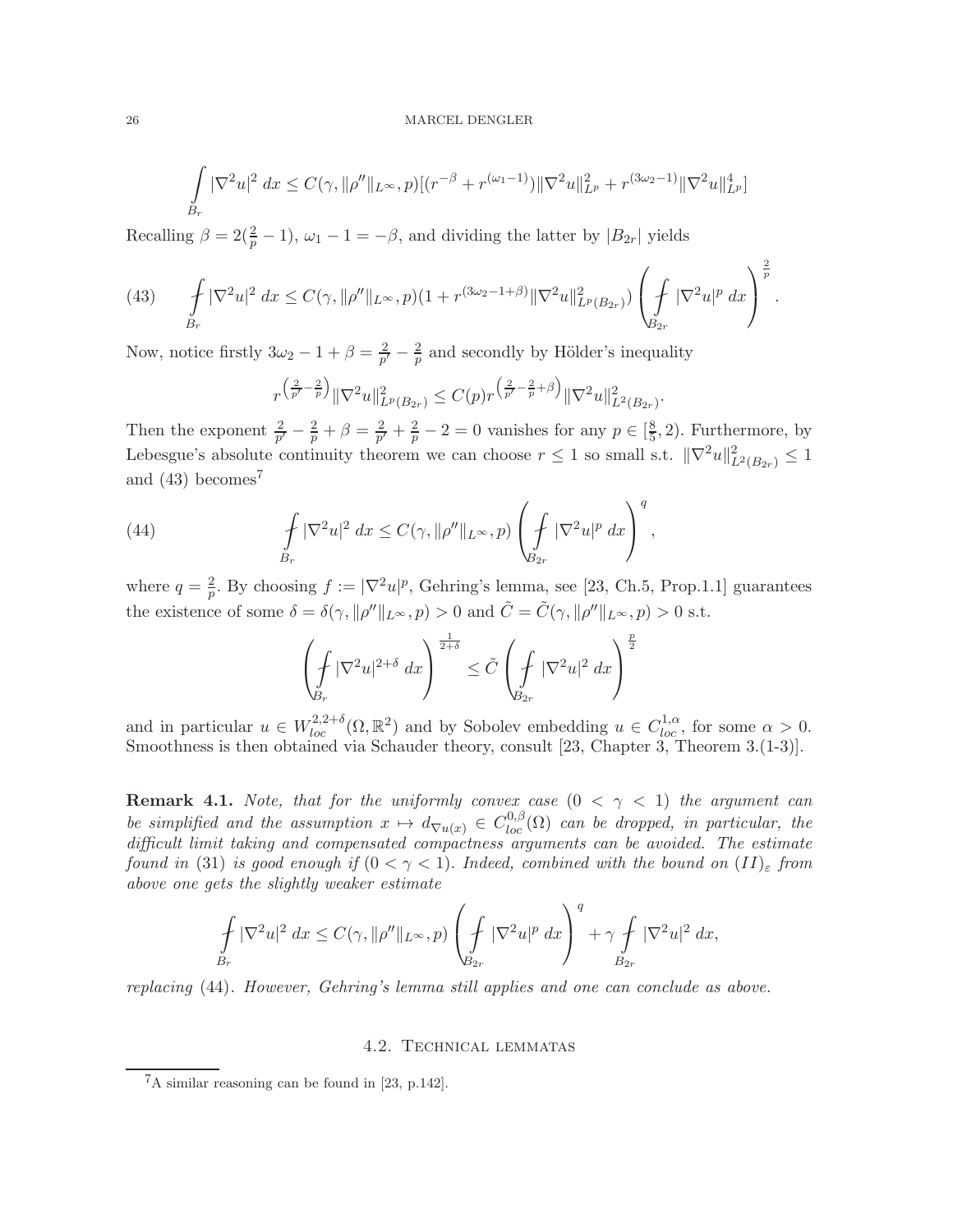$$\int_{B_r} |\nabla^2 u|^2 \, dx \leq C(\gamma, \|\rho''\|_{L^\infty}, p)[(r^{-\beta} + r^{(\omega_1 - 1)})\|\nabla^2 u\|^2_{L^p} + r^{(3\omega_2 - 1)}\|\nabla^2 u\|^4_{L^p}]$$

Recalling $\beta = 2(\frac{2}{p} - 1)$, $\omega_1 - 1 = -\beta$, and dividing the latter by $|B_{2r}|$ yields

$$\fint_{B_r} |\nabla^2 u|^2 \, dx \leq C(\gamma, \|\rho''\|_{L^\infty}, p)(1 + r^{(3\omega_2 - 1 + \beta)}\|\nabla^2 u\|^2_{L^p(B_{2r})}) \left( \fint_{B_{2r}} |\nabla^2 u|^p \, dx \right)^{\frac{2}{p}}. \tag{43}$$

Now, notice firstly $3\omega_2 - 1 + \beta = \frac{2}{p'} - \frac{2}{p}$ and secondly by Hölder's inequality

$$r^{\left(\frac{2}{p'} - \frac{2}{p}\right)}\|\nabla^2 u\|^2_{L^p(B_{2r})} \leq C(p) r^{\left(\frac{2}{p'} - \frac{2}{p} + \beta\right)}\|\nabla^2 u\|^2_{L^2(B_{2r})}.$$

Then the exponent $\frac{2}{p'} - \frac{2}{p} + \beta = \frac{2}{p'} + \frac{2}{p} - 2 = 0$ vanishes for any $p \in [\frac{8}{5}, 2)$. Furthermore, by Lebesgue's absolute continuity theorem we can choose $r \leq 1$ so small s.t. $\|\nabla^2 u\|^2_{L^2(B_{2r})} \leq 1$ and (43) becomes[7]

$$\fint_{B_r} |\nabla^2 u|^2 \, dx \leq C(\gamma, \|\rho''\|_{L^\infty}, p) \left( \fint_{B_{2r}} |\nabla^2 u|^p \, dx \right)^q, \tag{44}$$

where $q = \frac{2}{p}$. By choosing $f := |\nabla^2 u|^p$, Gehring's lemma, see [23, Ch.5, Prop.1.1] guarantees the existence of some $\delta = \delta(\gamma, \|\rho''\|_{L^\infty}, p) > 0$ and $\tilde{C} = \tilde{C}(\gamma, \|\rho''\|_{L^\infty}, p) > 0$ s.t.

$$\left( \fint_{B_r} |\nabla^2 u|^{2+\delta} \, dx \right)^{\frac{1}{2+\delta}} \leq \tilde{C} \left( \fint_{B_{2r}} |\nabla^2 u|^2 \, dx \right)^{\frac{p}{2}}$$

and in particular $u \in W^{2,2+\delta}_{loc}(\Omega, \mathbb{R}^2)$ and by Sobolev embedding $u \in C^{1,\alpha}_{loc}$, for some $\alpha > 0$. Smoothness is then obtained via Schauder theory, consult [23, Chapter 3, Theorem 3.(1-3)].

**Remark 4.1.** *Note, that for the uniformly convex case ($0 < \gamma < 1$) the argument can be simplified and the assumption $x \mapsto d_{\nabla u(x)} \in C^{0,\beta}_{loc}(\Omega)$ can be dropped, in particular, the difficult limit taking and compensated compactness arguments can be avoided. The estimate found in* (31) *is good enough if ($0 < \gamma < 1$). Indeed, combined with the bound on $(II)_\varepsilon$ from above one gets the slightly weaker estimate*

$$\fint_{B_r} |\nabla^2 u|^2 \, dx \leq C(\gamma, \|\rho''\|_{L^\infty}, p) \left( \fint_{B_{2r}} |\nabla^2 u|^p \, dx \right)^q + \gamma \fint_{B_{2r}} |\nabla^2 u|^2 \, dx,$$

*replacing* (44). *However, Gehring's lemma still applies and one can conclude as above.*

## 4.2. Technical lemmatas

[7] A similar reasoning can be found in [23, p.142].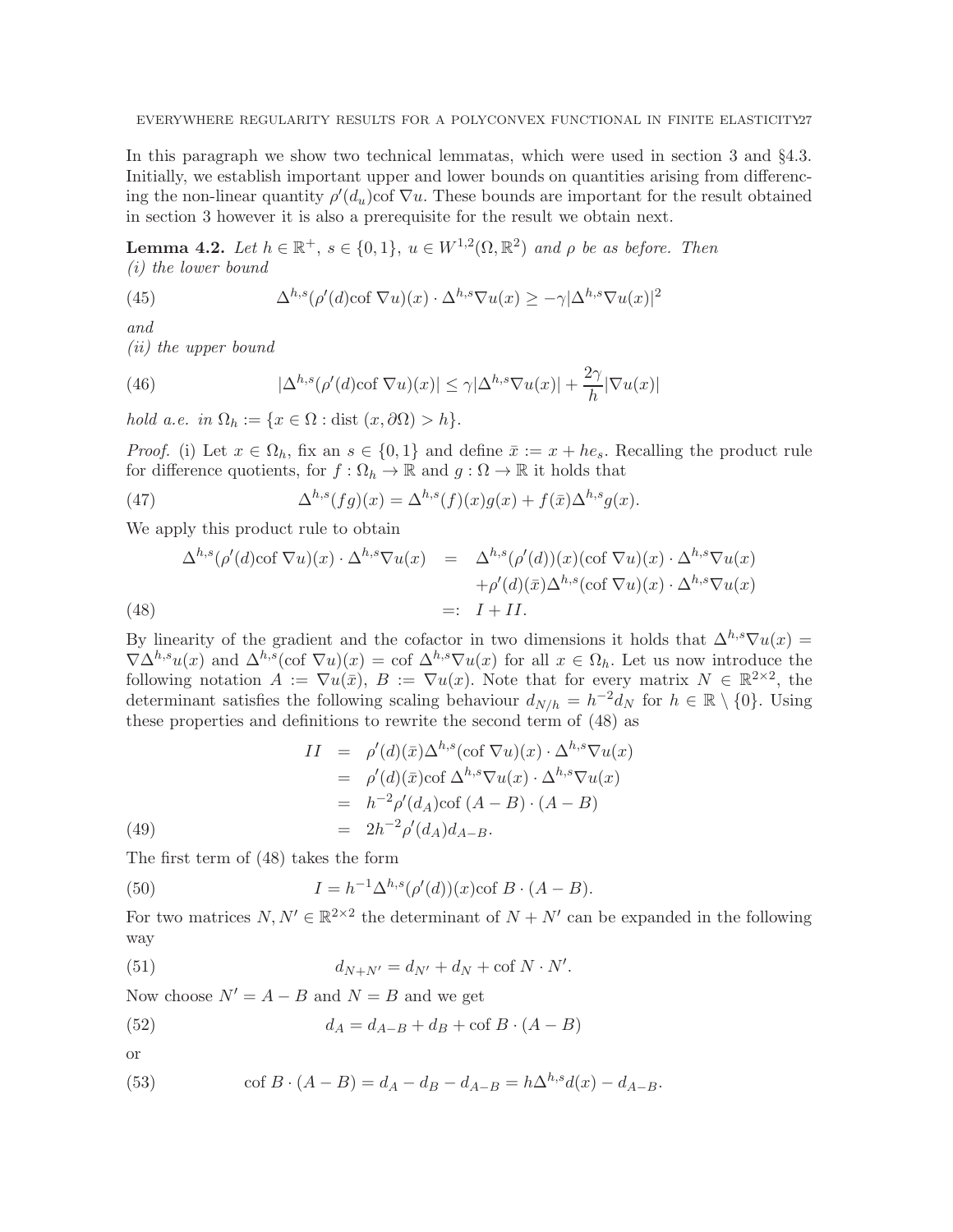In this paragraph we show two technical lemmatas, which were used in section 3 and §4.3. Initially, we establish important upper and lower bounds on quantities arising from differencing the non-linear quantity $\rho'(d_u)\text{cof }\nabla u$. These bounds are important for the result obtained in section 3 however it is also a prerequisite for the result we obtain next.

**Lemma 4.2.** *Let $h \in \mathbb{R}^+$, $s \in \{0,1\}$, $u \in W^{1,2}(\Omega, \mathbb{R}^2)$ and $\rho$ be as before. Then*
*(i) the lower bound*

$$\Delta^{h,s}(\rho'(d)\text{cof }\nabla u)(x) \cdot \Delta^{h,s}\nabla u(x) \geq -\gamma|\Delta^{h,s}\nabla u(x)|^2 \tag{45}$$

*and*
*(ii) the upper bound*

$$|\Delta^{h,s}(\rho'(d)\text{cof }\nabla u)(x)| \leq \gamma|\Delta^{h,s}\nabla u(x)| + \frac{2\gamma}{h}|\nabla u(x)| \tag{46}$$

*hold a.e. in $\Omega_h := \{x \in \Omega : \text{dist }(x, \partial\Omega) > h\}$.*

*Proof.* (i) Let $x \in \Omega_h$, fix an $s \in \{0,1\}$ and define $\bar{x} := x + he_s$. Recalling the product rule for difference quotients, for $f : \Omega_h \to \mathbb{R}$ and $g : \Omega \to \mathbb{R}$ it holds that

$$\Delta^{h,s}(fg)(x) = \Delta^{h,s}(f)(x)g(x) + f(\bar{x})\Delta^{h,s}g(x). \tag{47}$$

We apply this product rule to obtain

$$\begin{aligned}
\Delta^{h,s}(\rho'(d)\text{cof }\nabla u)(x) \cdot \Delta^{h,s}\nabla u(x) &= \Delta^{h,s}(\rho'(d))(x)(\text{cof }\nabla u)(x) \cdot \Delta^{h,s}\nabla u(x) \\
&\quad + \rho'(d)(\bar{x})\Delta^{h,s}(\text{cof }\nabla u)(x) \cdot \Delta^{h,s}\nabla u(x) \\
&=: I + II.
\end{aligned} \tag{48}$$

By linearity of the gradient and the cofactor in two dimensions it holds that $\Delta^{h,s}\nabla u(x) = \nabla\Delta^{h,s}u(x)$ and $\Delta^{h,s}(\text{cof }\nabla u)(x) = \text{cof }\Delta^{h,s}\nabla u(x)$ for all $x \in \Omega_h$. Let us now introduce the following notation $A := \nabla u(\bar{x})$, $B := \nabla u(x)$. Note that for every matrix $N \in \mathbb{R}^{2\times 2}$, the determinant satisfies the following scaling behaviour $d_{N/h} = h^{-2}d_N$ for $h \in \mathbb{R} \setminus \{0\}$. Using these properties and definitions to rewrite the second term of (48) as

$$\begin{aligned}
II &= \rho'(d)(\bar{x})\Delta^{h,s}(\text{cof }\nabla u)(x) \cdot \Delta^{h,s}\nabla u(x) \\
&= \rho'(d)(\bar{x})\text{cof }\Delta^{h,s}\nabla u(x) \cdot \Delta^{h,s}\nabla u(x) \\
&= h^{-2}\rho'(d_A)\text{cof }(A - B) \cdot (A - B) \\
&= 2h^{-2}\rho'(d_A)d_{A-B}.
\end{aligned} \tag{49}$$

The first term of (48) takes the form

$$I = h^{-1}\Delta^{h,s}(\rho'(d))(x)\text{cof }B \cdot (A - B). \tag{50}$$

For two matrices $N, N' \in \mathbb{R}^{2\times 2}$ the determinant of $N + N'$ can be expanded in the following way

$$d_{N+N'} = d_{N'} + d_N + \text{cof }N \cdot N'. \tag{51}$$

Now choose $N' = A - B$ and $N = B$ and we get

$$d_A = d_{A-B} + d_B + \text{cof }B \cdot (A - B) \tag{52}$$

or

$$\text{cof }B \cdot (A - B) = d_A - d_B - d_{A-B} = h\Delta^{h,s}d(x) - d_{A-B}. \tag{53}$$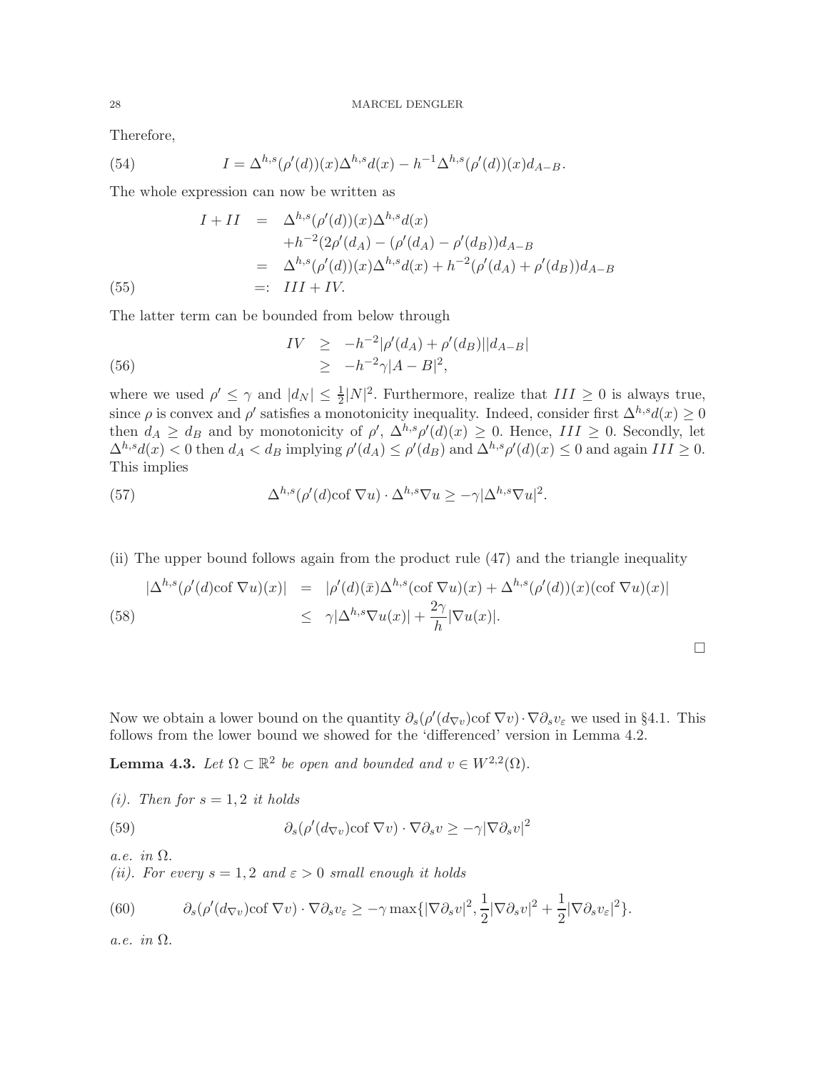Therefore,

$$I = \Delta^{h,s}(\rho'(d))(x)\Delta^{h,s}d(x) - h^{-1}\Delta^{h,s}(\rho'(d))(x)d_{A-B}. \tag{54}$$

The whole expression can now be written as

$$\begin{aligned}
I + II &= \Delta^{h,s}(\rho'(d))(x)\Delta^{h,s}d(x) \\
&\quad + h^{-2}(2\rho'(d_A) - (\rho'(d_A) - \rho'(d_B))d_{A-B} \\
&= \Delta^{h,s}(\rho'(d))(x)\Delta^{h,s}d(x) + h^{-2}(\rho'(d_A) + \rho'(d_B))d_{A-B} \\
&=: III + IV.
\end{aligned} \tag{55}$$

The latter term can be bounded from below through

$$\begin{aligned}
IV &\geq -h^{-2}|\rho'(d_A) + \rho'(d_B)||d_{A-B}| \\
&\geq -h^{-2}\gamma|A - B|^2,
\end{aligned} \tag{56}$$

where we used $\rho' \leq \gamma$ and $|d_N| \leq \frac{1}{2}|N|^2$. Furthermore, realize that $III \geq 0$ is always true, since $\rho$ is convex and $\rho'$ satisfies a monotonicity inequality. Indeed, consider first $\Delta^{h,s}d(x) \geq 0$ then $d_A \geq d_B$ and by monotonicity of $\rho'$, $\Delta^{h,s}\rho'(d)(x) \geq 0$. Hence, $III \geq 0$. Secondly, let $\Delta^{h,s}d(x) < 0$ then $d_A < d_B$ implying $\rho'(d_A) \leq \rho'(d_B)$ and $\Delta^{h,s}\rho'(d)(x) \leq 0$ and again $III \geq 0$. This implies

$$\Delta^{h,s}(\rho'(d)\text{cof } \nabla u) \cdot \Delta^{h,s}\nabla u \geq -\gamma|\Delta^{h,s}\nabla u|^2. \tag{57}$$

(ii) The upper bound follows again from the product rule (47) and the triangle inequality

$$\begin{aligned}
|\Delta^{h,s}(\rho'(d)\text{cof } \nabla u)(x)| &= |\rho'(d)(\bar{x})\Delta^{h,s}(\text{cof } \nabla u)(x) + \Delta^{h,s}(\rho'(d))(x)(\text{cof } \nabla u)(x)| \\
&\leq \gamma|\Delta^{h,s}\nabla u(x)| + \frac{2\gamma}{h}|\nabla u(x)|.
\end{aligned} \tag{58}$$

□

Now we obtain a lower bound on the quantity $\partial_s(\rho'(d_{\nabla v})\text{cof } \nabla v) \cdot \nabla\partial_s v_\varepsilon$ we used in §4.1. This follows from the lower bound we showed for the 'differenced' version in Lemma 4.2.

**Lemma 4.3.** *Let $\Omega \subset \mathbb{R}^2$ be open and bounded and $v \in W^{2,2}(\Omega)$.*

*(i). Then for $s = 1, 2$ it holds*

$$\partial_s(\rho'(d_{\nabla v})\text{cof } \nabla v) \cdot \nabla\partial_s v \geq -\gamma|\nabla\partial_s v|^2 \tag{59}$$

*a.e. in $\Omega$.*
*(ii). For every $s = 1, 2$ and $\varepsilon > 0$ small enough it holds*

$$\partial_s(\rho'(d_{\nabla v})\text{cof } \nabla v) \cdot \nabla\partial_s v_\varepsilon \geq -\gamma \max\{|\nabla\partial_s v|^2, \frac{1}{2}|\nabla\partial_s v|^2 + \frac{1}{2}|\nabla\partial_s v_\varepsilon|^2\}. \tag{60}$$

*a.e. in $\Omega$.*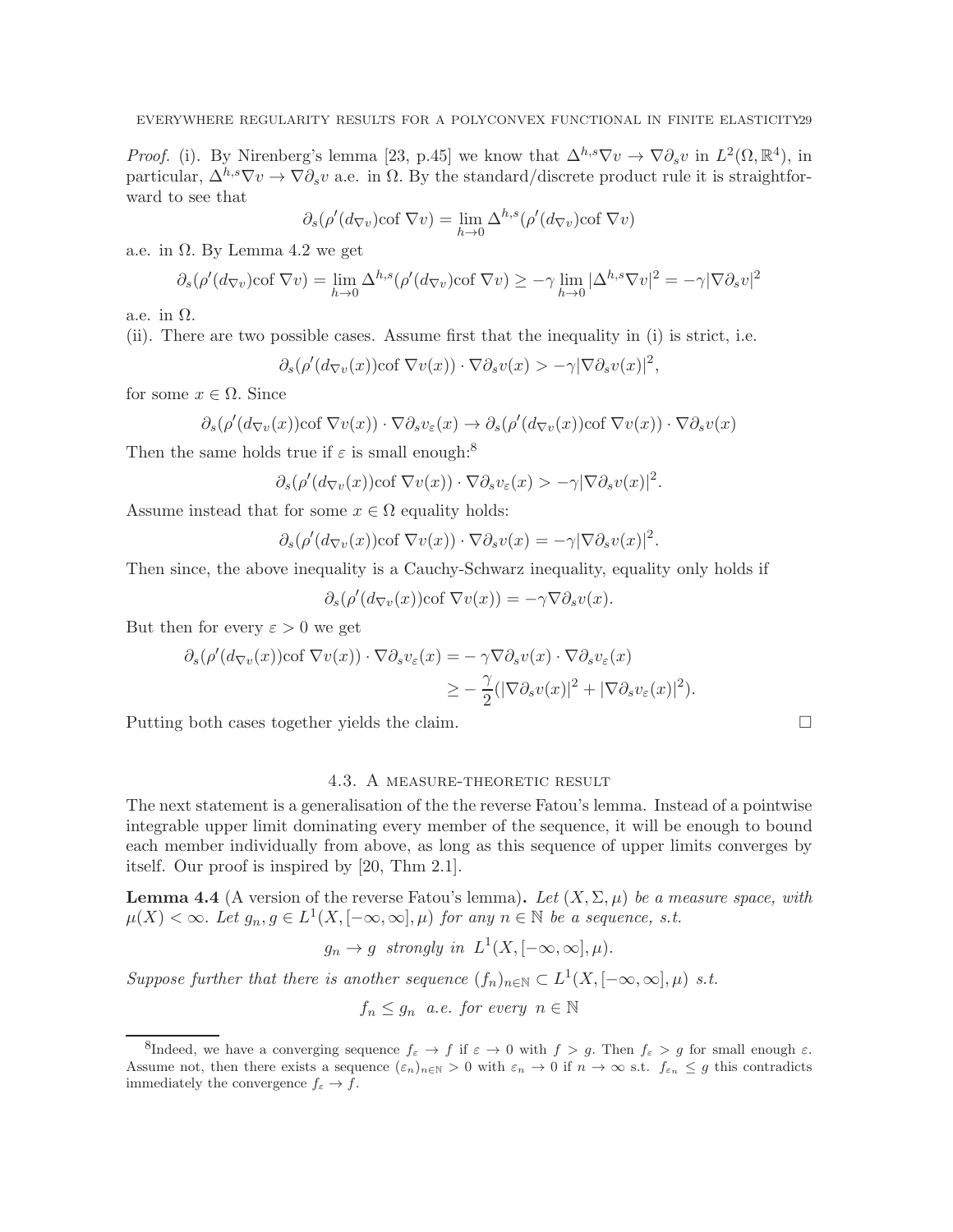*Proof.* (i). By Nirenberg's lemma [23, p.45] we know that $\Delta^{h,s}\nabla v \to \nabla\partial_s v$ in $L^2(\Omega,\mathbb{R}^4)$, in particular, $\Delta^{h,s}\nabla v \to \nabla\partial_s v$ a.e. in $\Omega$. By the standard/discrete product rule it is straightforward to see that

$$\partial_s(\rho'(d_{\nabla v})\text{cof } \nabla v) = \lim_{h\to 0} \Delta^{h,s}(\rho'(d_{\nabla v})\text{cof } \nabla v)$$

a.e. in $\Omega$. By Lemma 4.2 we get

$$\partial_s(\rho'(d_{\nabla v})\text{cof } \nabla v) = \lim_{h\to 0} \Delta^{h,s}(\rho'(d_{\nabla v})\text{cof } \nabla v) \geq -\gamma \lim_{h\to 0} |\Delta^{h,s}\nabla v|^2 = -\gamma|\nabla\partial_s v|^2$$

a.e. in $\Omega$.

(ii). There are two possible cases. Assume first that the inequality in (i) is strict, i.e.

$$\partial_s(\rho'(d_{\nabla v}(x))\text{cof } \nabla v(x)) \cdot \nabla\partial_s v(x) > -\gamma|\nabla\partial_s v(x)|^2,$$

for some $x \in \Omega$. Since

$$\partial_s(\rho'(d_{\nabla v}(x))\text{cof } \nabla v(x)) \cdot \nabla\partial_s v_\varepsilon(x) \to \partial_s(\rho'(d_{\nabla v}(x))\text{cof } \nabla v(x)) \cdot \nabla\partial_s v(x)$$

Then the same holds true if $\varepsilon$ is small enough:[8]

$$\partial_s(\rho'(d_{\nabla v}(x))\text{cof } \nabla v(x)) \cdot \nabla\partial_s v_\varepsilon(x) > -\gamma|\nabla\partial_s v(x)|^2.$$

Assume instead that for some $x \in \Omega$ equality holds:

$$\partial_s(\rho'(d_{\nabla v}(x))\text{cof } \nabla v(x)) \cdot \nabla\partial_s v(x) = -\gamma|\nabla\partial_s v(x)|^2.$$

Then since, the above inequality is a Cauchy-Schwarz inequality, equality only holds if

$$\partial_s(\rho'(d_{\nabla v}(x))\text{cof } \nabla v(x)) = -\gamma\nabla\partial_s v(x).$$

But then for every $\varepsilon > 0$ we get

$$\begin{aligned}\partial_s(\rho'(d_{\nabla v}(x))\text{cof } \nabla v(x)) \cdot \nabla\partial_s v_\varepsilon(x) &= -\gamma\nabla\partial_s v(x) \cdot \nabla\partial_s v_\varepsilon(x)\\ &\geq -\frac{\gamma}{2}(|\nabla\partial_s v(x)|^2 + |\nabla\partial_s v_\varepsilon(x)|^2).\end{aligned}$$

Putting both cases together yields the claim. $\square$

### 4.3. A measure-theoretic result

The next statement is a generalisation of the the reverse Fatou's lemma. Instead of a pointwise integrable upper limit dominating every member of the sequence, it will be enough to bound each member individually from above, as long as this sequence of upper limits converges by itself. Our proof is inspired by [20, Thm 2.1].

**Lemma 4.4** (A version of the reverse Fatou's lemma)**.** *Let $(X, \Sigma, \mu)$ be a measure space, with $\mu(X) < \infty$. Let $g_n, g \in L^1(X, [-\infty, \infty], \mu)$ for any $n \in \mathbb{N}$ be a sequence, s.t.*

$$g_n \to g \ \text{ strongly in } \ L^1(X, [-\infty, \infty], \mu).$$

*Suppose further that there is another sequence $(f_n)_{n\in\mathbb{N}} \subset L^1(X, [-\infty, \infty], \mu)$ s.t.*

$$f_n \leq g_n \ \text{ a.e. for every } \ n \in \mathbb{N}$$

---

[8] Indeed, we have a converging sequence $f_\varepsilon \to f$ if $\varepsilon \to 0$ with $f > g$. Then $f_\varepsilon > g$ for small enough $\varepsilon$. Assume not, then there exists a sequence $(\varepsilon_n)_{n\in\mathbb{N}} > 0$ with $\varepsilon_n \to 0$ if $n \to \infty$ s.t. $f_{\varepsilon_n} \leq g$ this contradicts immediately the convergence $f_\varepsilon \to f$.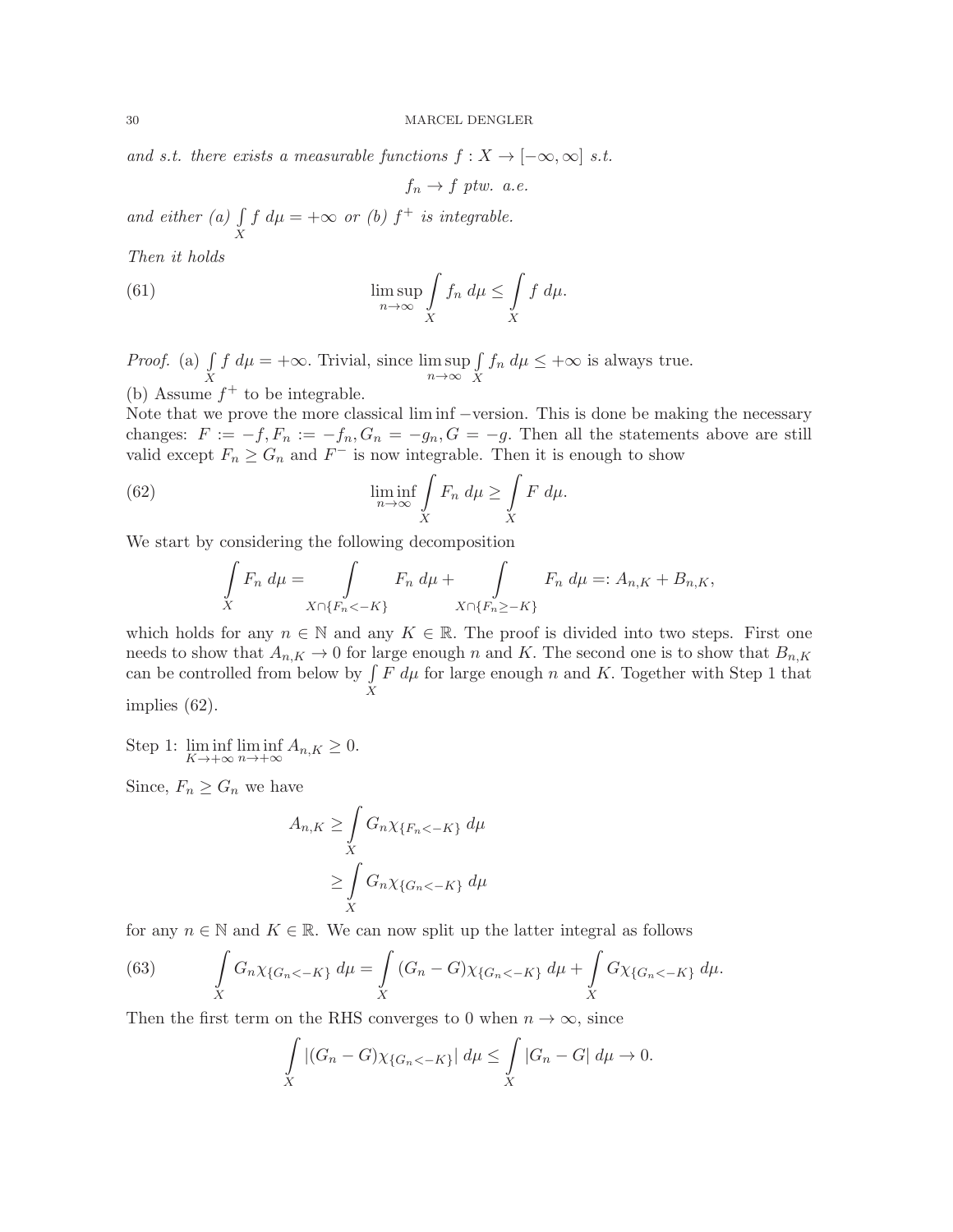*and s.t. there exists a measurable functions $f : X \to [-\infty, \infty]$ s.t.*

$$f_n \to f \text{ ptw. a.e.}$$

*and either (a) $\int_X f \, d\mu = +\infty$ or (b) $f^+$ is integrable.*

*Then it holds*

$$\limsup_{n\to\infty} \int_X f_n \, d\mu \leq \int_X f \, d\mu. \tag{61}$$

*Proof.* (a) $\int_X f \, d\mu = +\infty$. Trivial, since $\limsup_{n\to\infty} \int_X f_n \, d\mu \leq +\infty$ is always true.

(b) Assume $f^+$ to be integrable.

Note that we prove the more classical $\liminf -$version. This is done be making the necessary changes: $F := -f, F_n := -f_n, G_n = -g_n, G = -g$. Then all the statements above are still valid except $F_n \geq G_n$ and $F^-$ is now integrable. Then it is enough to show

$$\liminf_{n\to\infty} \int_X F_n \, d\mu \geq \int_X F \, d\mu. \tag{62}$$

We start by considering the following decomposition

$$\int_X F_n \, d\mu = \int_{X \cap \{F_n < -K\}} F_n \, d\mu + \int_{X \cap \{F_n \geq -K\}} F_n \, d\mu =: A_{n,K} + B_{n,K},$$

which holds for any $n \in \mathbb{N}$ and any $K \in \mathbb{R}$. The proof is divided into two steps. First one needs to show that $A_{n,K} \to 0$ for large enough $n$ and $K$. The second one is to show that $B_{n,K}$ can be controlled from below by $\int_X F \, d\mu$ for large enough $n$ and $K$. Together with Step 1 that implies (62).

Step 1: $\liminf_{K\to+\infty} \liminf_{n\to+\infty} A_{n,K} \geq 0$.

Since, $F_n \geq G_n$ we have

$$\begin{aligned} A_{n,K} &\geq \int_X G_n \chi_{\{F_n < -K\}} \, d\mu \\ &\geq \int_X G_n \chi_{\{G_n < -K\}} \, d\mu \end{aligned}$$

for any $n \in \mathbb{N}$ and $K \in \mathbb{R}$. We can now split up the latter integral as follows

$$\int_X G_n \chi_{\{G_n < -K\}} \, d\mu = \int_X (G_n - G) \chi_{\{G_n < -K\}} \, d\mu + \int_X G \chi_{\{G_n < -K\}} \, d\mu. \tag{63}$$

Then the first term on the RHS converges to 0 when $n \to \infty$, since

$$\int_X |(G_n - G) \chi_{\{G_n < -K\}}| \, d\mu \leq \int_X |G_n - G| \, d\mu \to 0.$$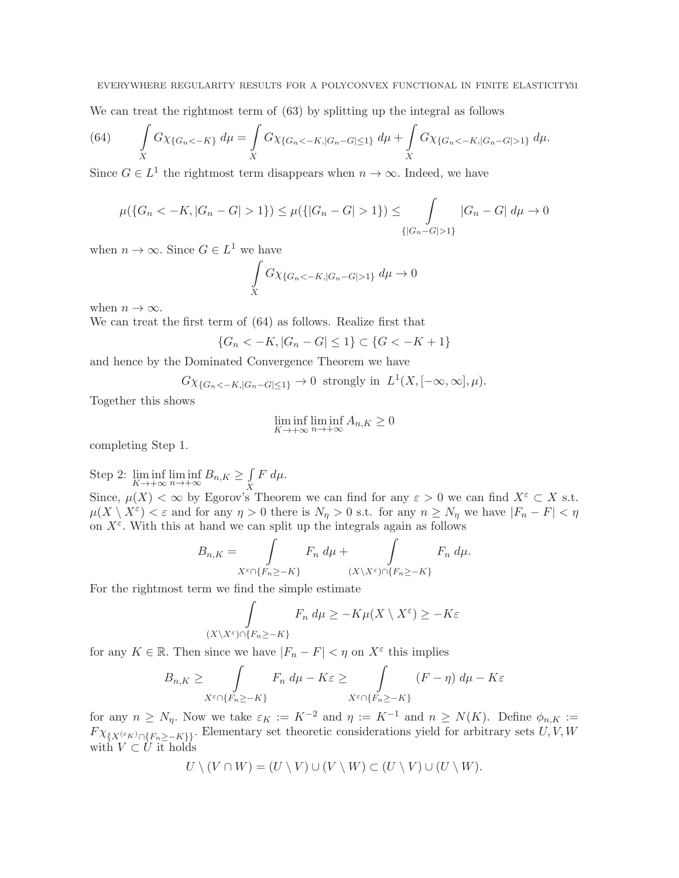We can treat the rightmost term of (63) by splitting up the integral as follows

$$\int_X G\chi_{\{G_n<-K\}}\,d\mu = \int_X G\chi_{\{G_n<-K,|G_n-G|\le 1\}}\,d\mu + \int_X G\chi_{\{G_n<-K,|G_n-G|>1\}}\,d\mu. \tag{64}$$

Since $G \in L^1$ the rightmost term disappears when $n \to \infty$. Indeed, we have

$$\mu(\{G_n < -K, |G_n - G| > 1\}) \le \mu(\{|G_n - G| > 1\}) \le \int_{\{|G_n-G|>1\}} |G_n - G|\,d\mu \to 0$$

when $n \to \infty$. Since $G \in L^1$ we have

$$\int_X G\chi_{\{G_n<-K,|G_n-G|>1\}}\,d\mu \to 0$$

when $n \to \infty$.
We can treat the first term of (64) as follows. Realize first that

$$\{G_n < -K, |G_n - G| \le 1\} \subset \{G < -K + 1\}$$

and hence by the Dominated Convergence Theorem we have

$$G\chi_{\{G_n<-K,|G_n-G|\le 1\}} \to 0 \text{ strongly in } L^1(X, [-\infty, \infty], \mu).$$

Together this shows

$$\liminf_{K\to+\infty}\liminf_{n\to+\infty} A_{n,K} \ge 0$$

completing Step 1.

Step 2: $\liminf\limits_{K\to+\infty}\liminf\limits_{n\to+\infty} B_{n,K} \ge \int_X F\,d\mu$.
Since, $\mu(X) < \infty$ by Egorov's Theorem we can find for any $\varepsilon > 0$ we can find $X^\varepsilon \subset X$ s.t. $\mu(X \setminus X^\varepsilon) < \varepsilon$ and for any $\eta > 0$ there is $N_\eta > 0$ s.t. for any $n \ge N_\eta$ we have $|F_n - F| < \eta$ on $X^\varepsilon$. With this at hand we can split up the integrals again as follows

$$B_{n,K} = \int_{X^\varepsilon\cap\{F_n\ge -K\}} F_n\,d\mu + \int_{(X\setminus X^\varepsilon)\cap\{F_n\ge -K\}} F_n\,d\mu.$$

For the rightmost term we find the simple estimate

$$\int_{(X\setminus X^\varepsilon)\cap\{F_n\ge -K\}} F_n\,d\mu \ge -K\mu(X \setminus X^\varepsilon) \ge -K\varepsilon$$

for any $K \in \mathbb{R}$. Then since we have $|F_n - F| < \eta$ on $X^\varepsilon$ this implies

$$B_{n,K} \ge \int_{X^\varepsilon\cap\{F_n\ge -K\}} F_n\,d\mu - K\varepsilon \ge \int_{X^\varepsilon\cap\{F_n\ge -K\}} (F - \eta)\,d\mu - K\varepsilon$$

for any $n \ge N_\eta$. Now we take $\varepsilon_K := K^{-2}$ and $\eta := K^{-1}$ and $n \ge N(K)$. Define $\phi_{n,K} := F\chi_{\{X^{(\varepsilon_K)}\cap\{F_n\ge -K\}\}}$. Elementary set theoretic considerations yield for arbitrary sets $U, V, W$ with $V \subset U$ it holds

$$U \setminus (V \cap W) = (U \setminus V) \cup (V \setminus W) \subset (U \setminus V) \cup (U \setminus W).$$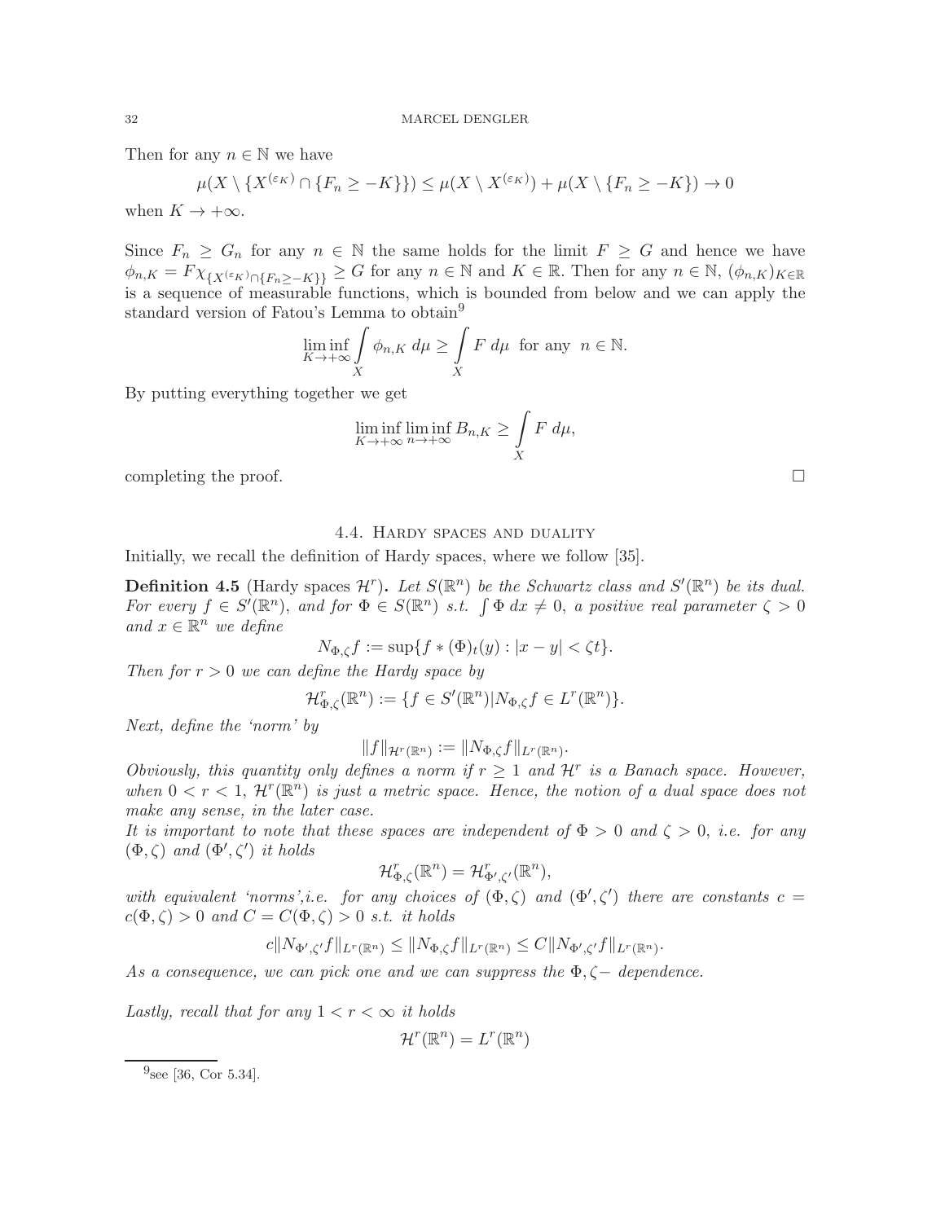Then for any $n \in \mathbb{N}$ we have

$$\mu(X \setminus \{X^{(\varepsilon_K)} \cap \{F_n \geq -K\}\}) \leq \mu(X \setminus X^{(\varepsilon_K)}) + \mu(X \setminus \{F_n \geq -K\}) \to 0$$

when $K \to +\infty$.

Since $F_n \geq G_n$ for any $n \in \mathbb{N}$ the same holds for the limit $F \geq G$ and hence we have $\phi_{n,K} = F\chi_{\{X^{(\varepsilon_K)} \cap \{F_n \geq -K\}\}} \geq G$ for any $n \in \mathbb{N}$ and $K \in \mathbb{R}$. Then for any $n \in \mathbb{N}$, $(\phi_{n,K})_{K \in \mathbb{R}}$ is a sequence of measurable functions, which is bounded from below and we can apply the standard version of Fatou's Lemma to obtain[9]

$$\liminf_{K \to +\infty} \int_X \phi_{n,K} \, d\mu \geq \int_X F \, d\mu \text{ for any } n \in \mathbb{N}.$$

By putting everything together we get

$$\liminf_{K \to +\infty} \liminf_{n \to +\infty} B_{n,K} \geq \int_X F \, d\mu,$$

completing the proof. $\square$

## 4.4. Hardy spaces and duality

Initially, we recall the definition of Hardy spaces, where we follow [35].

**Definition 4.5** (Hardy spaces $\mathcal{H}^r$)**.** *Let $S(\mathbb{R}^n)$ be the Schwartz class and $S'(\mathbb{R}^n)$ be its dual. For every $f \in S'(\mathbb{R}^n)$, and for $\Phi \in S(\mathbb{R}^n)$ s.t. $\int \Phi \, dx \neq 0$, a positive real parameter $\zeta > 0$ and $x \in \mathbb{R}^n$ we define*

$$N_{\Phi,\zeta} f := \sup\{f * (\Phi)_t(y) : |x - y| < \zeta t\}.$$

*Then for $r > 0$ we can define the Hardy space by*

$$\mathcal{H}^r_{\Phi,\zeta}(\mathbb{R}^n) := \{f \in S'(\mathbb{R}^n) | N_{\Phi,\zeta} f \in L^r(\mathbb{R}^n)\}.$$

*Next, define the 'norm' by*

$$\|f\|_{\mathcal{H}^r(\mathbb{R}^n)} := \|N_{\Phi,\zeta} f\|_{L^r(\mathbb{R}^n)}.$$

*Obviously, this quantity only defines a norm if $r \geq 1$ and $\mathcal{H}^r$ is a Banach space. However, when $0 < r < 1$, $\mathcal{H}^r(\mathbb{R}^n)$ is just a metric space. Hence, the notion of a dual space does not make any sense, in the later case.*

*It is important to note that these spaces are independent of $\Phi > 0$ and $\zeta > 0$, i.e. for any $(\Phi, \zeta)$ and $(\Phi', \zeta')$ it holds*

$$\mathcal{H}^r_{\Phi,\zeta}(\mathbb{R}^n) = \mathcal{H}^r_{\Phi',\zeta'}(\mathbb{R}^n),$$

*with equivalent 'norms',i.e. for any choices of $(\Phi, \zeta)$ and $(\Phi', \zeta')$ there are constants $c = c(\Phi, \zeta) > 0$ and $C = C(\Phi, \zeta) > 0$ s.t. it holds*

$$c\|N_{\Phi',\zeta'} f\|_{L^r(\mathbb{R}^n)} \leq \|N_{\Phi,\zeta} f\|_{L^r(\mathbb{R}^n)} \leq C\|N_{\Phi',\zeta'} f\|_{L^r(\mathbb{R}^n)}.$$

*As a consequence, we can pick one and we can suppress the $\Phi, \zeta-$ dependence.*

*Lastly, recall that for any $1 < r < \infty$ it holds*

$$\mathcal{H}^r(\mathbb{R}^n) = L^r(\mathbb{R}^n)$$

[9] see [36, Cor 5.34].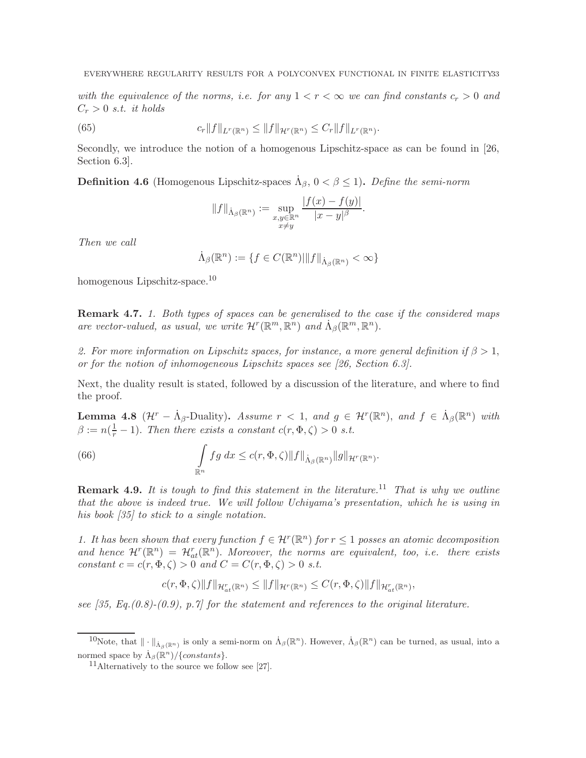*with the equivalence of the norms, i.e. for any $1 < r < \infty$ we can find constants $c_r > 0$ and $C_r > 0$ s.t. it holds*

$$c_r \|f\|_{L^r(\mathbb{R}^n)} \leq \|f\|_{\mathcal{H}^r(\mathbb{R}^n)} \leq C_r \|f\|_{L^r(\mathbb{R}^n)}. \tag{65}$$

Secondly, we introduce the notion of a homogenous Lipschitz-space as can be found in [26, Section 6.3].

**Definition 4.6** (Homogenous Lipschitz-spaces $\dot{\Lambda}_\beta$, $0 < \beta \leq 1$)**.** *Define the semi-norm*

$$\|f\|_{\dot{\Lambda}_\beta(\mathbb{R}^n)} := \sup_{\substack{x,y \in \mathbb{R}^n \\ x \neq y}} \frac{|f(x) - f(y)|}{|x-y|^\beta}.$$

*Then we call*

$$\dot{\Lambda}_\beta(\mathbb{R}^n) := \{f \in C(\mathbb{R}^n) | \|f\|_{\dot{\Lambda}_\beta(\mathbb{R}^n)} < \infty\}$$

homogenous Lipschitz-space.[10]

**Remark 4.7.** *1. Both types of spaces can be generalised to the case if the considered maps are vector-valued, as usual, we write $\mathcal{H}^r(\mathbb{R}^m, \mathbb{R}^n)$ and $\dot{\Lambda}_\beta(\mathbb{R}^m, \mathbb{R}^n)$.*

*2. For more information on Lipschitz spaces, for instance, a more general definition if $\beta > 1$, or for the notion of inhomogeneous Lipschitz spaces see [26, Section 6.3].*

Next, the duality result is stated, followed by a discussion of the literature, and where to find the proof.

**Lemma 4.8** ($\mathcal{H}^r - \dot{\Lambda}_\beta$-Duality)**.** *Assume $r < 1$, and $g \in \mathcal{H}^r(\mathbb{R}^n)$, and $f \in \dot{\Lambda}_\beta(\mathbb{R}^n)$ with $\beta := n(\frac{1}{r} - 1)$. Then there exists a constant $c(r, \Phi, \zeta) > 0$ s.t.*

$$\int_{\mathbb{R}^n} fg \, dx \leq c(r, \Phi, \zeta) \|f\|_{\dot{\Lambda}_\beta(\mathbb{R}^n)} \|g\|_{\mathcal{H}^r(\mathbb{R}^n)}. \tag{66}$$

**Remark 4.9.** *It is tough to find this statement in the literature.*[11] *That is why we outline that the above is indeed true. We will follow Uchiyama's presentation, which he is using in his book [35] to stick to a single notation.*

*1. It has been shown that every function $f \in \mathcal{H}^r(\mathbb{R}^n)$ for $r \leq 1$ posses an atomic decomposition and hence $\mathcal{H}^r(\mathbb{R}^n) = \mathcal{H}^r_{at}(\mathbb{R}^n)$. Moreover, the norms are equivalent, too, i.e. there exists constant $c = c(r, \Phi, \zeta) > 0$ and $C = C(r, \Phi, \zeta) > 0$ s.t.*

$$c(r, \Phi, \zeta) \|f\|_{\mathcal{H}^r_{at}(\mathbb{R}^n)} \leq \|f\|_{\mathcal{H}^r(\mathbb{R}^n)} \leq C(r, \Phi, \zeta) \|f\|_{\mathcal{H}^r_{at}(\mathbb{R}^n)},$$

*see [35, Eq.(0.8)-(0.9), p.7] for the statement and references to the original literature.*

---

[10] Note, that $\|\cdot\|_{\dot{\Lambda}_\beta(\mathbb{R}^n)}$ is only a semi-norm on $\dot{\Lambda}_\beta(\mathbb{R}^n)$. However, $\dot{\Lambda}_\beta(\mathbb{R}^n)$ can be turned, as usual, into a normed space by $\dot{\Lambda}_\beta(\mathbb{R}^n)/\{constants\}$.

[11] Alternatively to the source we follow see [27].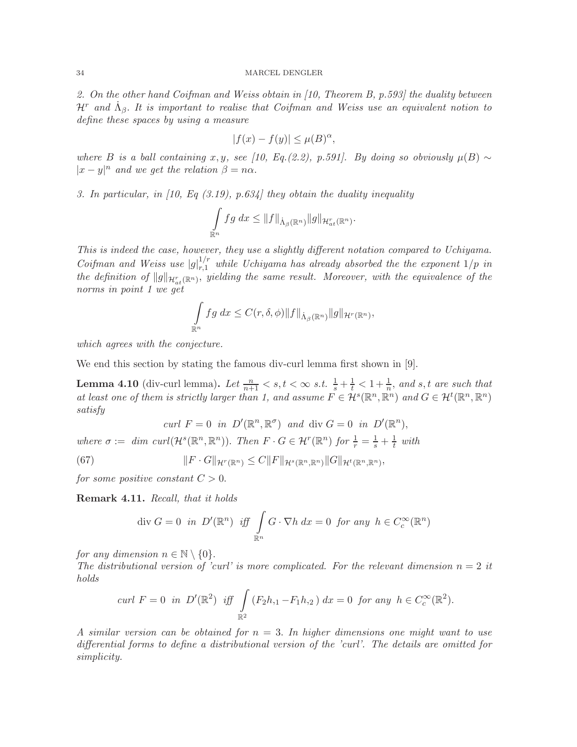*2. On the other hand Coifman and Weiss obtain in [10, Theorem B, p.593] the duality between $\mathcal{H}^r$ and $\dot{\Lambda}_\beta$. It is important to realise that Coifman and Weiss use an equivalent notion to define these spaces by using a measure*

$$|f(x) - f(y)| \leq \mu(B)^\alpha,$$

*where $B$ is a ball containing $x, y$, see [10, Eq.(2.2), p.591]. By doing so obviously $\mu(B) \sim |x-y|^n$ and we get the relation $\beta = n\alpha$.*

*3. In particular, in [10, Eq (3.19), p.634] they obtain the duality inequality*

$$\int\limits_{\mathbb{R}^n} fg \; dx \leq \|f\|_{\dot{\Lambda}_\beta(\mathbb{R}^n)} \|g\|_{\mathcal{H}^r_{at}(\mathbb{R}^n)}.$$

*This is indeed the case, however, they use a slightly different notation compared to Uchiyama. Coifman and Weiss use $|g|_{r,1}^{1/r}$ while Uchiyama has already absorbed the the exponent $1/p$ in the definition of $\|g\|_{\mathcal{H}^r_{at}(\mathbb{R}^n)}$, yielding the same result. Moreover, with the equivalence of the norms in point 1 we get*

$$\int\limits_{\mathbb{R}^n} fg \; dx \leq C(r, \delta, \phi) \|f\|_{\dot{\Lambda}_\beta(\mathbb{R}^n)} \|g\|_{\mathcal{H}^r(\mathbb{R}^n)},$$

*which agrees with the conjecture.*

We end this section by stating the famous div-curl lemma first shown in [9].

**Lemma 4.10** (div-curl lemma)**.** *Let $\frac{n}{n+1} < s, t < \infty$ s.t. $\frac{1}{s} + \frac{1}{t} < 1 + \frac{1}{n}$, and $s, t$ are such that at least one of them is strictly larger than 1, and assume $F \in \mathcal{H}^s(\mathbb{R}^n, \mathbb{R}^n)$ and $G \in \mathcal{H}^t(\mathbb{R}^n, \mathbb{R}^n)$ satisfy*

$$\text{curl } F = 0 \;\; \text{in} \;\; D'(\mathbb{R}^n, \mathbb{R}^\sigma) \;\; \text{and} \;\; \operatorname{div} G = 0 \;\; \text{in} \;\; D'(\mathbb{R}^n),$$

*where $\sigma :=$ dim curl$(\mathcal{H}^s(\mathbb{R}^n, \mathbb{R}^n))$. Then $F \cdot G \in \mathcal{H}^r(\mathbb{R}^n)$ for $\frac{1}{r} = \frac{1}{s} + \frac{1}{t}$ with*

$$\|F \cdot G\|_{\mathcal{H}^r(\mathbb{R}^n)} \leq C \|F\|_{\mathcal{H}^s(\mathbb{R}^n, \mathbb{R}^n)} \|G\|_{\mathcal{H}^t(\mathbb{R}^n, \mathbb{R}^n)}, \tag{67}$$

*for some positive constant $C > 0$.*

**Remark 4.11.** *Recall, that it holds*

$$\operatorname{div} G = 0 \;\; \text{in} \;\; D'(\mathbb{R}^n) \;\; \text{iff} \;\; \int\limits_{\mathbb{R}^n} G \cdot \nabla h \; dx = 0 \;\; \text{for any} \;\; h \in C_c^\infty(\mathbb{R}^n)$$

*for any dimension $n \in \mathbb{N} \setminus \{0\}$.*
*The distributional version of 'curl' is more complicated. For the relevant dimension $n = 2$ it holds*

$$\text{curl } F = 0 \;\; \text{in} \;\; D'(\mathbb{R}^2) \;\; \text{iff} \;\; \int\limits_{\mathbb{R}^2} (F_2 h_{,1} - F_1 h_{,2}) \; dx = 0 \;\; \text{for any} \;\; h \in C_c^\infty(\mathbb{R}^2).$$

*A similar version can be obtained for $n = 3$. In higher dimensions one might want to use differential forms to define a distributional version of the 'curl'. The details are omitted for simplicity.*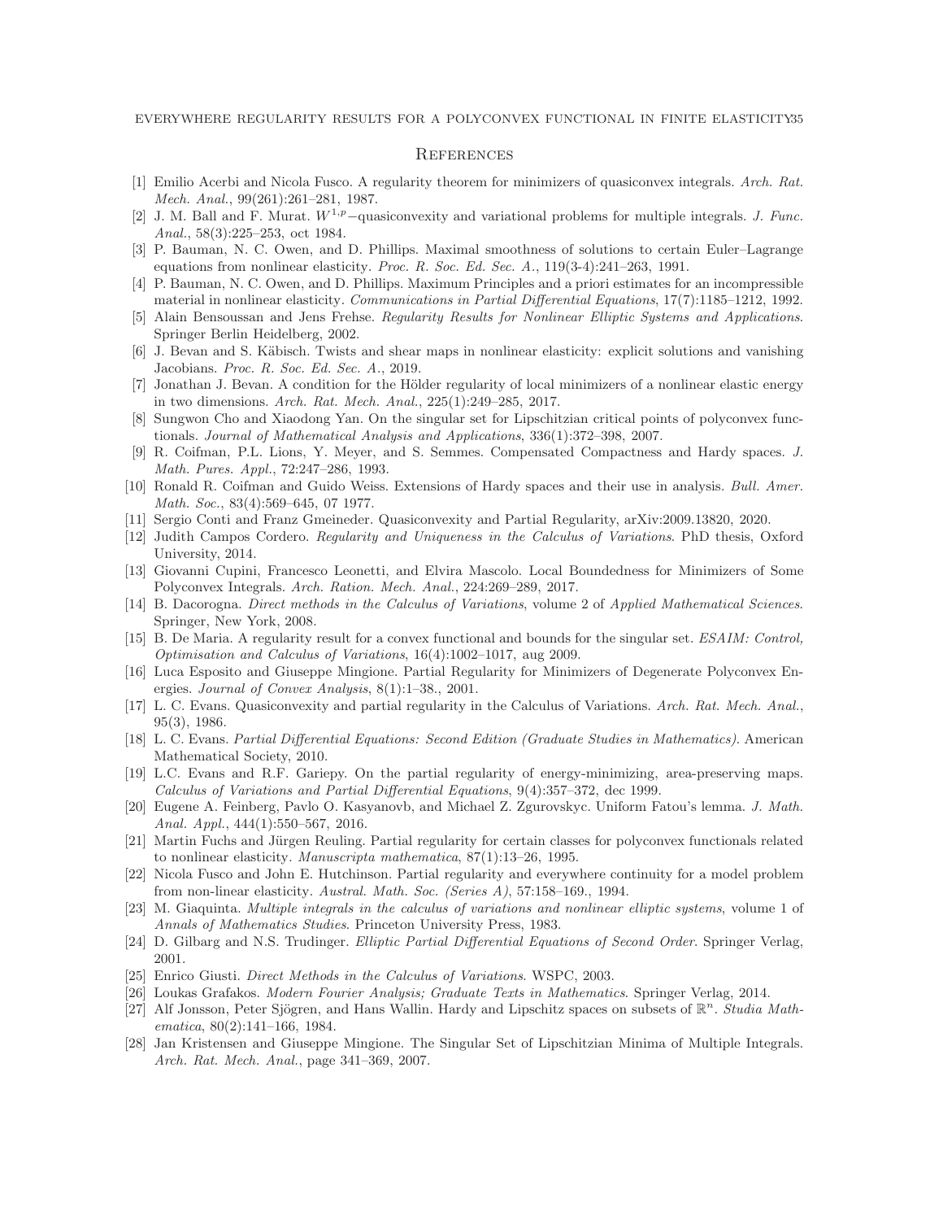## References

[1] Emilio Acerbi and Nicola Fusco. A regularity theorem for minimizers of quasiconvex integrals. *Arch. Rat. Mech. Anal.*, 99(261):261–281, 1987.

[2] J. M. Ball and F. Murat. $W^{1,p}-$quasiconvexity and variational problems for multiple integrals. *J. Func. Anal.*, 58(3):225–253, oct 1984.

[3] P. Bauman, N. C. Owen, and D. Phillips. Maximal smoothness of solutions to certain Euler–Lagrange equations from nonlinear elasticity. *Proc. R. Soc. Ed. Sec. A.*, 119(3-4):241–263, 1991.

[4] P. Bauman, N. C. Owen, and D. Phillips. Maximum Principles and a priori estimates for an incompressible material in nonlinear elasticity. *Communications in Partial Differential Equations*, 17(7):1185–1212, 1992.

[5] Alain Bensoussan and Jens Frehse. *Regularity Results for Nonlinear Elliptic Systems and Applications*. Springer Berlin Heidelberg, 2002.

[6] J. Bevan and S. Käbisch. Twists and shear maps in nonlinear elasticity: explicit solutions and vanishing Jacobians. *Proc. R. Soc. Ed. Sec. A.*, 2019.

[7] Jonathan J. Bevan. A condition for the Hölder regularity of local minimizers of a nonlinear elastic energy in two dimensions. *Arch. Rat. Mech. Anal.*, 225(1):249–285, 2017.

[8] Sungwon Cho and Xiaodong Yan. On the singular set for Lipschitzian critical points of polyconvex functionals. *Journal of Mathematical Analysis and Applications*, 336(1):372–398, 2007.

[9] R. Coifman, P.L. Lions, Y. Meyer, and S. Semmes. Compensated Compactness and Hardy spaces. *J. Math. Pures. Appl.*, 72:247–286, 1993.

[10] Ronald R. Coifman and Guido Weiss. Extensions of Hardy spaces and their use in analysis. *Bull. Amer. Math. Soc.*, 83(4):569–645, 07 1977.

[11] Sergio Conti and Franz Gmeineder. Quasiconvexity and Partial Regularity, arXiv:2009.13820, 2020.

[12] Judith Campos Cordero. *Regularity and Uniqueness in the Calculus of Variations*. PhD thesis, Oxford University, 2014.

[13] Giovanni Cupini, Francesco Leonetti, and Elvira Mascolo. Local Boundedness for Minimizers of Some Polyconvex Integrals. *Arch. Ration. Mech. Anal.*, 224:269–289, 2017.

[14] B. Dacorogna. *Direct methods in the Calculus of Variations*, volume 2 of *Applied Mathematical Sciences*. Springer, New York, 2008.

[15] B. De Maria. A regularity result for a convex functional and bounds for the singular set. *ESAIM: Control, Optimisation and Calculus of Variations*, 16(4):1002–1017, aug 2009.

[16] Luca Esposito and Giuseppe Mingione. Partial Regularity for Minimizers of Degenerate Polyconvex Energies. *Journal of Convex Analysis*, 8(1):1–38., 2001.

[17] L. C. Evans. Quasiconvexity and partial regularity in the Calculus of Variations. *Arch. Rat. Mech. Anal.*, 95(3), 1986.

[18] L. C. Evans. *Partial Differential Equations: Second Edition (Graduate Studies in Mathematics)*. American Mathematical Society, 2010.

[19] L.C. Evans and R.F. Gariepy. On the partial regularity of energy-minimizing, area-preserving maps. *Calculus of Variations and Partial Differential Equations*, 9(4):357–372, dec 1999.

[20] Eugene A. Feinberg, Pavlo O. Kasyanovb, and Michael Z. Zgurovskyc. Uniform Fatou's lemma. *J. Math. Anal. Appl.*, 444(1):550–567, 2016.

[21] Martin Fuchs and Jürgen Reuling. Partial regularity for certain classes for polyconvex functionals related to nonlinear elasticity. *Manuscripta mathematica*, 87(1):13–26, 1995.

[22] Nicola Fusco and John E. Hutchinson. Partial regularity and everywhere continuity for a model problem from non-linear elasticity. *Austral. Math. Soc. (Series A)*, 57:158–169., 1994.

[23] M. Giaquinta. *Multiple integrals in the calculus of variations and nonlinear elliptic systems*, volume 1 of *Annals of Mathematics Studies*. Princeton University Press, 1983.

[24] D. Gilbarg and N.S. Trudinger. *Elliptic Partial Differential Equations of Second Order*. Springer Verlag, 2001.

[25] Enrico Giusti. *Direct Methods in the Calculus of Variations*. WSPC, 2003.

[26] Loukas Grafakos. *Modern Fourier Analysis; Graduate Texts in Mathematics*. Springer Verlag, 2014.

[27] Alf Jonsson, Peter Sjögren, and Hans Wallin. Hardy and Lipschitz spaces on subsets of $\mathbb{R}^n$. *Studia Mathematica*, 80(2):141–166, 1984.

[28] Jan Kristensen and Giuseppe Mingione. The Singular Set of Lipschitzian Minima of Multiple Integrals. *Arch. Rat. Mech. Anal.*, page 341–369, 2007.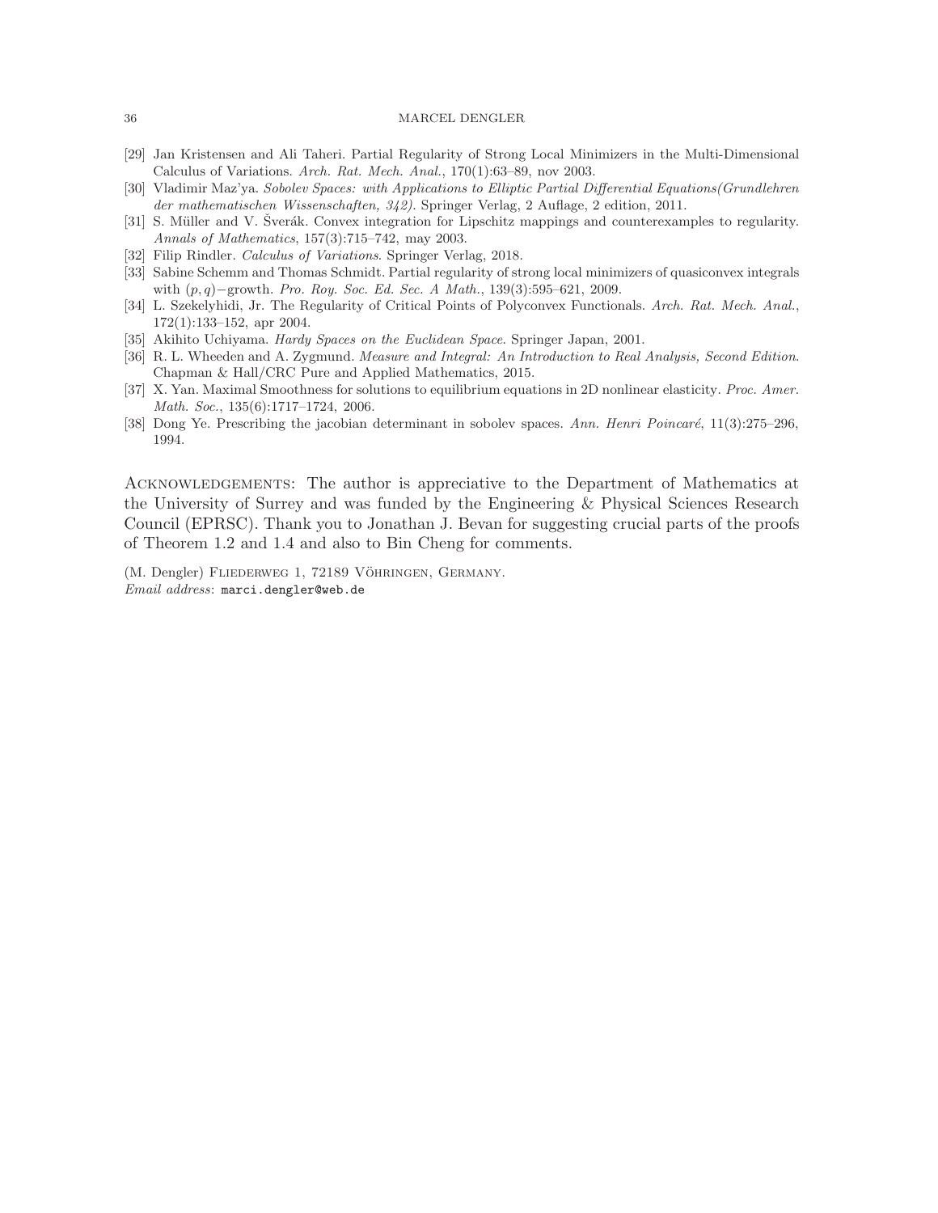[29] Jan Kristensen and Ali Taheri. Partial Regularity of Strong Local Minimizers in the Multi-Dimensional Calculus of Variations. *Arch. Rat. Mech. Anal.*, 170(1):63–89, nov 2003.

[30] Vladimir Maz'ya. *Sobolev Spaces: with Applications to Elliptic Partial Differential Equations(Grundlehren der mathematischen Wissenschaften, 342)*. Springer Verlag, 2 Auflage, 2 edition, 2011.

[31] S. Müller and V. Šverák. Convex integration for Lipschitz mappings and counterexamples to regularity. *Annals of Mathematics*, 157(3):715–742, may 2003.

[32] Filip Rindler. *Calculus of Variations*. Springer Verlag, 2018.

[33] Sabine Schemm and Thomas Schmidt. Partial regularity of strong local minimizers of quasiconvex integrals with $(p, q)-$growth. *Pro. Roy. Soc. Ed. Sec. A Math.*, 139(3):595–621, 2009.

[34] L. Szekelyhidi, Jr. The Regularity of Critical Points of Polyconvex Functionals. *Arch. Rat. Mech. Anal.*, 172(1):133–152, apr 2004.

[35] Akihito Uchiyama. *Hardy Spaces on the Euclidean Space*. Springer Japan, 2001.

[36] R. L. Wheeden and A. Zygmund. *Measure and Integral: An Introduction to Real Analysis, Second Edition*. Chapman & Hall/CRC Pure and Applied Mathematics, 2015.

[37] X. Yan. Maximal Smoothness for solutions to equilibrium equations in 2D nonlinear elasticity. *Proc. Amer. Math. Soc.*, 135(6):1717–1724, 2006.

[38] Dong Ye. Prescribing the jacobian determinant in sobolev spaces. *Ann. Henri Poincaré*, 11(3):275–296, 1994.

Acknowledgements: The author is appreciative to the Department of Mathematics at the University of Surrey and was funded by the Engineering & Physical Sciences Research Council (EPRSC). Thank you to Jonathan J. Bevan for suggesting crucial parts of the proofs of Theorem 1.2 and 1.4 and also to Bin Cheng for comments.

(M. Dengler) Fliederweg 1, 72189 Vöhringen, Germany.
*Email address*: marci.dengler@web.de